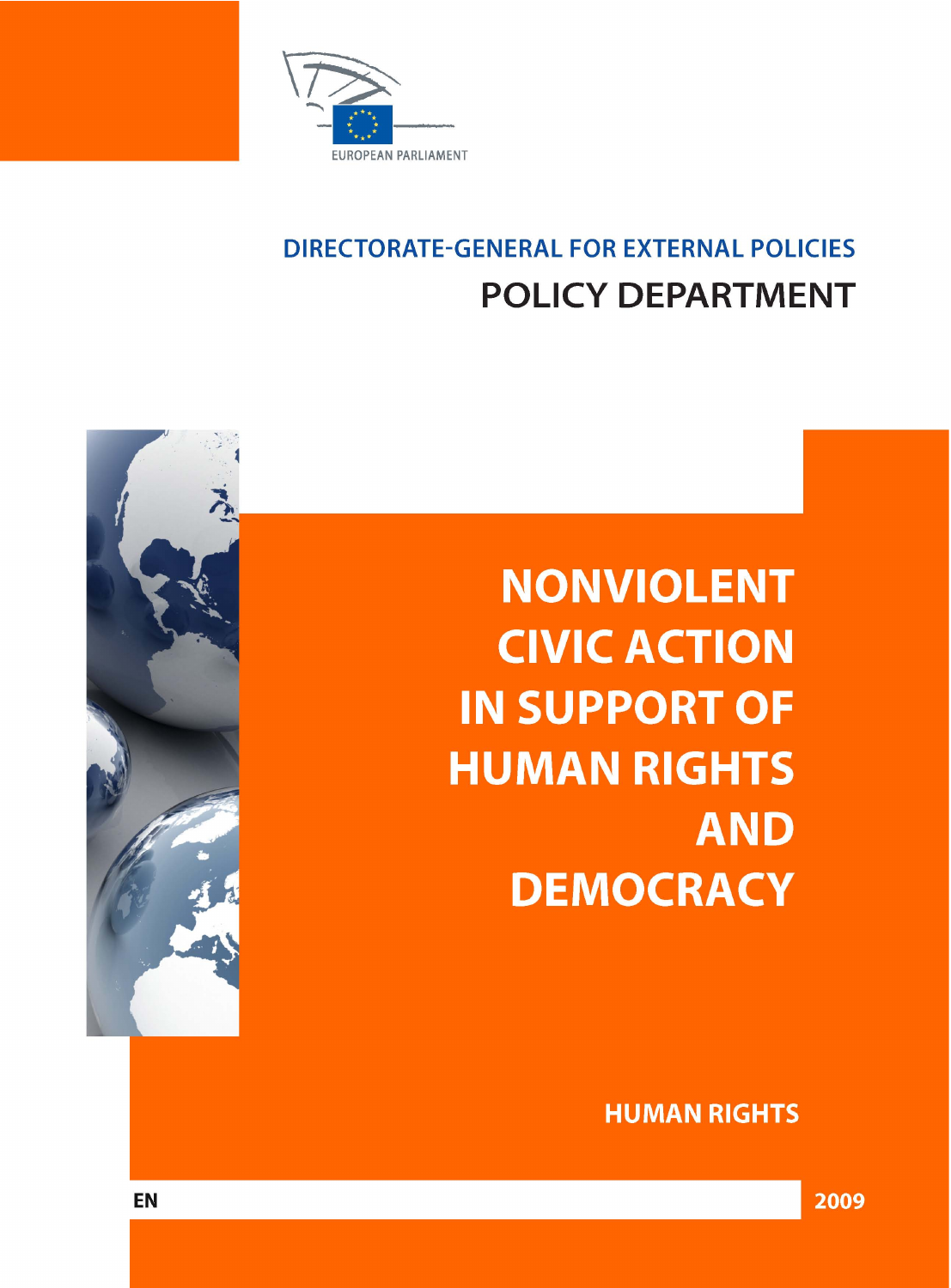EUROPEAN PARLIAMENT

DIRECTORATE-GENERAL FOR EXTERNAL POLICIES

POLICY DEPARTMENT

# NONVIOLENT CIVIC ACTION IN SUPPORT OF HUMAN RIGHTS AND DEMOCRACY

HUMAN RIGHTS

EN

2009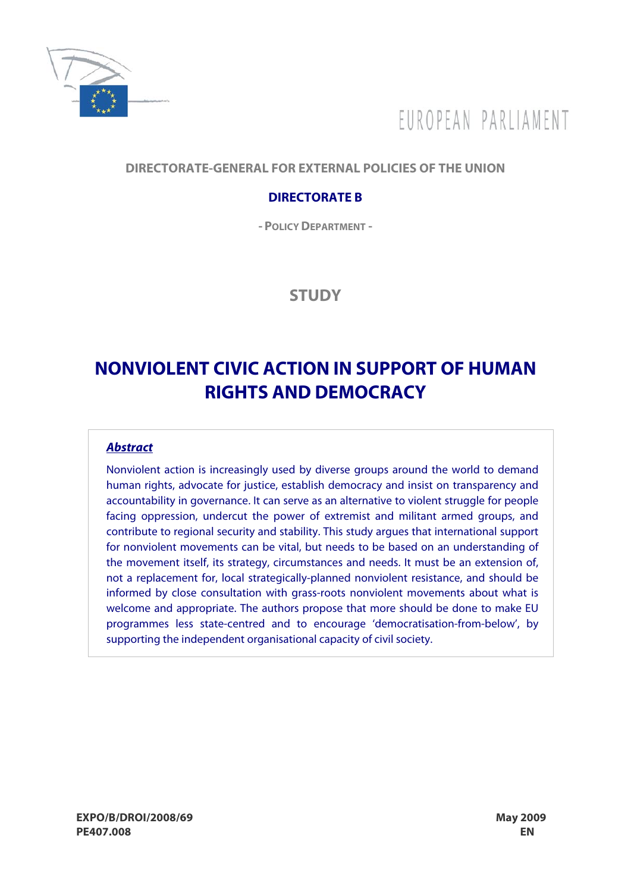EUROPEAN PARLIAMENT

**DIRECTORATE-GENERAL FOR EXTERNAL POLICIES OF THE UNION**

**DIRECTORATE B**

**- POLICY DEPARTMENT -**

## STUDY

# NONVIOLENT CIVIC ACTION IN SUPPORT OF HUMAN RIGHTS AND DEMOCRACY

***Abstract***

Nonviolent action is increasingly used by diverse groups around the world to demand human rights, advocate for justice, establish democracy and insist on transparency and accountability in governance. It can serve as an alternative to violent struggle for people facing oppression, undercut the power of extremist and militant armed groups, and contribute to regional security and stability. This study argues that international support for nonviolent movements can be vital, but needs to be based on an understanding of the movement itself, its strategy, circumstances and needs. It must be an extension of, not a replacement for, local strategically-planned nonviolent resistance, and should be informed by close consultation with grass-roots nonviolent movements about what is welcome and appropriate. The authors propose that more should be done to make EU programmes less state-centred and to encourage 'democratisation-from-below', by supporting the independent organisational capacity of civil society.

**EXPO/B/DROI/2008/69**
**PE407.008**

**May 2009**
**EN**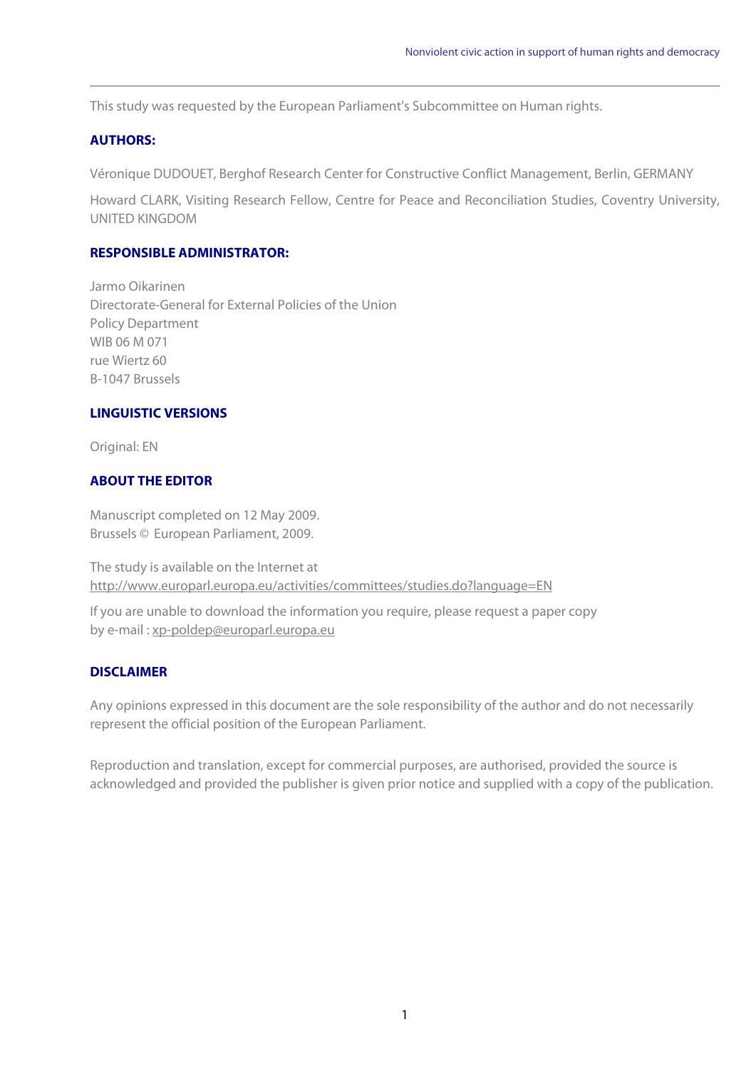This study was requested by the European Parliament's Subcommittee on Human rights.

## AUTHORS:

Véronique DUDOUET, Berghof Research Center for Constructive Conflict Management, Berlin, GERMANY

Howard CLARK, Visiting Research Fellow, Centre for Peace and Reconciliation Studies, Coventry University, UNITED KINGDOM

## RESPONSIBLE ADMINISTRATOR:

Jarmo Oikarinen
Directorate-General for External Policies of the Union
Policy Department
WIB 06 M 071
rue Wiertz 60
B-1047 Brussels

## LINGUISTIC VERSIONS

Original: EN

## ABOUT THE EDITOR

Manuscript completed on 12 May 2009.
Brussels © European Parliament, 2009.

The study is available on the Internet at
http://www.europarl.europa.eu/activities/committees/studies.do?language=EN

If you are unable to download the information you require, please request a paper copy by e-mail : xp-poldep@europarl.europa.eu

## DISCLAIMER

Any opinions expressed in this document are the sole responsibility of the author and do not necessarily represent the official position of the European Parliament.

Reproduction and translation, except for commercial purposes, are authorised, provided the source is acknowledged and provided the publisher is given prior notice and supplied with a copy of the publication.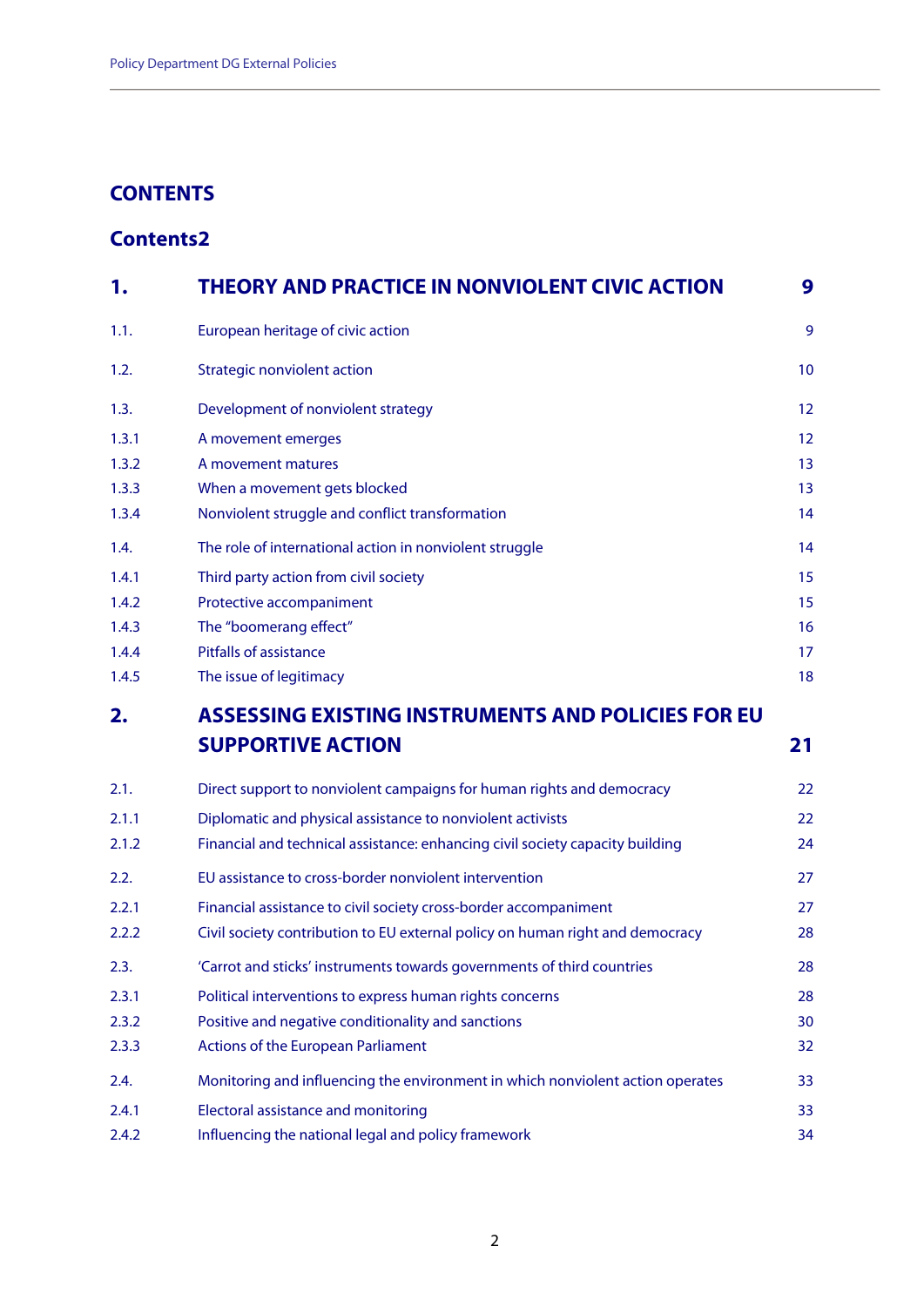# CONTENTS

## Contents2

| | | |
|---|---|---|
| **1.** | **THEORY AND PRACTICE IN NONVIOLENT CIVIC ACTION** | **9** |
| 1.1. | European heritage of civic action | 9 |
| 1.2. | Strategic nonviolent action | 10 |
| 1.3. | Development of nonviolent strategy | 12 |
| 1.3.1 | A movement emerges | 12 |
| 1.3.2 | A movement matures | 13 |
| 1.3.3 | When a movement gets blocked | 13 |
| 1.3.4 | Nonviolent struggle and conflict transformation | 14 |
| 1.4. | The role of international action in nonviolent struggle | 14 |
| 1.4.1 | Third party action from civil society | 15 |
| 1.4.2 | Protective accompaniment | 15 |
| 1.4.3 | The "boomerang effect" | 16 |
| 1.4.4 | Pitfalls of assistance | 17 |
| 1.4.5 | The issue of legitimacy | 18 |
| **2.** | **ASSESSING EXISTING INSTRUMENTS AND POLICIES FOR EU SUPPORTIVE ACTION** | **21** |
| 2.1. | Direct support to nonviolent campaigns for human rights and democracy | 22 |
| 2.1.1 | Diplomatic and physical assistance to nonviolent activists | 22 |
| 2.1.2 | Financial and technical assistance: enhancing civil society capacity building | 24 |
| 2.2. | EU assistance to cross-border nonviolent intervention | 27 |
| 2.2.1 | Financial assistance to civil society cross-border accompaniment | 27 |
| 2.2.2 | Civil society contribution to EU external policy on human right and democracy | 28 |
| 2.3. | 'Carrot and sticks' instruments towards governments of third countries | 28 |
| 2.3.1 | Political interventions to express human rights concerns | 28 |
| 2.3.2 | Positive and negative conditionality and sanctions | 30 |
| 2.3.3 | Actions of the European Parliament | 32 |
| 2.4. | Monitoring and influencing the environment in which nonviolent action operates | 33 |
| 2.4.1 | Electoral assistance and monitoring | 33 |
| 2.4.2 | Influencing the national legal and policy framework | 34 |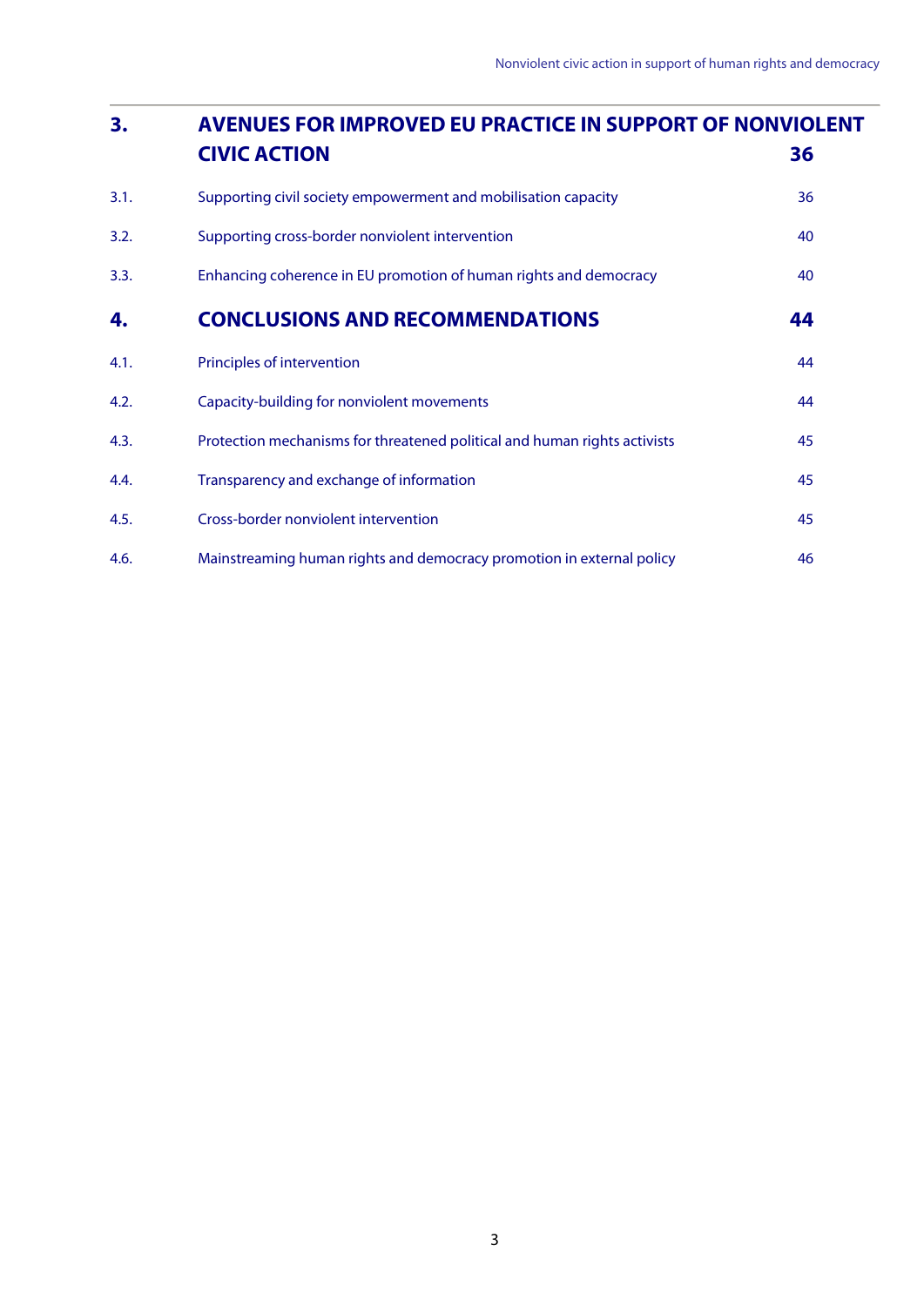| | | |
|---|---|---|
| **3.** | **AVENUES FOR IMPROVED EU PRACTICE IN SUPPORT OF NONVIOLENT CIVIC ACTION** | **36** |
| 3.1. | Supporting civil society empowerment and mobilisation capacity | 36 |
| 3.2. | Supporting cross-border nonviolent intervention | 40 |
| 3.3. | Enhancing coherence in EU promotion of human rights and democracy | 40 |
| **4.** | **CONCLUSIONS AND RECOMMENDATIONS** | **44** |
| 4.1. | Principles of intervention | 44 |
| 4.2. | Capacity-building for nonviolent movements | 44 |
| 4.3. | Protection mechanisms for threatened political and human rights activists | 45 |
| 4.4. | Transparency and exchange of information | 45 |
| 4.5. | Cross-border nonviolent intervention | 45 |
| 4.6. | Mainstreaming human rights and democracy promotion in external policy | 46 |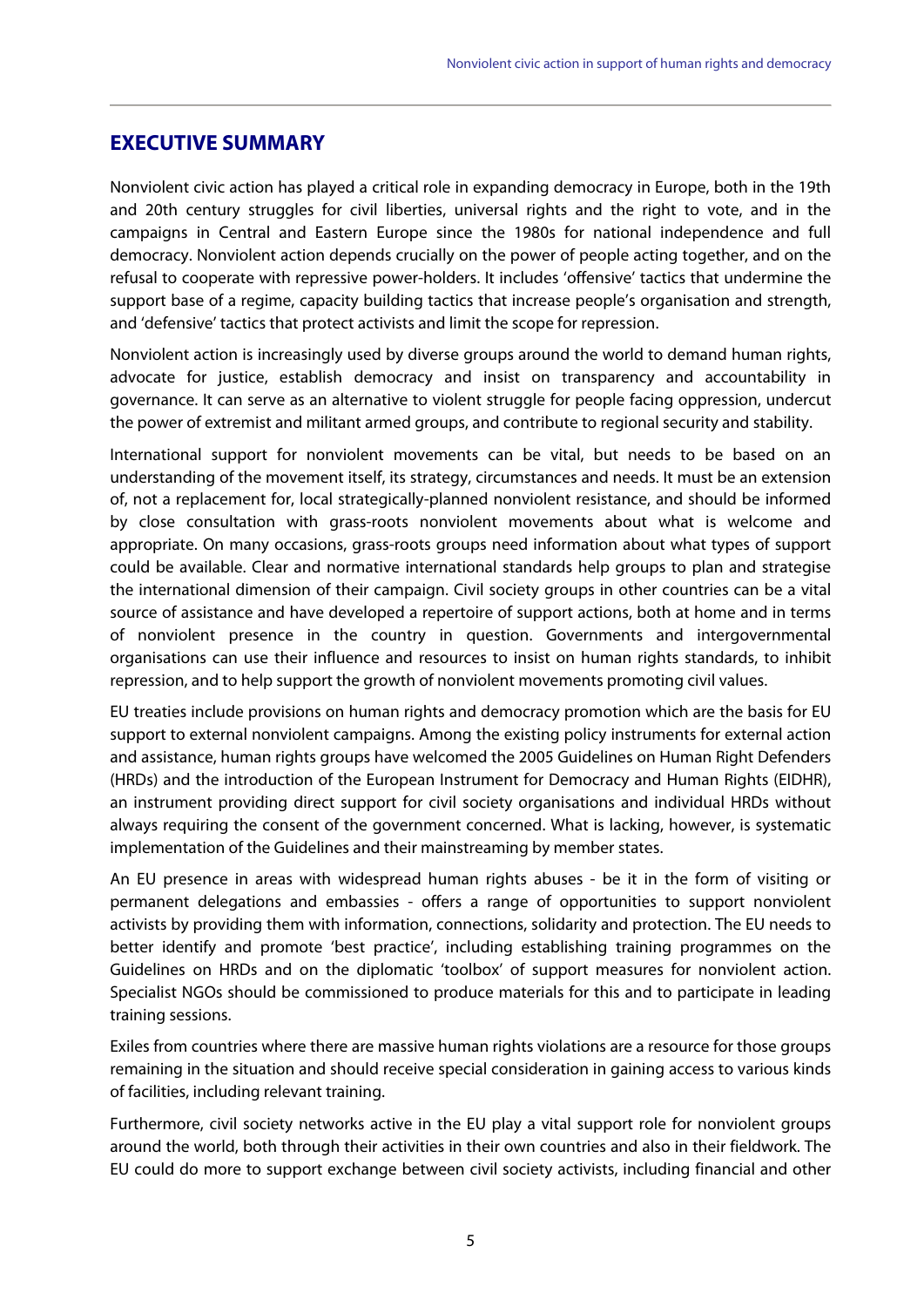## EXECUTIVE SUMMARY

Nonviolent civic action has played a critical role in expanding democracy in Europe, both in the 19th and 20th century struggles for civil liberties, universal rights and the right to vote, and in the campaigns in Central and Eastern Europe since the 1980s for national independence and full democracy. Nonviolent action depends crucially on the power of people acting together, and on the refusal to cooperate with repressive power-holders. It includes 'offensive' tactics that undermine the support base of a regime, capacity building tactics that increase people's organisation and strength, and 'defensive' tactics that protect activists and limit the scope for repression.

Nonviolent action is increasingly used by diverse groups around the world to demand human rights, advocate for justice, establish democracy and insist on transparency and accountability in governance. It can serve as an alternative to violent struggle for people facing oppression, undercut the power of extremist and militant armed groups, and contribute to regional security and stability.

International support for nonviolent movements can be vital, but needs to be based on an understanding of the movement itself, its strategy, circumstances and needs. It must be an extension of, not a replacement for, local strategically-planned nonviolent resistance, and should be informed by close consultation with grass-roots nonviolent movements about what is welcome and appropriate. On many occasions, grass-roots groups need information about what types of support could be available. Clear and normative international standards help groups to plan and strategise the international dimension of their campaign. Civil society groups in other countries can be a vital source of assistance and have developed a repertoire of support actions, both at home and in terms of nonviolent presence in the country in question. Governments and intergovernmental organisations can use their influence and resources to insist on human rights standards, to inhibit repression, and to help support the growth of nonviolent movements promoting civil values.

EU treaties include provisions on human rights and democracy promotion which are the basis for EU support to external nonviolent campaigns. Among the existing policy instruments for external action and assistance, human rights groups have welcomed the 2005 Guidelines on Human Right Defenders (HRDs) and the introduction of the European Instrument for Democracy and Human Rights (EIDHR), an instrument providing direct support for civil society organisations and individual HRDs without always requiring the consent of the government concerned. What is lacking, however, is systematic implementation of the Guidelines and their mainstreaming by member states.

An EU presence in areas with widespread human rights abuses - be it in the form of visiting or permanent delegations and embassies - offers a range of opportunities to support nonviolent activists by providing them with information, connections, solidarity and protection. The EU needs to better identify and promote 'best practice', including establishing training programmes on the Guidelines on HRDs and on the diplomatic 'toolbox' of support measures for nonviolent action. Specialist NGOs should be commissioned to produce materials for this and to participate in leading training sessions.

Exiles from countries where there are massive human rights violations are a resource for those groups remaining in the situation and should receive special consideration in gaining access to various kinds of facilities, including relevant training.

Furthermore, civil society networks active in the EU play a vital support role for nonviolent groups around the world, both through their activities in their own countries and also in their fieldwork. The EU could do more to support exchange between civil society activists, including financial and other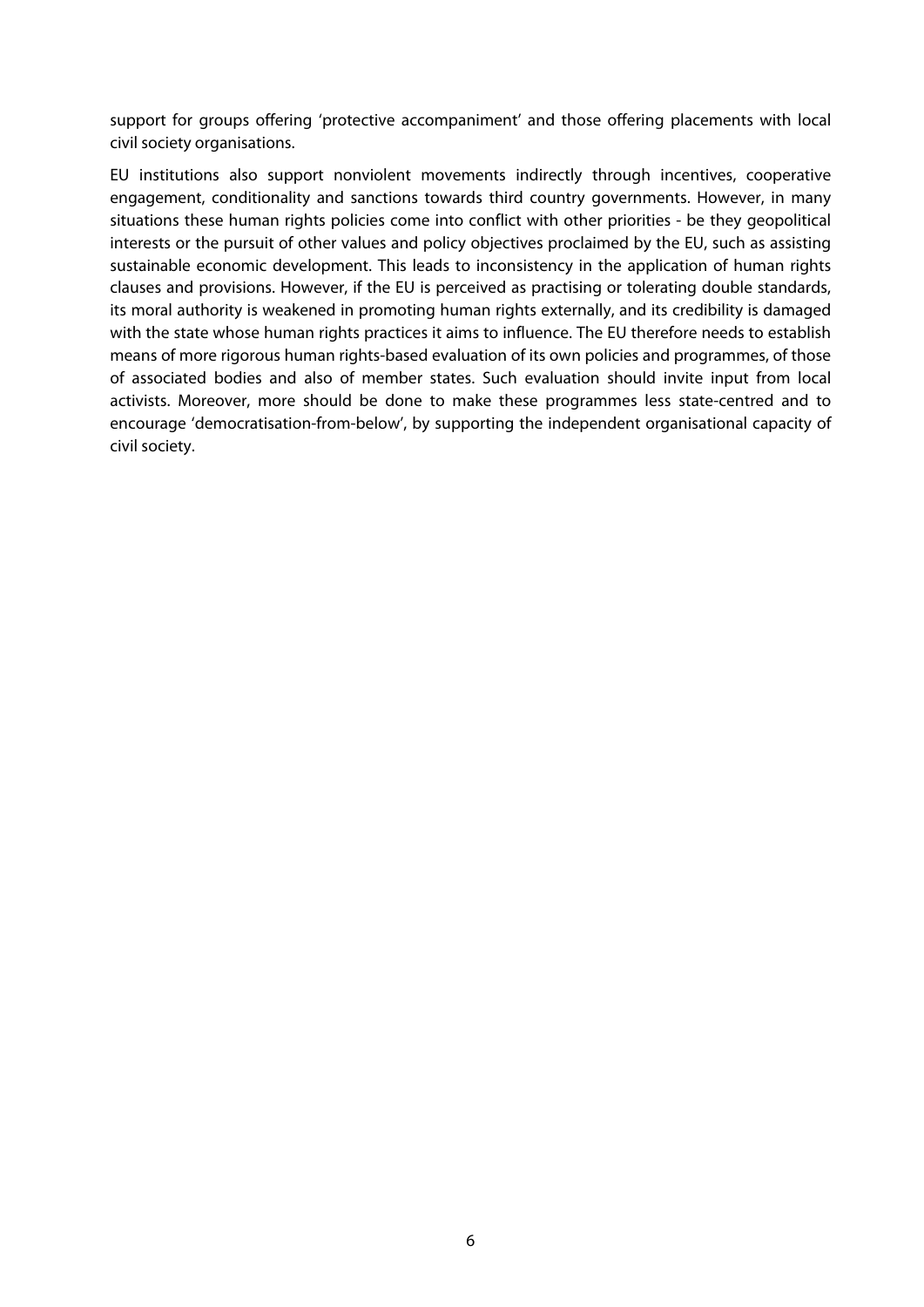support for groups offering 'protective accompaniment' and those offering placements with local civil society organisations.

EU institutions also support nonviolent movements indirectly through incentives, cooperative engagement, conditionality and sanctions towards third country governments. However, in many situations these human rights policies come into conflict with other priorities - be they geopolitical interests or the pursuit of other values and policy objectives proclaimed by the EU, such as assisting sustainable economic development. This leads to inconsistency in the application of human rights clauses and provisions. However, if the EU is perceived as practising or tolerating double standards, its moral authority is weakened in promoting human rights externally, and its credibility is damaged with the state whose human rights practices it aims to influence. The EU therefore needs to establish means of more rigorous human rights-based evaluation of its own policies and programmes, of those of associated bodies and also of member states. Such evaluation should invite input from local activists. Moreover, more should be done to make these programmes less state-centred and to encourage 'democratisation-from-below', by supporting the independent organisational capacity of civil society.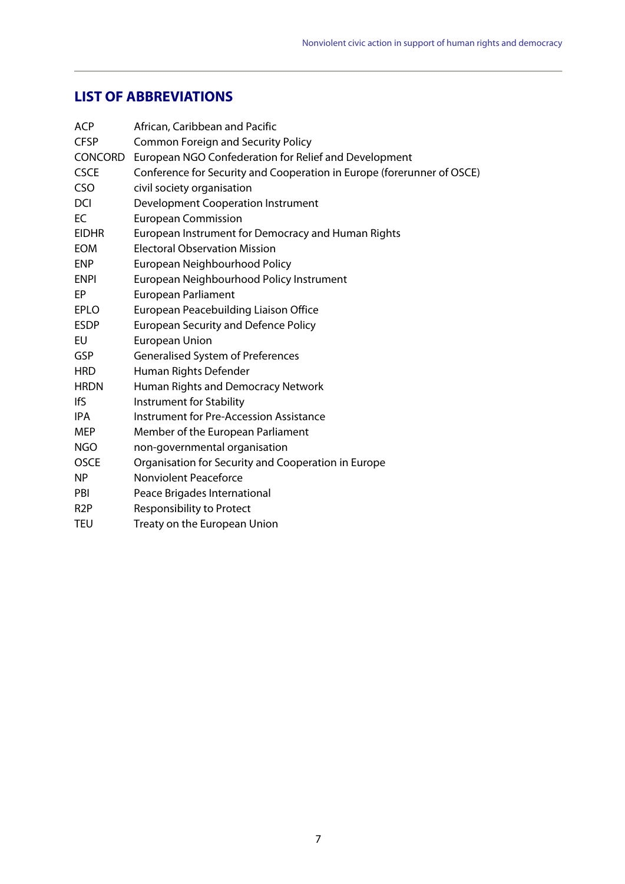## LIST OF ABBREVIATIONS

| | |
|---|---|
| ACP | African, Caribbean and Pacific |
| CFSP | Common Foreign and Security Policy |
| CONCORD | European NGO Confederation for Relief and Development |
| CSCE | Conference for Security and Cooperation in Europe (forerunner of OSCE) |
| CSO | civil society organisation |
| DCI | Development Cooperation Instrument |
| EC | European Commission |
| EIDHR | European Instrument for Democracy and Human Rights |
| EOM | Electoral Observation Mission |
| ENP | European Neighbourhood Policy |
| ENPI | European Neighbourhood Policy Instrument |
| EP | European Parliament |
| EPLO | European Peacebuilding Liaison Office |
| ESDP | European Security and Defence Policy |
| EU | European Union |
| GSP | Generalised System of Preferences |
| HRD | Human Rights Defender |
| HRDN | Human Rights and Democracy Network |
| IfS | Instrument for Stability |
| IPA | Instrument for Pre-Accession Assistance |
| MEP | Member of the European Parliament |
| NGO | non-governmental organisation |
| OSCE | Organisation for Security and Cooperation in Europe |
| NP | Nonviolent Peaceforce |
| PBI | Peace Brigades International |
| R2P | Responsibility to Protect |
| TEU | Treaty on the European Union |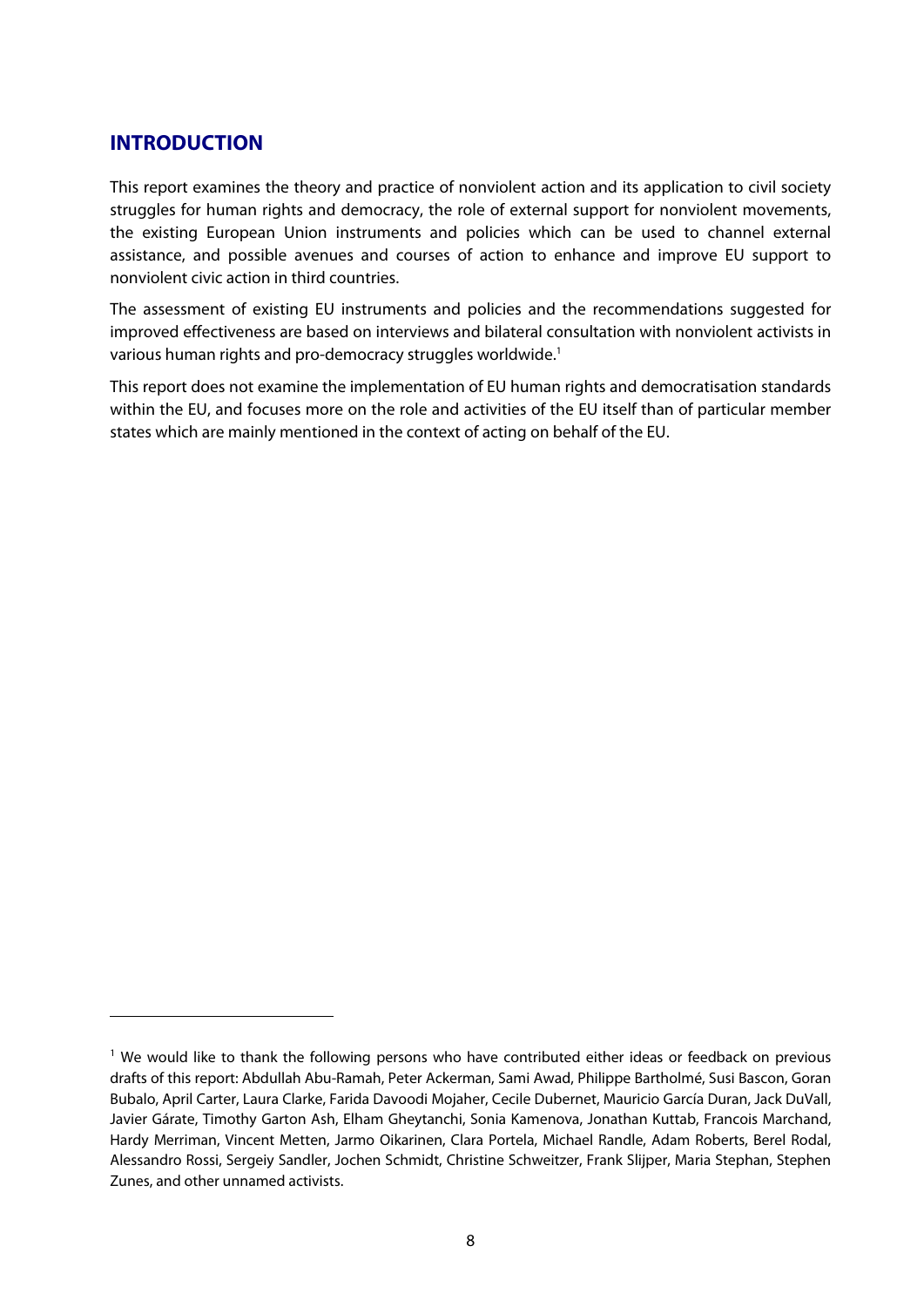## INTRODUCTION

This report examines the theory and practice of nonviolent action and its application to civil society struggles for human rights and democracy, the role of external support for nonviolent movements, the existing European Union instruments and policies which can be used to channel external assistance, and possible avenues and courses of action to enhance and improve EU support to nonviolent civic action in third countries.

The assessment of existing EU instruments and policies and the recommendations suggested for improved effectiveness are based on interviews and bilateral consultation with nonviolent activists in various human rights and pro-democracy struggles worldwide.[1]

This report does not examine the implementation of EU human rights and democratisation standards within the EU, and focuses more on the role and activities of the EU itself than of particular member states which are mainly mentioned in the context of acting on behalf of the EU.

---

[1] We would like to thank the following persons who have contributed either ideas or feedback on previous drafts of this report: Abdullah Abu-Ramah, Peter Ackerman, Sami Awad, Philippe Bartholmé, Susi Bascon, Goran Bubalo, April Carter, Laura Clarke, Farida Davoodi Mojaher, Cecile Dubernet, Mauricio García Duran, Jack DuVall, Javier Gárate, Timothy Garton Ash, Elham Gheytanchi, Sonia Kamenova, Jonathan Kuttab, Francois Marchand, Hardy Merriman, Vincent Metten, Jarmo Oikarinen, Clara Portela, Michael Randle, Adam Roberts, Berel Rodal, Alessandro Rossi, Sergeiy Sandler, Jochen Schmidt, Christine Schweitzer, Frank Slijper, Maria Stephan, Stephen Zunes, and other unnamed activists.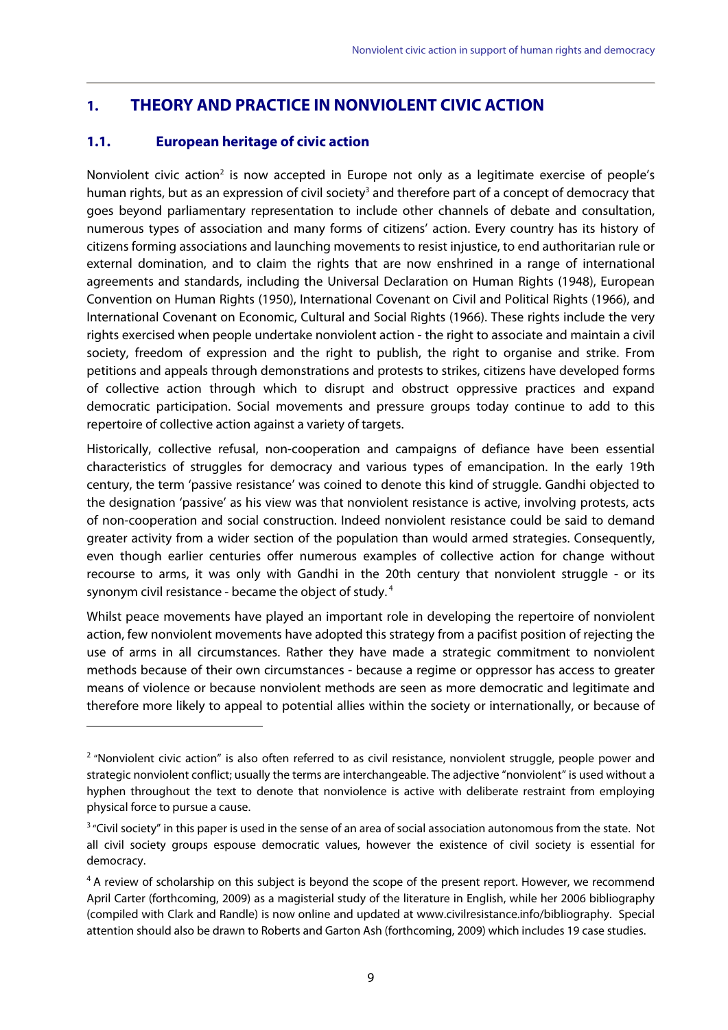# 1. THEORY AND PRACTICE IN NONVIOLENT CIVIC ACTION

## 1.1. European heritage of civic action

Nonviolent civic action[2] is now accepted in Europe not only as a legitimate exercise of people's human rights, but as an expression of civil society[3] and therefore part of a concept of democracy that goes beyond parliamentary representation to include other channels of debate and consultation, numerous types of association and many forms of citizens' action. Every country has its history of citizens forming associations and launching movements to resist injustice, to end authoritarian rule or external domination, and to claim the rights that are now enshrined in a range of international agreements and standards, including the Universal Declaration on Human Rights (1948), European Convention on Human Rights (1950), International Covenant on Civil and Political Rights (1966), and International Covenant on Economic, Cultural and Social Rights (1966). These rights include the very rights exercised when people undertake nonviolent action - the right to associate and maintain a civil society, freedom of expression and the right to publish, the right to organise and strike. From petitions and appeals through demonstrations and protests to strikes, citizens have developed forms of collective action through which to disrupt and obstruct oppressive practices and expand democratic participation. Social movements and pressure groups today continue to add to this repertoire of collective action against a variety of targets.

Historically, collective refusal, non-cooperation and campaigns of defiance have been essential characteristics of struggles for democracy and various types of emancipation. In the early 19th century, the term 'passive resistance' was coined to denote this kind of struggle. Gandhi objected to the designation 'passive' as his view was that nonviolent resistance is active, involving protests, acts of non-cooperation and social construction. Indeed nonviolent resistance could be said to demand greater activity from a wider section of the population than would armed strategies. Consequently, even though earlier centuries offer numerous examples of collective action for change without recourse to arms, it was only with Gandhi in the 20th century that nonviolent struggle - or its synonym civil resistance - became the object of study.[4]

Whilst peace movements have played an important role in developing the repertoire of nonviolent action, few nonviolent movements have adopted this strategy from a pacifist position of rejecting the use of arms in all circumstances. Rather they have made a strategic commitment to nonviolent methods because of their own circumstances - because a regime or oppressor has access to greater means of violence or because nonviolent methods are seen as more democratic and legitimate and therefore more likely to appeal to potential allies within the society or internationally, or because of

---

[2] "Nonviolent civic action" is also often referred to as civil resistance, nonviolent struggle, people power and strategic nonviolent conflict; usually the terms are interchangeable. The adjective "nonviolent" is used without a hyphen throughout the text to denote that nonviolence is active with deliberate restraint from employing physical force to pursue a cause.

[3] "Civil society" in this paper is used in the sense of an area of social association autonomous from the state. Not all civil society groups espouse democratic values, however the existence of civil society is essential for democracy.

[4] A review of scholarship on this subject is beyond the scope of the present report. However, we recommend April Carter (forthcoming, 2009) as a magisterial study of the literature in English, while her 2006 bibliography (compiled with Clark and Randle) is now online and updated at www.civilresistance.info/bibliography. Special attention should also be drawn to Roberts and Garton Ash (forthcoming, 2009) which includes 19 case studies.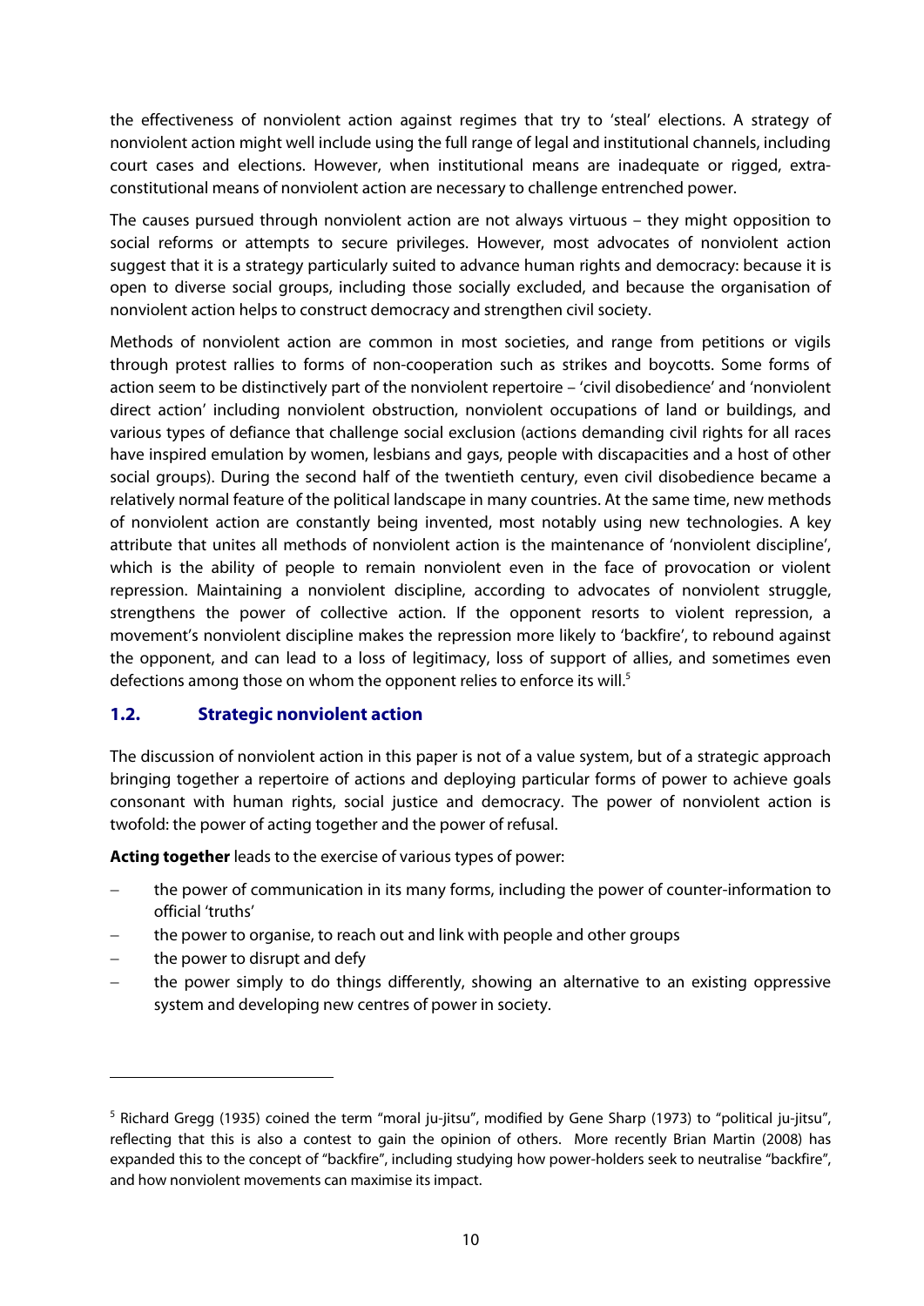the effectiveness of nonviolent action against regimes that try to 'steal' elections. A strategy of nonviolent action might well include using the full range of legal and institutional channels, including court cases and elections. However, when institutional means are inadequate or rigged, extra-constitutional means of nonviolent action are necessary to challenge entrenched power.

The causes pursued through nonviolent action are not always virtuous – they might opposition to social reforms or attempts to secure privileges. However, most advocates of nonviolent action suggest that it is a strategy particularly suited to advance human rights and democracy: because it is open to diverse social groups, including those socially excluded, and because the organisation of nonviolent action helps to construct democracy and strengthen civil society.

Methods of nonviolent action are common in most societies, and range from petitions or vigils through protest rallies to forms of non-cooperation such as strikes and boycotts. Some forms of action seem to be distinctively part of the nonviolent repertoire – 'civil disobedience' and 'nonviolent direct action' including nonviolent obstruction, nonviolent occupations of land or buildings, and various types of defiance that challenge social exclusion (actions demanding civil rights for all races have inspired emulation by women, lesbians and gays, people with discapacities and a host of other social groups). During the second half of the twentieth century, even civil disobedience became a relatively normal feature of the political landscape in many countries. At the same time, new methods of nonviolent action are constantly being invented, most notably using new technologies. A key attribute that unites all methods of nonviolent action is the maintenance of 'nonviolent discipline', which is the ability of people to remain nonviolent even in the face of provocation or violent repression. Maintaining a nonviolent discipline, according to advocates of nonviolent struggle, strengthens the power of collective action. If the opponent resorts to violent repression, a movement's nonviolent discipline makes the repression more likely to 'backfire', to rebound against the opponent, and can lead to a loss of legitimacy, loss of support of allies, and sometimes even defections among those on whom the opponent relies to enforce its will.[5]

### 1.2. Strategic nonviolent action

The discussion of nonviolent action in this paper is not of a value system, but of a strategic approach bringing together a repertoire of actions and deploying particular forms of power to achieve goals consonant with human rights, social justice and democracy. The power of nonviolent action is twofold: the power of acting together and the power of refusal.

**Acting together** leads to the exercise of various types of power:

- the power of communication in its many forms, including the power of counter-information to official 'truths'
- the power to organise, to reach out and link with people and other groups
- the power to disrupt and defy
- the power simply to do things differently, showing an alternative to an existing oppressive system and developing new centres of power in society.

---

[5] Richard Gregg (1935) coined the term "moral ju-jitsu", modified by Gene Sharp (1973) to "political ju-jitsu", reflecting that this is also a contest to gain the opinion of others. More recently Brian Martin (2008) has expanded this to the concept of "backfire", including studying how power-holders seek to neutralise "backfire", and how nonviolent movements can maximise its impact.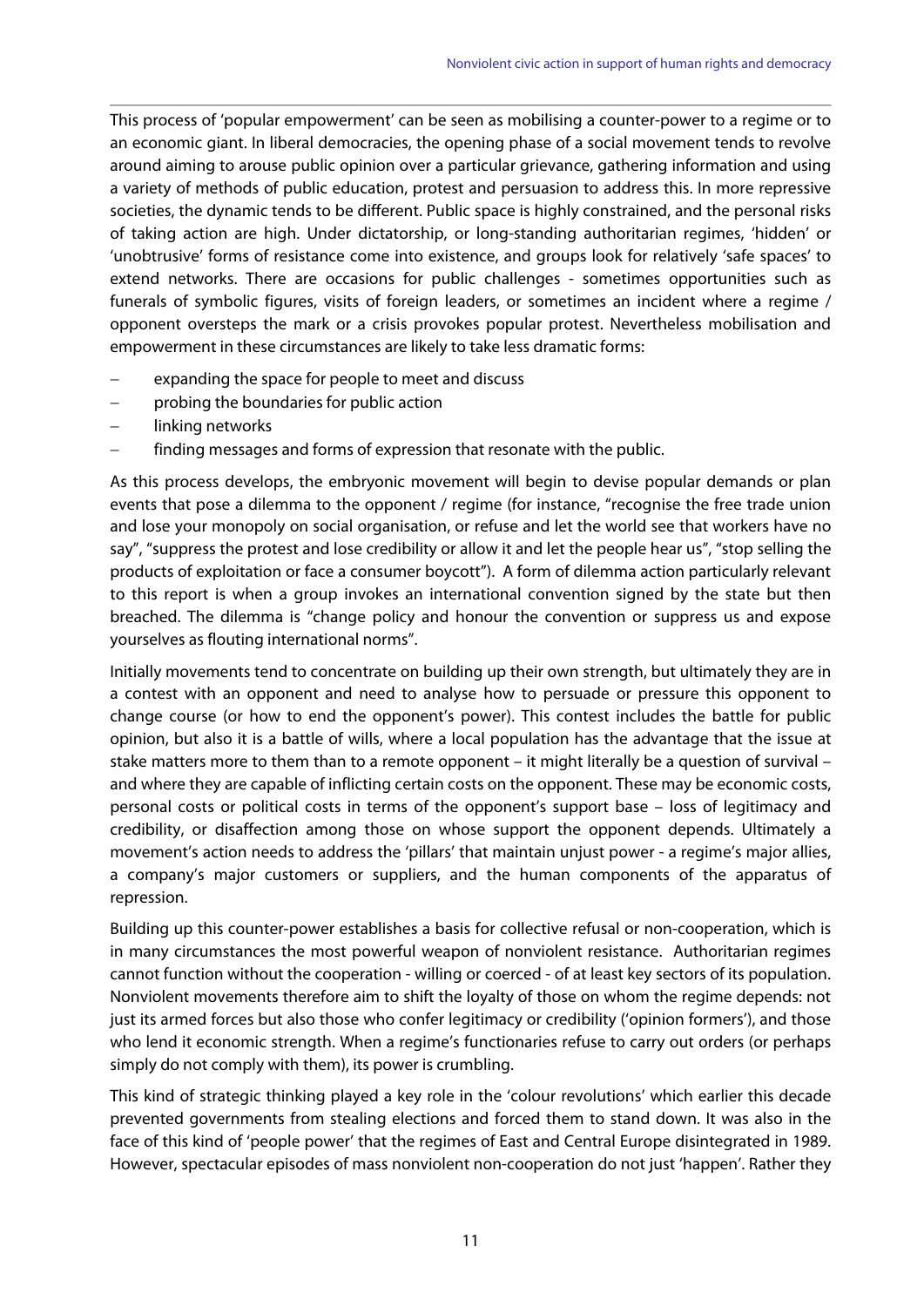This process of 'popular empowerment' can be seen as mobilising a counter-power to a regime or to an economic giant. In liberal democracies, the opening phase of a social movement tends to revolve around aiming to arouse public opinion over a particular grievance, gathering information and using a variety of methods of public education, protest and persuasion to address this. In more repressive societies, the dynamic tends to be different. Public space is highly constrained, and the personal risks of taking action are high. Under dictatorship, or long-standing authoritarian regimes, 'hidden' or 'unobtrusive' forms of resistance come into existence, and groups look for relatively 'safe spaces' to extend networks. There are occasions for public challenges - sometimes opportunities such as funerals of symbolic figures, visits of foreign leaders, or sometimes an incident where a regime / opponent oversteps the mark or a crisis provokes popular protest. Nevertheless mobilisation and empowerment in these circumstances are likely to take less dramatic forms:

- expanding the space for people to meet and discuss
- probing the boundaries for public action
- linking networks
- finding messages and forms of expression that resonate with the public.

As this process develops, the embryonic movement will begin to devise popular demands or plan events that pose a dilemma to the opponent / regime (for instance, "recognise the free trade union and lose your monopoly on social organisation, or refuse and let the world see that workers have no say", "suppress the protest and lose credibility or allow it and let the people hear us", "stop selling the products of exploitation or face a consumer boycott"). A form of dilemma action particularly relevant to this report is when a group invokes an international convention signed by the state but then breached. The dilemma is "change policy and honour the convention or suppress us and expose yourselves as flouting international norms".

Initially movements tend to concentrate on building up their own strength, but ultimately they are in a contest with an opponent and need to analyse how to persuade or pressure this opponent to change course (or how to end the opponent's power). This contest includes the battle for public opinion, but also it is a battle of wills, where a local population has the advantage that the issue at stake matters more to them than to a remote opponent – it might literally be a question of survival – and where they are capable of inflicting certain costs on the opponent. These may be economic costs, personal costs or political costs in terms of the opponent's support base – loss of legitimacy and credibility, or disaffection among those on whose support the opponent depends. Ultimately a movement's action needs to address the 'pillars' that maintain unjust power - a regime's major allies, a company's major customers or suppliers, and the human components of the apparatus of repression.

Building up this counter-power establishes a basis for collective refusal or non-cooperation, which is in many circumstances the most powerful weapon of nonviolent resistance. Authoritarian regimes cannot function without the cooperation - willing or coerced - of at least key sectors of its population. Nonviolent movements therefore aim to shift the loyalty of those on whom the regime depends: not just its armed forces but also those who confer legitimacy or credibility ('opinion formers'), and those who lend it economic strength. When a regime's functionaries refuse to carry out orders (or perhaps simply do not comply with them), its power is crumbling.

This kind of strategic thinking played a key role in the 'colour revolutions' which earlier this decade prevented governments from stealing elections and forced them to stand down. It was also in the face of this kind of 'people power' that the regimes of East and Central Europe disintegrated in 1989. However, spectacular episodes of mass nonviolent non-cooperation do not just 'happen'. Rather they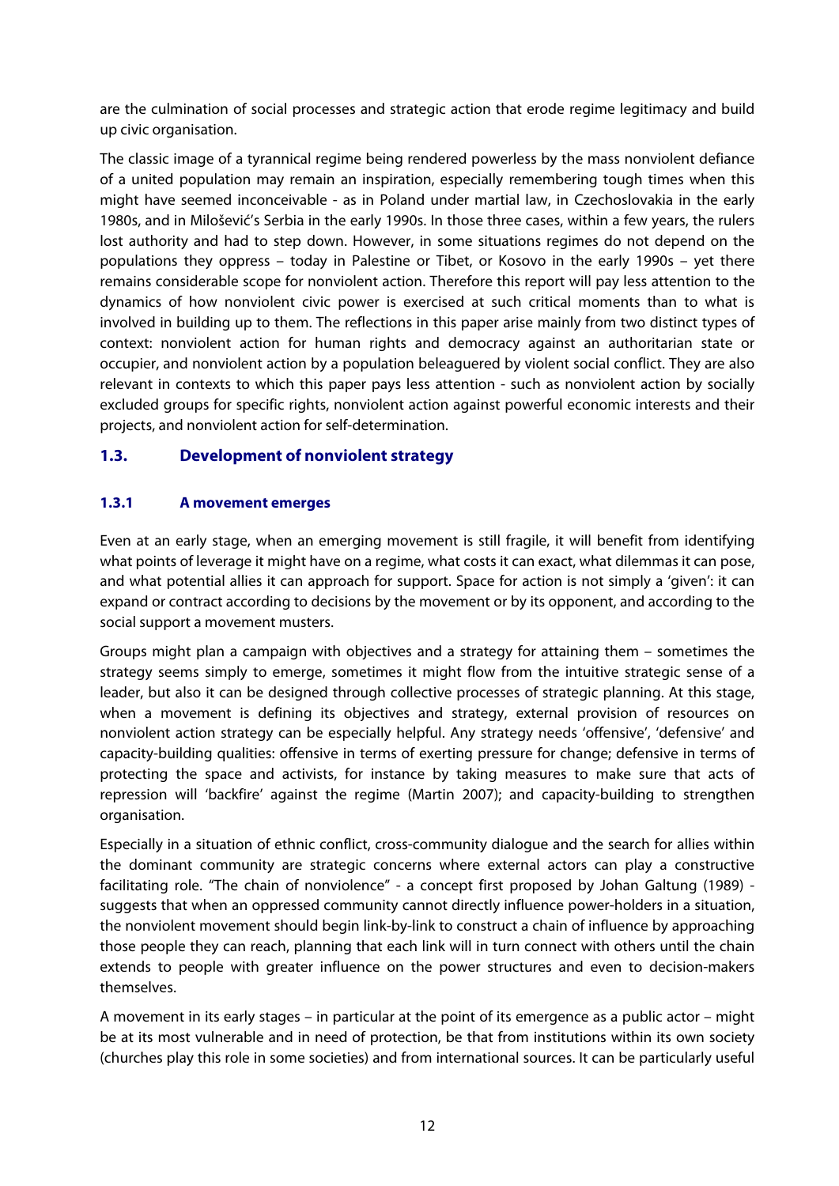are the culmination of social processes and strategic action that erode regime legitimacy and build up civic organisation.

The classic image of a tyrannical regime being rendered powerless by the mass nonviolent defiance of a united population may remain an inspiration, especially remembering tough times when this might have seemed inconceivable - as in Poland under martial law, in Czechoslovakia in the early 1980s, and in Milošević's Serbia in the early 1990s. In those three cases, within a few years, the rulers lost authority and had to step down. However, in some situations regimes do not depend on the populations they oppress – today in Palestine or Tibet, or Kosovo in the early 1990s – yet there remains considerable scope for nonviolent action. Therefore this report will pay less attention to the dynamics of how nonviolent civic power is exercised at such critical moments than to what is involved in building up to them. The reflections in this paper arise mainly from two distinct types of context: nonviolent action for human rights and democracy against an authoritarian state or occupier, and nonviolent action by a population beleaguered by violent social conflict. They are also relevant in contexts to which this paper pays less attention - such as nonviolent action by socially excluded groups for specific rights, nonviolent action against powerful economic interests and their projects, and nonviolent action for self-determination.

## 1.3. Development of nonviolent strategy

### 1.3.1 A movement emerges

Even at an early stage, when an emerging movement is still fragile, it will benefit from identifying what points of leverage it might have on a regime, what costs it can exact, what dilemmas it can pose, and what potential allies it can approach for support. Space for action is not simply a 'given': it can expand or contract according to decisions by the movement or by its opponent, and according to the social support a movement musters.

Groups might plan a campaign with objectives and a strategy for attaining them – sometimes the strategy seems simply to emerge, sometimes it might flow from the intuitive strategic sense of a leader, but also it can be designed through collective processes of strategic planning. At this stage, when a movement is defining its objectives and strategy, external provision of resources on nonviolent action strategy can be especially helpful. Any strategy needs 'offensive', 'defensive' and capacity-building qualities: offensive in terms of exerting pressure for change; defensive in terms of protecting the space and activists, for instance by taking measures to make sure that acts of repression will 'backfire' against the regime (Martin 2007); and capacity-building to strengthen organisation.

Especially in a situation of ethnic conflict, cross-community dialogue and the search for allies within the dominant community are strategic concerns where external actors can play a constructive facilitating role. "The chain of nonviolence" - a concept first proposed by Johan Galtung (1989) - suggests that when an oppressed community cannot directly influence power-holders in a situation, the nonviolent movement should begin link-by-link to construct a chain of influence by approaching those people they can reach, planning that each link will in turn connect with others until the chain extends to people with greater influence on the power structures and even to decision-makers themselves.

A movement in its early stages – in particular at the point of its emergence as a public actor – might be at its most vulnerable and in need of protection, be that from institutions within its own society (churches play this role in some societies) and from international sources. It can be particularly useful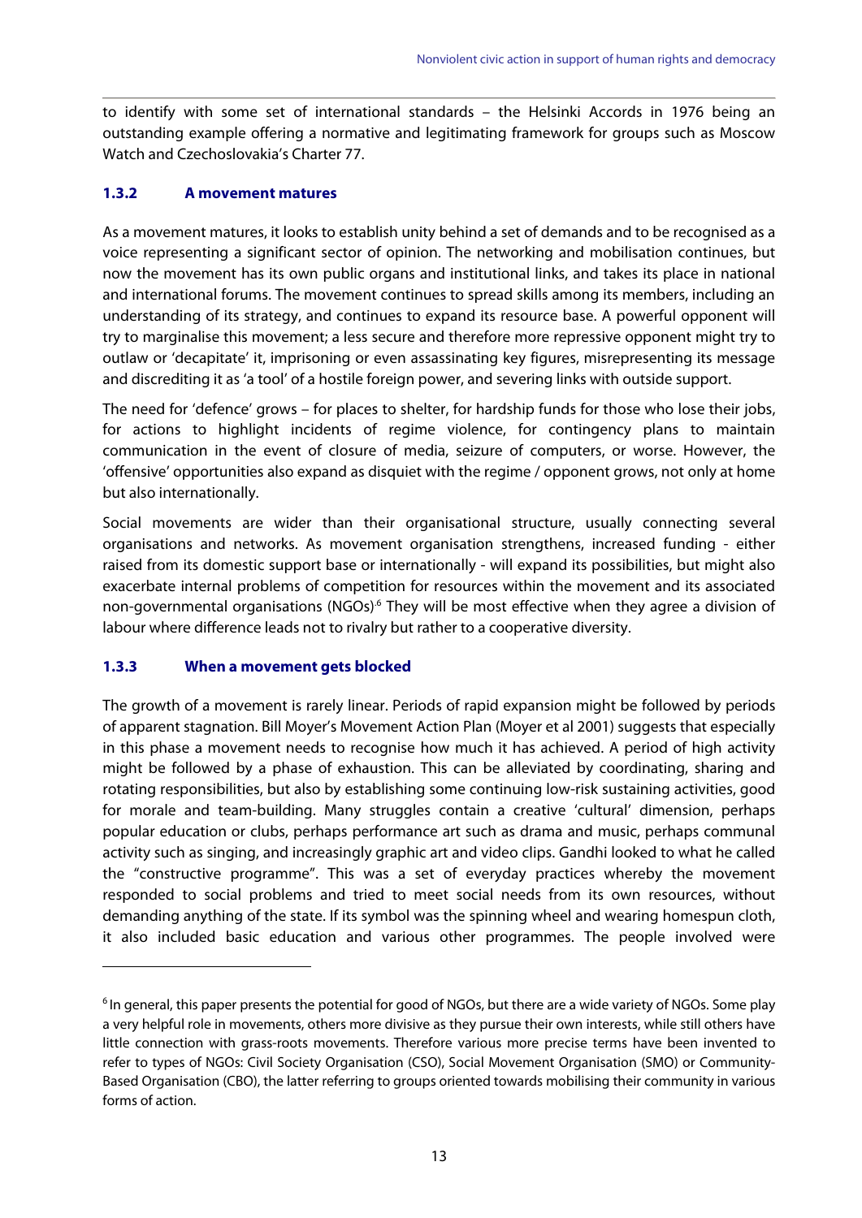to identify with some set of international standards – the Helsinki Accords in 1976 being an outstanding example offering a normative and legitimating framework for groups such as Moscow Watch and Czechoslovakia's Charter 77.

### 1.3.2 A movement matures

As a movement matures, it looks to establish unity behind a set of demands and to be recognised as a voice representing a significant sector of opinion. The networking and mobilisation continues, but now the movement has its own public organs and institutional links, and takes its place in national and international forums. The movement continues to spread skills among its members, including an understanding of its strategy, and continues to expand its resource base. A powerful opponent will try to marginalise this movement; a less secure and therefore more repressive opponent might try to outlaw or 'decapitate' it, imprisoning or even assassinating key figures, misrepresenting its message and discrediting it as 'a tool' of a hostile foreign power, and severing links with outside support.

The need for 'defence' grows – for places to shelter, for hardship funds for those who lose their jobs, for actions to highlight incidents of regime violence, for contingency plans to maintain communication in the event of closure of media, seizure of computers, or worse. However, the 'offensive' opportunities also expand as disquiet with the regime / opponent grows, not only at home but also internationally.

Social movements are wider than their organisational structure, usually connecting several organisations and networks. As movement organisation strengthens, increased funding - either raised from its domestic support base or internationally - will expand its possibilities, but might also exacerbate internal problems of competition for resources within the movement and its associated non-governmental organisations (NGOs).[6] They will be most effective when they agree a division of labour where difference leads not to rivalry but rather to a cooperative diversity.

### 1.3.3 When a movement gets blocked

The growth of a movement is rarely linear. Periods of rapid expansion might be followed by periods of apparent stagnation. Bill Moyer's Movement Action Plan (Moyer et al 2001) suggests that especially in this phase a movement needs to recognise how much it has achieved. A period of high activity might be followed by a phase of exhaustion. This can be alleviated by coordinating, sharing and rotating responsibilities, but also by establishing some continuing low-risk sustaining activities, good for morale and team-building. Many struggles contain a creative 'cultural' dimension, perhaps popular education or clubs, perhaps performance art such as drama and music, perhaps communal activity such as singing, and increasingly graphic art and video clips. Gandhi looked to what he called the "constructive programme". This was a set of everyday practices whereby the movement responded to social problems and tried to meet social needs from its own resources, without demanding anything of the state. If its symbol was the spinning wheel and wearing homespun cloth, it also included basic education and various other programmes. The people involved were

---

[6] In general, this paper presents the potential for good of NGOs, but there are a wide variety of NGOs. Some play a very helpful role in movements, others more divisive as they pursue their own interests, while still others have little connection with grass-roots movements. Therefore various more precise terms have been invented to refer to types of NGOs: Civil Society Organisation (CSO), Social Movement Organisation (SMO) or Community-Based Organisation (CBO), the latter referring to groups oriented towards mobilising their community in various forms of action.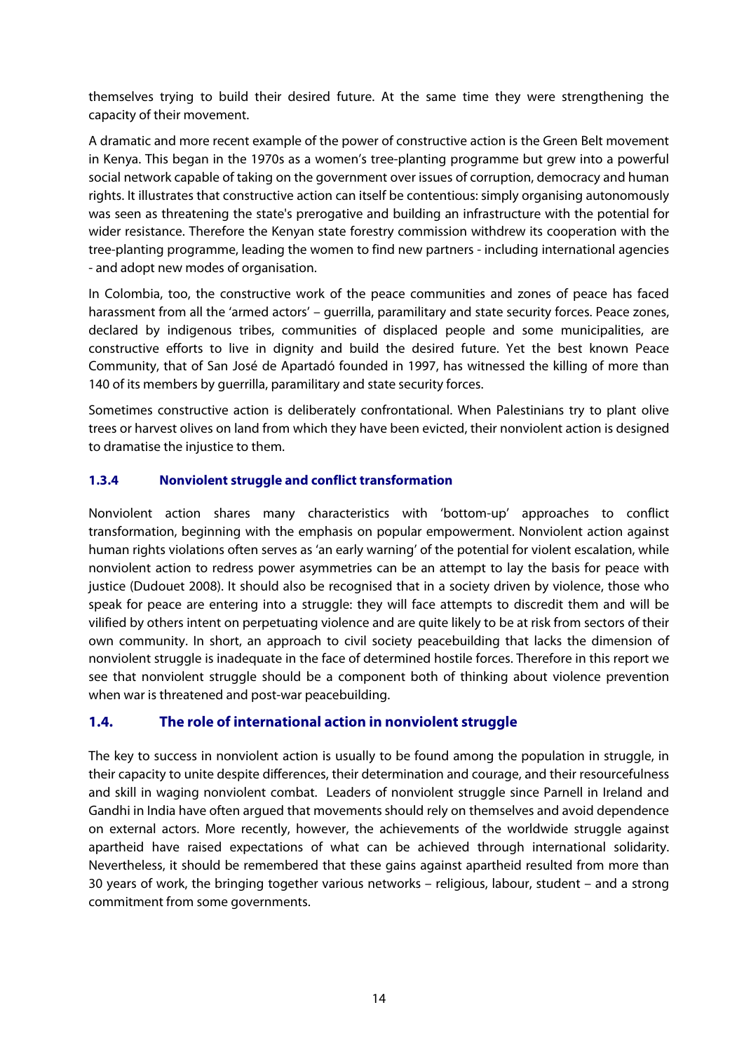themselves trying to build their desired future. At the same time they were strengthening the capacity of their movement.

A dramatic and more recent example of the power of constructive action is the Green Belt movement in Kenya. This began in the 1970s as a women's tree-planting programme but grew into a powerful social network capable of taking on the government over issues of corruption, democracy and human rights. It illustrates that constructive action can itself be contentious: simply organising autonomously was seen as threatening the state's prerogative and building an infrastructure with the potential for wider resistance. Therefore the Kenyan state forestry commission withdrew its cooperation with the tree-planting programme, leading the women to find new partners - including international agencies - and adopt new modes of organisation.

In Colombia, too, the constructive work of the peace communities and zones of peace has faced harassment from all the 'armed actors' – guerrilla, paramilitary and state security forces. Peace zones, declared by indigenous tribes, communities of displaced people and some municipalities, are constructive efforts to live in dignity and build the desired future. Yet the best known Peace Community, that of San José de Apartadó founded in 1997, has witnessed the killing of more than 140 of its members by guerrilla, paramilitary and state security forces.

Sometimes constructive action is deliberately confrontational. When Palestinians try to plant olive trees or harvest olives on land from which they have been evicted, their nonviolent action is designed to dramatise the injustice to them.

#### 1.3.4 Nonviolent struggle and conflict transformation

Nonviolent action shares many characteristics with 'bottom-up' approaches to conflict transformation, beginning with the emphasis on popular empowerment. Nonviolent action against human rights violations often serves as 'an early warning' of the potential for violent escalation, while nonviolent action to redress power asymmetries can be an attempt to lay the basis for peace with justice (Dudouet 2008). It should also be recognised that in a society driven by violence, those who speak for peace are entering into a struggle: they will face attempts to discredit them and will be vilified by others intent on perpetuating violence and are quite likely to be at risk from sectors of their own community. In short, an approach to civil society peacebuilding that lacks the dimension of nonviolent struggle is inadequate in the face of determined hostile forces. Therefore in this report we see that nonviolent struggle should be a component both of thinking about violence prevention when war is threatened and post-war peacebuilding.

### 1.4. The role of international action in nonviolent struggle

The key to success in nonviolent action is usually to be found among the population in struggle, in their capacity to unite despite differences, their determination and courage, and their resourcefulness and skill in waging nonviolent combat. Leaders of nonviolent struggle since Parnell in Ireland and Gandhi in India have often argued that movements should rely on themselves and avoid dependence on external actors. More recently, however, the achievements of the worldwide struggle against apartheid have raised expectations of what can be achieved through international solidarity. Nevertheless, it should be remembered that these gains against apartheid resulted from more than 30 years of work, the bringing together various networks – religious, labour, student – and a strong commitment from some governments.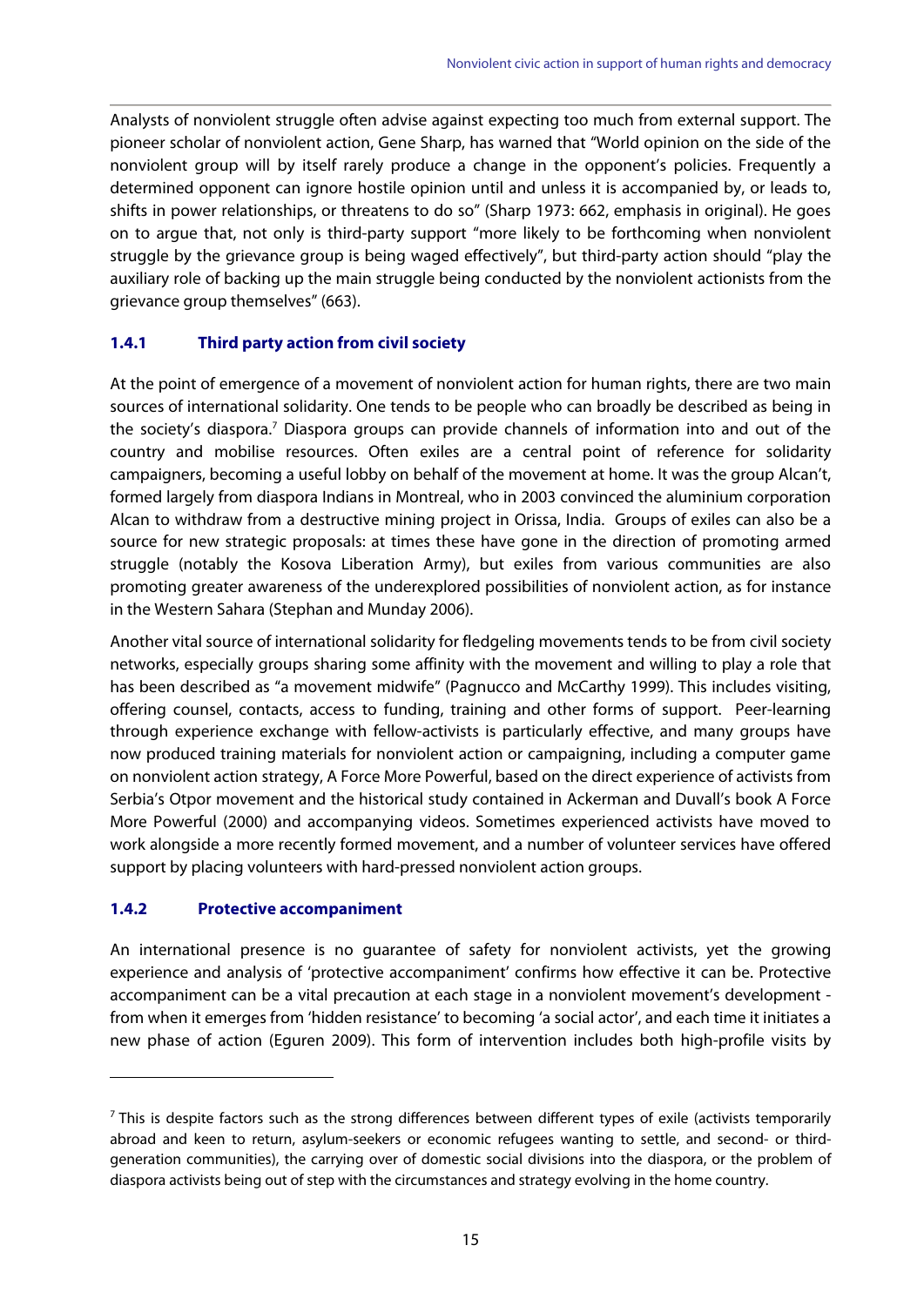Analysts of nonviolent struggle often advise against expecting too much from external support. The pioneer scholar of nonviolent action, Gene Sharp, has warned that "World opinion on the side of the nonviolent group will by itself rarely produce a change in the opponent's policies. Frequently a determined opponent can ignore hostile opinion until and unless it is accompanied by, or leads to, shifts in power relationships, or threatens to do so" (Sharp 1973: 662, emphasis in original). He goes on to argue that, not only is third-party support "more likely to be forthcoming when nonviolent struggle by the grievance group is being waged effectively", but third-party action should "play the auxiliary role of backing up the main struggle being conducted by the nonviolent actionists from the grievance group themselves" (663).

### 1.4.1 Third party action from civil society

At the point of emergence of a movement of nonviolent action for human rights, there are two main sources of international solidarity. One tends to be people who can broadly be described as being in the society's diaspora.[7] Diaspora groups can provide channels of information into and out of the country and mobilise resources. Often exiles are a central point of reference for solidarity campaigners, becoming a useful lobby on behalf of the movement at home. It was the group Alcan't, formed largely from diaspora Indians in Montreal, who in 2003 convinced the aluminium corporation Alcan to withdraw from a destructive mining project in Orissa, India. Groups of exiles can also be a source for new strategic proposals: at times these have gone in the direction of promoting armed struggle (notably the Kosova Liberation Army), but exiles from various communities are also promoting greater awareness of the underexplored possibilities of nonviolent action, as for instance in the Western Sahara (Stephan and Munday 2006).

Another vital source of international solidarity for fledgeling movements tends to be from civil society networks, especially groups sharing some affinity with the movement and willing to play a role that has been described as "a movement midwife" (Pagnucco and McCarthy 1999). This includes visiting, offering counsel, contacts, access to funding, training and other forms of support. Peer-learning through experience exchange with fellow-activists is particularly effective, and many groups have now produced training materials for nonviolent action or campaigning, including a computer game on nonviolent action strategy, A Force More Powerful, based on the direct experience of activists from Serbia's Otpor movement and the historical study contained in Ackerman and Duvall's book A Force More Powerful (2000) and accompanying videos. Sometimes experienced activists have moved to work alongside a more recently formed movement, and a number of volunteer services have offered support by placing volunteers with hard-pressed nonviolent action groups.

### 1.4.2 Protective accompaniment

An international presence is no guarantee of safety for nonviolent activists, yet the growing experience and analysis of 'protective accompaniment' confirms how effective it can be. Protective accompaniment can be a vital precaution at each stage in a nonviolent movement's development - from when it emerges from 'hidden resistance' to becoming 'a social actor', and each time it initiates a new phase of action (Eguren 2009). This form of intervention includes both high-profile visits by

---

[7] This is despite factors such as the strong differences between different types of exile (activists temporarily abroad and keen to return, asylum-seekers or economic refugees wanting to settle, and second- or third-generation communities), the carrying over of domestic social divisions into the diaspora, or the problem of diaspora activists being out of step with the circumstances and strategy evolving in the home country.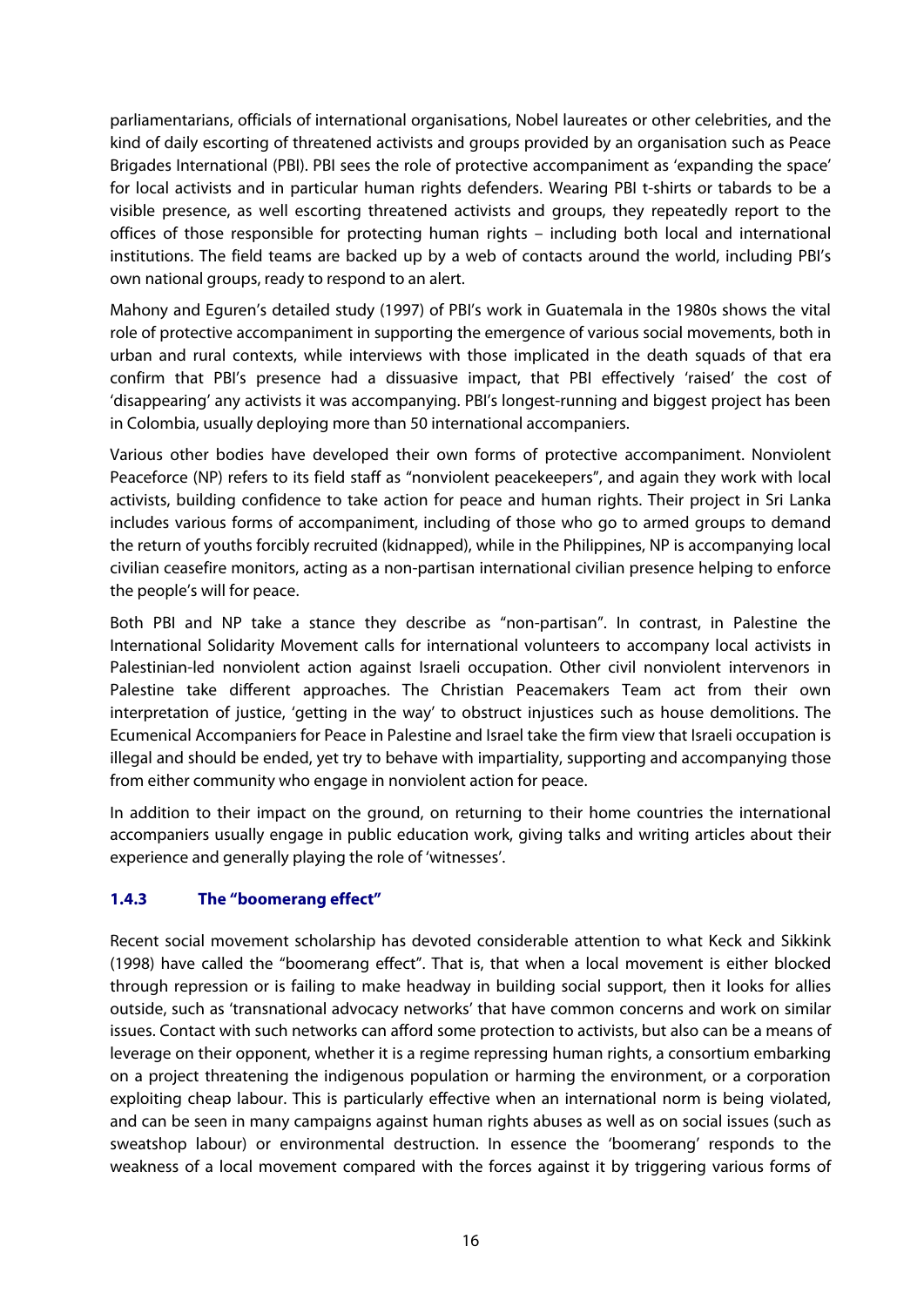parliamentarians, officials of international organisations, Nobel laureates or other celebrities, and the kind of daily escorting of threatened activists and groups provided by an organisation such as Peace Brigades International (PBI). PBI sees the role of protective accompaniment as 'expanding the space' for local activists and in particular human rights defenders. Wearing PBI t-shirts or tabards to be a visible presence, as well escorting threatened activists and groups, they repeatedly report to the offices of those responsible for protecting human rights – including both local and international institutions. The field teams are backed up by a web of contacts around the world, including PBI's own national groups, ready to respond to an alert.

Mahony and Eguren's detailed study (1997) of PBI's work in Guatemala in the 1980s shows the vital role of protective accompaniment in supporting the emergence of various social movements, both in urban and rural contexts, while interviews with those implicated in the death squads of that era confirm that PBI's presence had a dissuasive impact, that PBI effectively 'raised' the cost of 'disappearing' any activists it was accompanying. PBI's longest-running and biggest project has been in Colombia, usually deploying more than 50 international accompaniers.

Various other bodies have developed their own forms of protective accompaniment. Nonviolent Peaceforce (NP) refers to its field staff as "nonviolent peacekeepers", and again they work with local activists, building confidence to take action for peace and human rights. Their project in Sri Lanka includes various forms of accompaniment, including of those who go to armed groups to demand the return of youths forcibly recruited (kidnapped), while in the Philippines, NP is accompanying local civilian ceasefire monitors, acting as a non-partisan international civilian presence helping to enforce the people's will for peace.

Both PBI and NP take a stance they describe as "non-partisan". In contrast, in Palestine the International Solidarity Movement calls for international volunteers to accompany local activists in Palestinian-led nonviolent action against Israeli occupation. Other civil nonviolent intervenors in Palestine take different approaches. The Christian Peacemakers Team act from their own interpretation of justice, 'getting in the way' to obstruct injustices such as house demolitions. The Ecumenical Accompaniers for Peace in Palestine and Israel take the firm view that Israeli occupation is illegal and should be ended, yet try to behave with impartiality, supporting and accompanying those from either community who engage in nonviolent action for peace.

In addition to their impact on the ground, on returning to their home countries the international accompaniers usually engage in public education work, giving talks and writing articles about their experience and generally playing the role of 'witnesses'.

### 1.4.3 The "boomerang effect"

Recent social movement scholarship has devoted considerable attention to what Keck and Sikkink (1998) have called the "boomerang effect". That is, that when a local movement is either blocked through repression or is failing to make headway in building social support, then it looks for allies outside, such as 'transnational advocacy networks' that have common concerns and work on similar issues. Contact with such networks can afford some protection to activists, but also can be a means of leverage on their opponent, whether it is a regime repressing human rights, a consortium embarking on a project threatening the indigenous population or harming the environment, or a corporation exploiting cheap labour. This is particularly effective when an international norm is being violated, and can be seen in many campaigns against human rights abuses as well as on social issues (such as sweatshop labour) or environmental destruction. In essence the 'boomerang' responds to the weakness of a local movement compared with the forces against it by triggering various forms of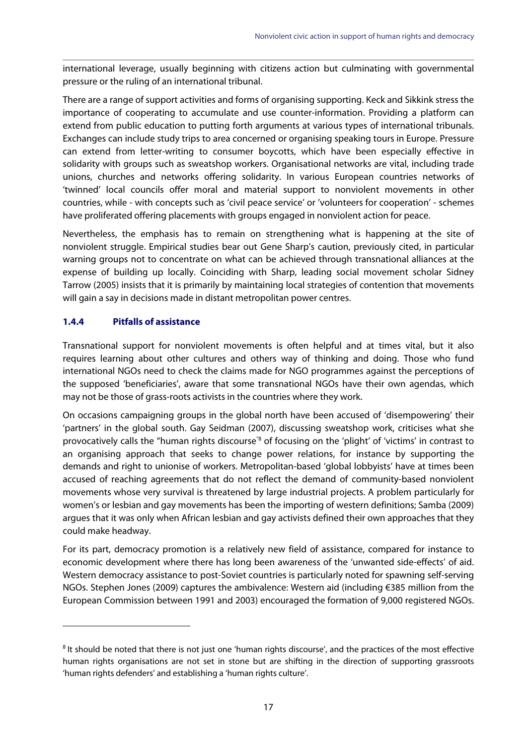international leverage, usually beginning with citizens action but culminating with governmental pressure or the ruling of an international tribunal.

There are a range of support activities and forms of organising supporting. Keck and Sikkink stress the importance of cooperating to accumulate and use counter-information. Providing a platform can extend from public education to putting forth arguments at various types of international tribunals. Exchanges can include study trips to area concerned or organising speaking tours in Europe. Pressure can extend from letter-writing to consumer boycotts, which have been especially effective in solidarity with groups such as sweatshop workers. Organisational networks are vital, including trade unions, churches and networks offering solidarity. In various European countries networks of 'twinned' local councils offer moral and material support to nonviolent movements in other countries, while - with concepts such as 'civil peace service' or 'volunteers for cooperation' - schemes have proliferated offering placements with groups engaged in nonviolent action for peace.

Nevertheless, the emphasis has to remain on strengthening what is happening at the site of nonviolent struggle. Empirical studies bear out Gene Sharp's caution, previously cited, in particular warning groups not to concentrate on what can be achieved through transnational alliances at the expense of building up locally. Coinciding with Sharp, leading social movement scholar Sidney Tarrow (2005) insists that it is primarily by maintaining local strategies of contention that movements will gain a say in decisions made in distant metropolitan power centres.

### 1.4.4 Pitfalls of assistance

Transnational support for nonviolent movements is often helpful and at times vital, but it also requires learning about other cultures and others way of thinking and doing. Those who fund international NGOs need to check the claims made for NGO programmes against the perceptions of the supposed 'beneficiaries', aware that some transnational NGOs have their own agendas, which may not be those of grass-roots activists in the countries where they work.

On occasions campaigning groups in the global north have been accused of 'disempowering' their 'partners' in the global south. Gay Seidman (2007), discussing sweatshop work, criticises what she provocatively calls the "human rights discourse"[8] of focusing on the 'plight' of 'victims' in contrast to an organising approach that seeks to change power relations, for instance by supporting the demands and right to unionise of workers. Metropolitan-based 'global lobbyists' have at times been accused of reaching agreements that do not reflect the demand of community-based nonviolent movements whose very survival is threatened by large industrial projects. A problem particularly for women's or lesbian and gay movements has been the importing of western definitions; Samba (2009) argues that it was only when African lesbian and gay activists defined their own approaches that they could make headway.

For its part, democracy promotion is a relatively new field of assistance, compared for instance to economic development where there has long been awareness of the 'unwanted side-effects' of aid. Western democracy assistance to post-Soviet countries is particularly noted for spawning self-serving NGOs. Stephen Jones (2009) captures the ambivalence: Western aid (including €385 million from the European Commission between 1991 and 2003) encouraged the formation of 9,000 registered NGOs.

---

[8] It should be noted that there is not just one 'human rights discourse', and the practices of the most effective human rights organisations are not set in stone but are shifting in the direction of supporting grassroots 'human rights defenders' and establishing a 'human rights culture'.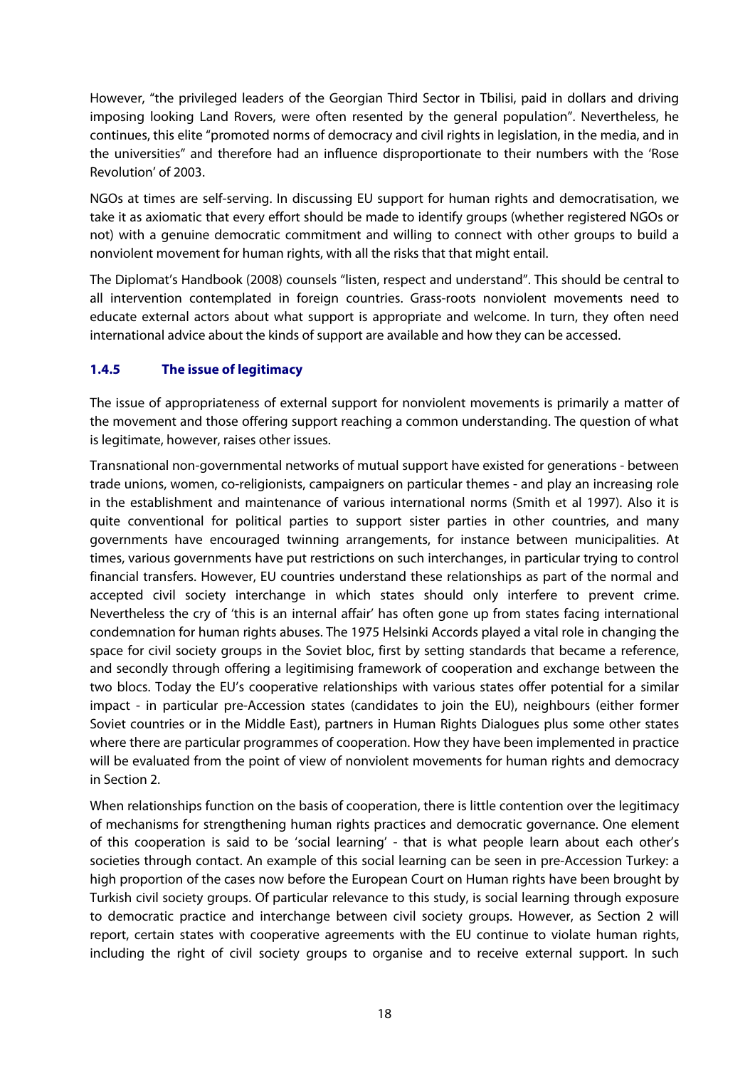However, "the privileged leaders of the Georgian Third Sector in Tbilisi, paid in dollars and driving imposing looking Land Rovers, were often resented by the general population". Nevertheless, he continues, this elite "promoted norms of democracy and civil rights in legislation, in the media, and in the universities" and therefore had an influence disproportionate to their numbers with the 'Rose Revolution' of 2003.

NGOs at times are self-serving. In discussing EU support for human rights and democratisation, we take it as axiomatic that every effort should be made to identify groups (whether registered NGOs or not) with a genuine democratic commitment and willing to connect with other groups to build a nonviolent movement for human rights, with all the risks that that might entail.

The Diplomat's Handbook (2008) counsels "listen, respect and understand". This should be central to all intervention contemplated in foreign countries. Grass-roots nonviolent movements need to educate external actors about what support is appropriate and welcome. In turn, they often need international advice about the kinds of support are available and how they can be accessed.

### 1.4.5 The issue of legitimacy

The issue of appropriateness of external support for nonviolent movements is primarily a matter of the movement and those offering support reaching a common understanding. The question of what is legitimate, however, raises other issues.

Transnational non-governmental networks of mutual support have existed for generations - between trade unions, women, co-religionists, campaigners on particular themes - and play an increasing role in the establishment and maintenance of various international norms (Smith et al 1997). Also it is quite conventional for political parties to support sister parties in other countries, and many governments have encouraged twinning arrangements, for instance between municipalities. At times, various governments have put restrictions on such interchanges, in particular trying to control financial transfers. However, EU countries understand these relationships as part of the normal and accepted civil society interchange in which states should only interfere to prevent crime. Nevertheless the cry of 'this is an internal affair' has often gone up from states facing international condemnation for human rights abuses. The 1975 Helsinki Accords played a vital role in changing the space for civil society groups in the Soviet bloc, first by setting standards that became a reference, and secondly through offering a legitimising framework of cooperation and exchange between the two blocs. Today the EU's cooperative relationships with various states offer potential for a similar impact - in particular pre-Accession states (candidates to join the EU), neighbours (either former Soviet countries or in the Middle East), partners in Human Rights Dialogues plus some other states where there are particular programmes of cooperation. How they have been implemented in practice will be evaluated from the point of view of nonviolent movements for human rights and democracy in Section 2.

When relationships function on the basis of cooperation, there is little contention over the legitimacy of mechanisms for strengthening human rights practices and democratic governance. One element of this cooperation is said to be 'social learning' - that is what people learn about each other's societies through contact. An example of this social learning can be seen in pre-Accession Turkey: a high proportion of the cases now before the European Court on Human rights have been brought by Turkish civil society groups. Of particular relevance to this study, is social learning through exposure to democratic practice and interchange between civil society groups. However, as Section 2 will report, certain states with cooperative agreements with the EU continue to violate human rights, including the right of civil society groups to organise and to receive external support. In such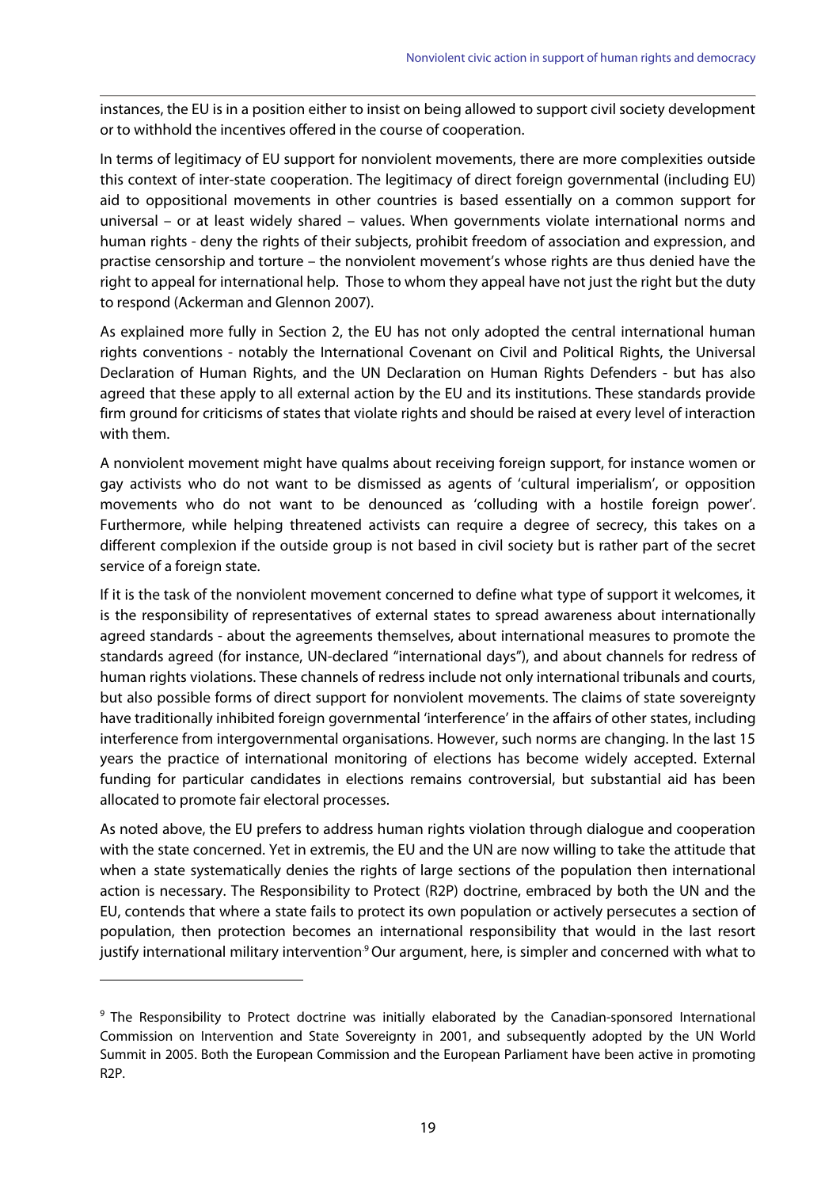instances, the EU is in a position either to insist on being allowed to support civil society development or to withhold the incentives offered in the course of cooperation.

In terms of legitimacy of EU support for nonviolent movements, there are more complexities outside this context of inter-state cooperation. The legitimacy of direct foreign governmental (including EU) aid to oppositional movements in other countries is based essentially on a common support for universal – or at least widely shared – values. When governments violate international norms and human rights - deny the rights of their subjects, prohibit freedom of association and expression, and practise censorship and torture – the nonviolent movement's whose rights are thus denied have the right to appeal for international help. Those to whom they appeal have not just the right but the duty to respond (Ackerman and Glennon 2007).

As explained more fully in Section 2, the EU has not only adopted the central international human rights conventions - notably the International Covenant on Civil and Political Rights, the Universal Declaration of Human Rights, and the UN Declaration on Human Rights Defenders - but has also agreed that these apply to all external action by the EU and its institutions. These standards provide firm ground for criticisms of states that violate rights and should be raised at every level of interaction with them.

A nonviolent movement might have qualms about receiving foreign support, for instance women or gay activists who do not want to be dismissed as agents of 'cultural imperialism', or opposition movements who do not want to be denounced as 'colluding with a hostile foreign power'. Furthermore, while helping threatened activists can require a degree of secrecy, this takes on a different complexion if the outside group is not based in civil society but is rather part of the secret service of a foreign state.

If it is the task of the nonviolent movement concerned to define what type of support it welcomes, it is the responsibility of representatives of external states to spread awareness about internationally agreed standards - about the agreements themselves, about international measures to promote the standards agreed (for instance, UN-declared "international days"), and about channels for redress of human rights violations. These channels of redress include not only international tribunals and courts, but also possible forms of direct support for nonviolent movements. The claims of state sovereignty have traditionally inhibited foreign governmental 'interference' in the affairs of other states, including interference from intergovernmental organisations. However, such norms are changing. In the last 15 years the practice of international monitoring of elections has become widely accepted. External funding for particular candidates in elections remains controversial, but substantial aid has been allocated to promote fair electoral processes.

As noted above, the EU prefers to address human rights violation through dialogue and cooperation with the state concerned. Yet in extremis, the EU and the UN are now willing to take the attitude that when a state systematically denies the rights of large sections of the population then international action is necessary. The Responsibility to Protect (R2P) doctrine, embraced by both the UN and the EU, contends that where a state fails to protect its own population or actively persecutes a section of population, then protection becomes an international responsibility that would in the last resort justify international military intervention.[9] Our argument, here, is simpler and concerned with what to

[9] The Responsibility to Protect doctrine was initially elaborated by the Canadian-sponsored International Commission on Intervention and State Sovereignty in 2001, and subsequently adopted by the UN World Summit in 2005. Both the European Commission and the European Parliament have been active in promoting R2P.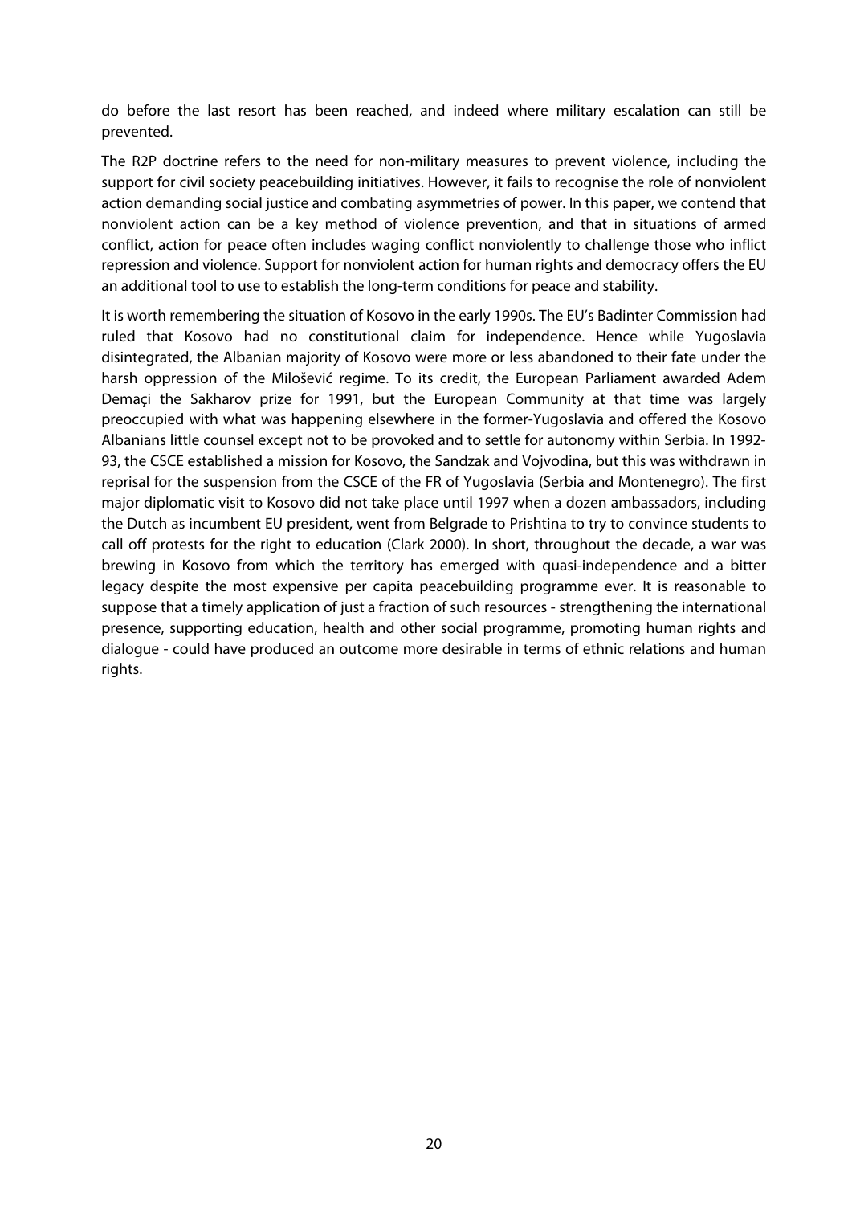do before the last resort has been reached, and indeed where military escalation can still be prevented.

The R2P doctrine refers to the need for non-military measures to prevent violence, including the support for civil society peacebuilding initiatives. However, it fails to recognise the role of nonviolent action demanding social justice and combating asymmetries of power. In this paper, we contend that nonviolent action can be a key method of violence prevention, and that in situations of armed conflict, action for peace often includes waging conflict nonviolently to challenge those who inflict repression and violence. Support for nonviolent action for human rights and democracy offers the EU an additional tool to use to establish the long-term conditions for peace and stability.

It is worth remembering the situation of Kosovo in the early 1990s. The EU's Badinter Commission had ruled that Kosovo had no constitutional claim for independence. Hence while Yugoslavia disintegrated, the Albanian majority of Kosovo were more or less abandoned to their fate under the harsh oppression of the Milošević regime. To its credit, the European Parliament awarded Adem Demaçi the Sakharov prize for 1991, but the European Community at that time was largely preoccupied with what was happening elsewhere in the former-Yugoslavia and offered the Kosovo Albanians little counsel except not to be provoked and to settle for autonomy within Serbia. In 1992-93, the CSCE established a mission for Kosovo, the Sandzak and Vojvodina, but this was withdrawn in reprisal for the suspension from the CSCE of the FR of Yugoslavia (Serbia and Montenegro). The first major diplomatic visit to Kosovo did not take place until 1997 when a dozen ambassadors, including the Dutch as incumbent EU president, went from Belgrade to Prishtina to try to convince students to call off protests for the right to education (Clark 2000). In short, throughout the decade, a war was brewing in Kosovo from which the territory has emerged with quasi-independence and a bitter legacy despite the most expensive per capita peacebuilding programme ever. It is reasonable to suppose that a timely application of just a fraction of such resources - strengthening the international presence, supporting education, health and other social programme, promoting human rights and dialogue - could have produced an outcome more desirable in terms of ethnic relations and human rights.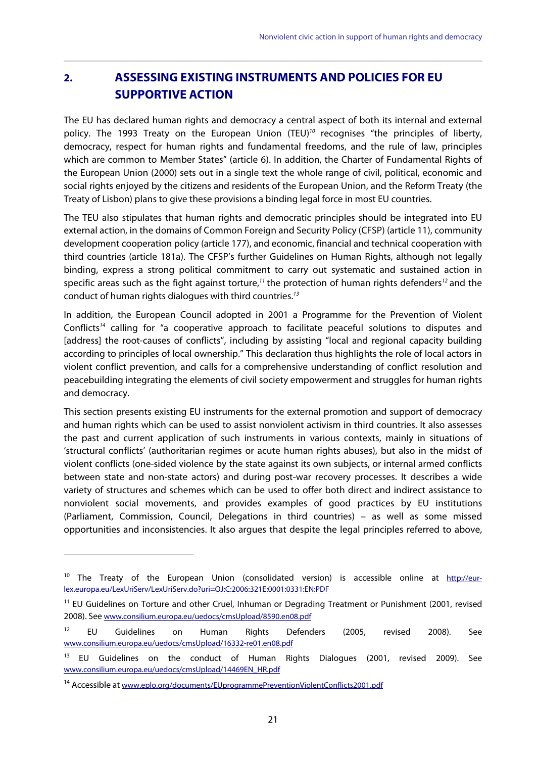## 2. ASSESSING EXISTING INSTRUMENTS AND POLICIES FOR EU SUPPORTIVE ACTION

The EU has declared human rights and democracy a central aspect of both its internal and external policy. The 1993 Treaty on the European Union (TEU)[10] recognises "the principles of liberty, democracy, respect for human rights and fundamental freedoms, and the rule of law, principles which are common to Member States" (article 6). In addition, the Charter of Fundamental Rights of the European Union (2000) sets out in a single text the whole range of civil, political, economic and social rights enjoyed by the citizens and residents of the European Union, and the Reform Treaty (the Treaty of Lisbon) plans to give these provisions a binding legal force in most EU countries.

The TEU also stipulates that human rights and democratic principles should be integrated into EU external action, in the domains of Common Foreign and Security Policy (CFSP) (article 11), community development cooperation policy (article 177), and economic, financial and technical cooperation with third countries (article 181a). The CFSP's further Guidelines on Human Rights, although not legally binding, express a strong political commitment to carry out systematic and sustained action in specific areas such as the fight against torture,[11] the protection of human rights defenders[12] and the conduct of human rights dialogues with third countries.[13]

In addition, the European Council adopted in 2001 a Programme for the Prevention of Violent Conflicts[14] calling for "a cooperative approach to facilitate peaceful solutions to disputes and [address] the root-causes of conflicts", including by assisting "local and regional capacity building according to principles of local ownership." This declaration thus highlights the role of local actors in violent conflict prevention, and calls for a comprehensive understanding of conflict resolution and peacebuilding integrating the elements of civil society empowerment and struggles for human rights and democracy.

This section presents existing EU instruments for the external promotion and support of democracy and human rights which can be used to assist nonviolent activism in third countries. It also assesses the past and current application of such instruments in various contexts, mainly in situations of 'structural conflicts' (authoritarian regimes or acute human rights abuses), but also in the midst of violent conflicts (one-sided violence by the state against its own subjects, or internal armed conflicts between state and non-state actors) and during post-war recovery processes. It describes a wide variety of structures and schemes which can be used to offer both direct and indirect assistance to nonviolent social movements, and provides examples of good practices by EU institutions (Parliament, Commission, Council, Delegations in third countries) – as well as some missed opportunities and inconsistencies. It also argues that despite the legal principles referred to above,

---

[10] The Treaty of the European Union (consolidated version) is accessible online at http://eur-lex.europa.eu/LexUriServ/LexUriServ.do?uri=OJ:C:2006:321E:0001:0331:EN:PDF

[11] EU Guidelines on Torture and other Cruel, Inhuman or Degrading Treatment or Punishment (2001, revised 2008). See www.consilium.europa.eu/uedocs/cmsUpload/8590.en08.pdf

[12] EU Guidelines on Human Rights Defenders (2005, revised 2008). See www.consilium.europa.eu/uedocs/cmsUpload/16332-re01.en08.pdf

[13] EU Guidelines on the conduct of Human Rights Dialogues (2001, revised 2009). See www.consilium.europa.eu/uedocs/cmsUpload/14469EN_HR.pdf

[14] Accessible at www.eplo.org/documents/EUprogrammePreventionViolentConflicts2001.pdf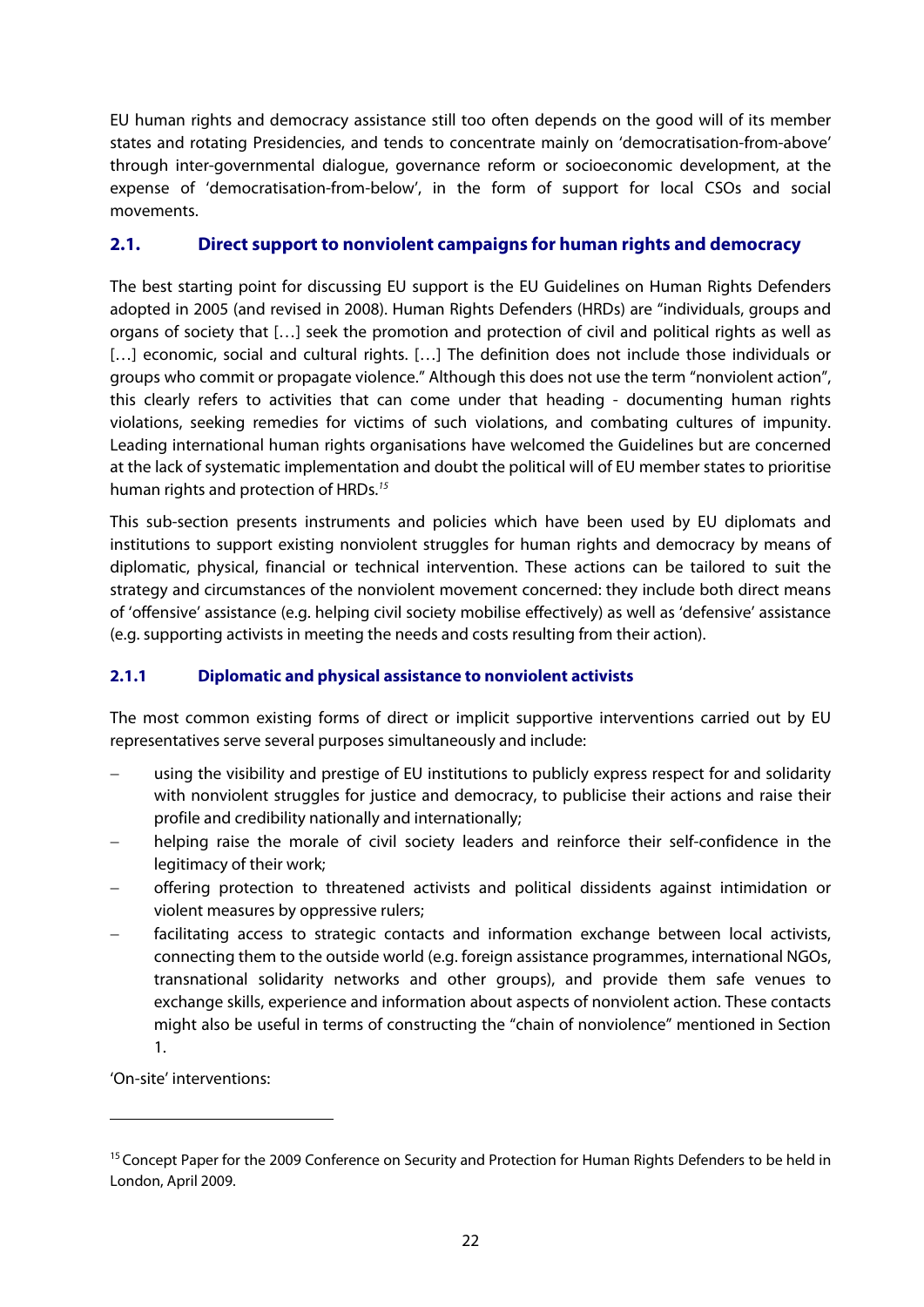EU human rights and democracy assistance still too often depends on the good will of its member states and rotating Presidencies, and tends to concentrate mainly on 'democratisation-from-above' through inter-governmental dialogue, governance reform or socioeconomic development, at the expense of 'democratisation-from-below', in the form of support for local CSOs and social movements.

## 2.1. Direct support to nonviolent campaigns for human rights and democracy

The best starting point for discussing EU support is the EU Guidelines on Human Rights Defenders adopted in 2005 (and revised in 2008). Human Rights Defenders (HRDs) are "individuals, groups and organs of society that […] seek the promotion and protection of civil and political rights as well as […] economic, social and cultural rights. […] The definition does not include those individuals or groups who commit or propagate violence." Although this does not use the term "nonviolent action", this clearly refers to activities that can come under that heading - documenting human rights violations, seeking remedies for victims of such violations, and combating cultures of impunity. Leading international human rights organisations have welcomed the Guidelines but are concerned at the lack of systematic implementation and doubt the political will of EU member states to prioritise human rights and protection of HRDs.[15]

This sub-section presents instruments and policies which have been used by EU diplomats and institutions to support existing nonviolent struggles for human rights and democracy by means of diplomatic, physical, financial or technical intervention. These actions can be tailored to suit the strategy and circumstances of the nonviolent movement concerned: they include both direct means of 'offensive' assistance (e.g. helping civil society mobilise effectively) as well as 'defensive' assistance (e.g. supporting activists in meeting the needs and costs resulting from their action).

### 2.1.1 Diplomatic and physical assistance to nonviolent activists

The most common existing forms of direct or implicit supportive interventions carried out by EU representatives serve several purposes simultaneously and include:

- using the visibility and prestige of EU institutions to publicly express respect for and solidarity with nonviolent struggles for justice and democracy, to publicise their actions and raise their profile and credibility nationally and internationally;
- helping raise the morale of civil society leaders and reinforce their self-confidence in the legitimacy of their work;
- offering protection to threatened activists and political dissidents against intimidation or violent measures by oppressive rulers;
- facilitating access to strategic contacts and information exchange between local activists, connecting them to the outside world (e.g. foreign assistance programmes, international NGOs, transnational solidarity networks and other groups), and provide them safe venues to exchange skills, experience and information about aspects of nonviolent action. These contacts might also be useful in terms of constructing the "chain of nonviolence" mentioned in Section 1.

'On-site' interventions:

[15] Concept Paper for the 2009 Conference on Security and Protection for Human Rights Defenders to be held in London, April 2009.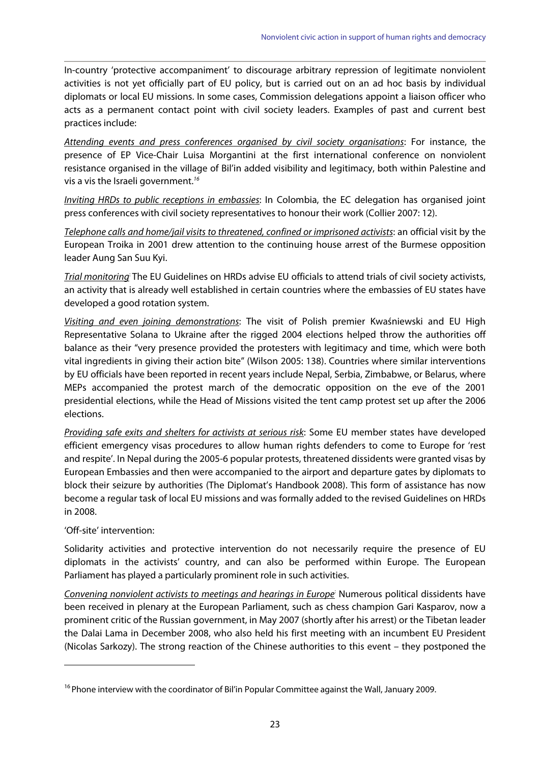In-country 'protective accompaniment' to discourage arbitrary repression of legitimate nonviolent activities is not yet officially part of EU policy, but is carried out on an ad hoc basis by individual diplomats or local EU missions. In some cases, Commission delegations appoint a liaison officer who acts as a permanent contact point with civil society leaders. Examples of past and current best practices include:

Attending events and press conferences organised by civil society organisations: For instance, the presence of EP Vice-Chair Luisa Morgantini at the first international conference on nonviolent resistance organised in the village of Bil'in added visibility and legitimacy, both within Palestine and vis a vis the Israeli government.[16]

Inviting HRDs to public receptions in embassies: In Colombia, the EC delegation has organised joint press conferences with civil society representatives to honour their work (Collier 2007: 12).

Telephone calls and home/jail visits to threatened, confined or imprisoned activists: an official visit by the European Troika in 2001 drew attention to the continuing house arrest of the Burmese opposition leader Aung San Suu Kyi.

Trial monitoring: The EU Guidelines on HRDs advise EU officials to attend trials of civil society activists, an activity that is already well established in certain countries where the embassies of EU states have developed a good rotation system.

Visiting and even joining demonstrations: The visit of Polish premier Kwaśniewski and EU High Representative Solana to Ukraine after the rigged 2004 elections helped throw the authorities off balance as their "very presence provided the protesters with legitimacy and time, which were both vital ingredients in giving their action bite" (Wilson 2005: 138). Countries where similar interventions by EU officials have been reported in recent years include Nepal, Serbia, Zimbabwe, or Belarus, where MEPs accompanied the protest march of the democratic opposition on the eve of the 2001 presidential elections, while the Head of Missions visited the tent camp protest set up after the 2006 elections.

Providing safe exits and shelters for activists at serious risk: Some EU member states have developed efficient emergency visas procedures to allow human rights defenders to come to Europe for 'rest and respite'. In Nepal during the 2005-6 popular protests, threatened dissidents were granted visas by European Embassies and then were accompanied to the airport and departure gates by diplomats to block their seizure by authorities (The Diplomat's Handbook 2008). This form of assistance has now become a regular task of local EU missions and was formally added to the revised Guidelines on HRDs in 2008.

'Off-site' intervention:

Solidarity activities and protective intervention do not necessarily require the presence of EU diplomats in the activists' country, and can also be performed within Europe. The European Parliament has played a particularly prominent role in such activities.

Convening nonviolent activists to meetings and hearings in Europe: Numerous political dissidents have been received in plenary at the European Parliament, such as chess champion Gari Kasparov, now a prominent critic of the Russian government, in May 2007 (shortly after his arrest) or the Tibetan leader the Dalai Lama in December 2008, who also held his first meeting with an incumbent EU President (Nicolas Sarkozy). The strong reaction of the Chinese authorities to this event – they postponed the

---

[16] Phone interview with the coordinator of Bil'in Popular Committee against the Wall, January 2009.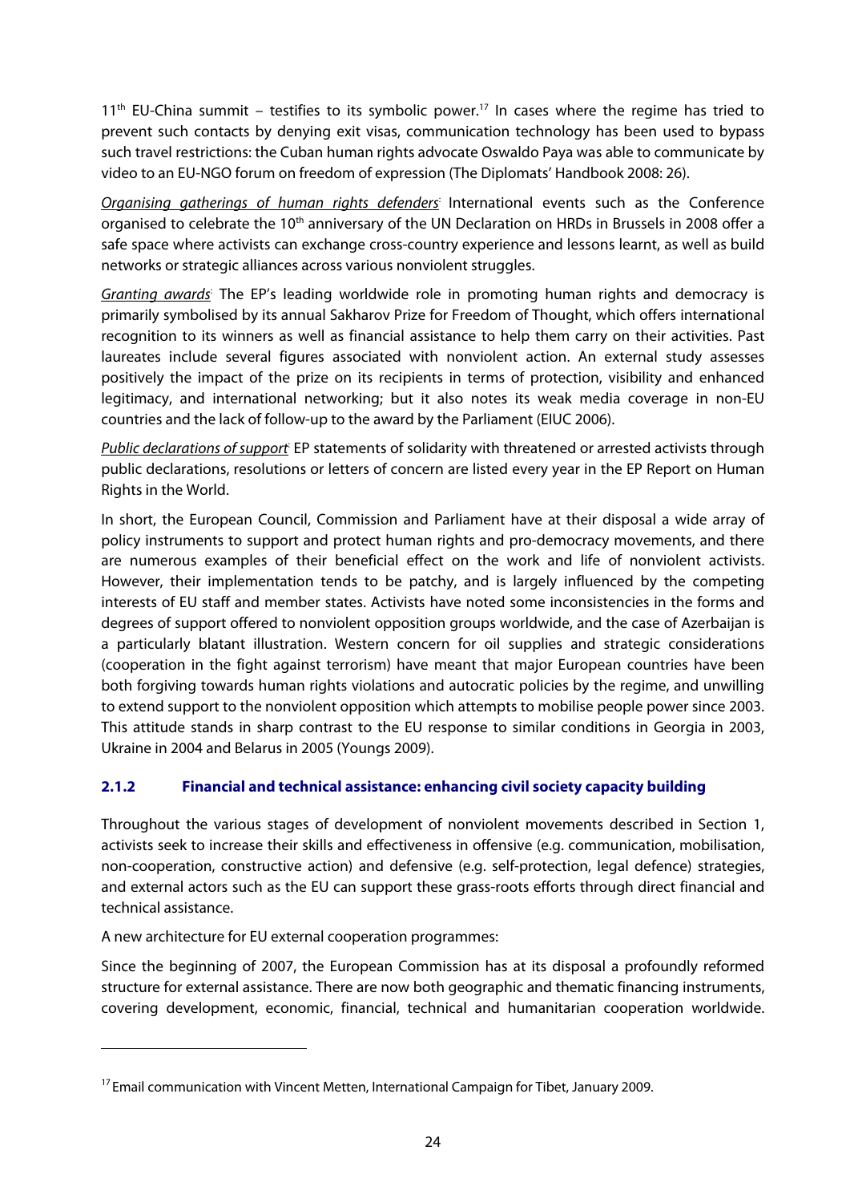11th EU-China summit – testifies to its symbolic power.[17] In cases where the regime has tried to prevent such contacts by denying exit visas, communication technology has been used to bypass such travel restrictions: the Cuban human rights advocate Oswaldo Paya was able to communicate by video to an EU-NGO forum on freedom of expression (The Diplomats' Handbook 2008: 26).

Organising gatherings of human rights defenders: International events such as the Conference organised to celebrate the 10th anniversary of the UN Declaration on HRDs in Brussels in 2008 offer a safe space where activists can exchange cross-country experience and lessons learnt, as well as build networks or strategic alliances across various nonviolent struggles.

Granting awards: The EP's leading worldwide role in promoting human rights and democracy is primarily symbolised by its annual Sakharov Prize for Freedom of Thought, which offers international recognition to its winners as well as financial assistance to help them carry on their activities. Past laureates include several figures associated with nonviolent action. An external study assesses positively the impact of the prize on its recipients in terms of protection, visibility and enhanced legitimacy, and international networking; but it also notes its weak media coverage in non-EU countries and the lack of follow-up to the award by the Parliament (EIUC 2006).

Public declarations of support: EP statements of solidarity with threatened or arrested activists through public declarations, resolutions or letters of concern are listed every year in the EP Report on Human Rights in the World.

In short, the European Council, Commission and Parliament have at their disposal a wide array of policy instruments to support and protect human rights and pro-democracy movements, and there are numerous examples of their beneficial effect on the work and life of nonviolent activists. However, their implementation tends to be patchy, and is largely influenced by the competing interests of EU staff and member states. Activists have noted some inconsistencies in the forms and degrees of support offered to nonviolent opposition groups worldwide, and the case of Azerbaijan is a particularly blatant illustration. Western concern for oil supplies and strategic considerations (cooperation in the fight against terrorism) have meant that major European countries have been both forgiving towards human rights violations and autocratic policies by the regime, and unwilling to extend support to the nonviolent opposition which attempts to mobilise people power since 2003. This attitude stands in sharp contrast to the EU response to similar conditions in Georgia in 2003, Ukraine in 2004 and Belarus in 2005 (Youngs 2009).

### 2.1.2 Financial and technical assistance: enhancing civil society capacity building

Throughout the various stages of development of nonviolent movements described in Section 1, activists seek to increase their skills and effectiveness in offensive (e.g. communication, mobilisation, non-cooperation, constructive action) and defensive (e.g. self-protection, legal defence) strategies, and external actors such as the EU can support these grass-roots efforts through direct financial and technical assistance.

A new architecture for EU external cooperation programmes:

Since the beginning of 2007, the European Commission has at its disposal a profoundly reformed structure for external assistance. There are now both geographic and thematic financing instruments, covering development, economic, financial, technical and humanitarian cooperation worldwide.

[17] Email communication with Vincent Metten, International Campaign for Tibet, January 2009.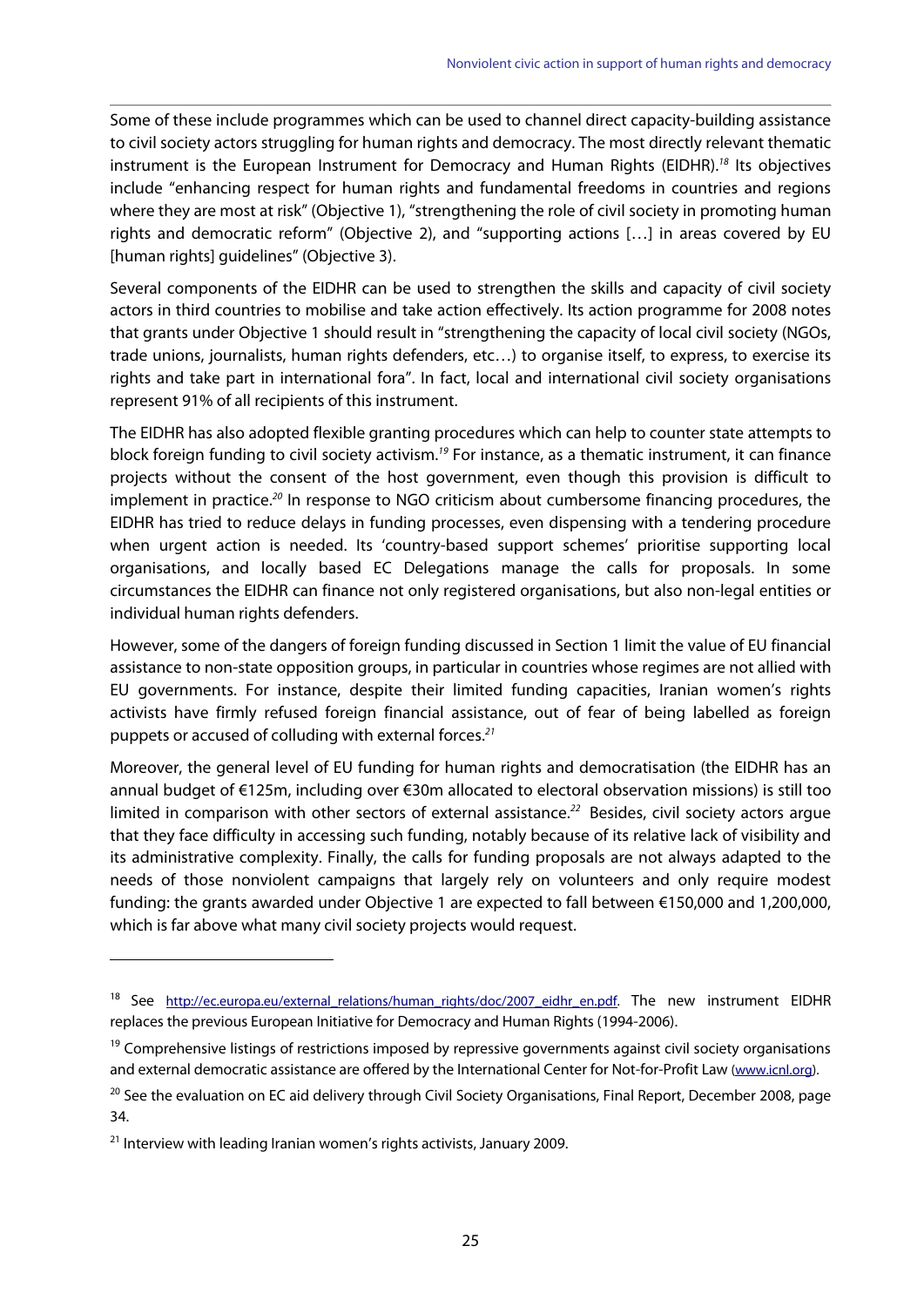Some of these include programmes which can be used to channel direct capacity-building assistance to civil society actors struggling for human rights and democracy. The most directly relevant thematic instrument is the European Instrument for Democracy and Human Rights (EIDHR).[18] Its objectives include "enhancing respect for human rights and fundamental freedoms in countries and regions where they are most at risk" (Objective 1), "strengthening the role of civil society in promoting human rights and democratic reform" (Objective 2), and "supporting actions […] in areas covered by EU [human rights] guidelines" (Objective 3).

Several components of the EIDHR can be used to strengthen the skills and capacity of civil society actors in third countries to mobilise and take action effectively. Its action programme for 2008 notes that grants under Objective 1 should result in "strengthening the capacity of local civil society (NGOs, trade unions, journalists, human rights defenders, etc…) to organise itself, to express, to exercise its rights and take part in international fora". In fact, local and international civil society organisations represent 91% of all recipients of this instrument.

The EIDHR has also adopted flexible granting procedures which can help to counter state attempts to block foreign funding to civil society activism.[19] For instance, as a thematic instrument, it can finance projects without the consent of the host government, even though this provision is difficult to implement in practice.[20] In response to NGO criticism about cumbersome financing procedures, the EIDHR has tried to reduce delays in funding processes, even dispensing with a tendering procedure when urgent action is needed. Its 'country-based support schemes' prioritise supporting local organisations, and locally based EC Delegations manage the calls for proposals. In some circumstances the EIDHR can finance not only registered organisations, but also non-legal entities or individual human rights defenders.

However, some of the dangers of foreign funding discussed in Section 1 limit the value of EU financial assistance to non-state opposition groups, in particular in countries whose regimes are not allied with EU governments. For instance, despite their limited funding capacities, Iranian women's rights activists have firmly refused foreign financial assistance, out of fear of being labelled as foreign puppets or accused of colluding with external forces.[21]

Moreover, the general level of EU funding for human rights and democratisation (the EIDHR has an annual budget of €125m, including over €30m allocated to electoral observation missions) is still too limited in comparison with other sectors of external assistance.[22] Besides, civil society actors argue that they face difficulty in accessing such funding, notably because of its relative lack of visibility and its administrative complexity. Finally, the calls for funding proposals are not always adapted to the needs of those nonviolent campaigns that largely rely on volunteers and only require modest funding: the grants awarded under Objective 1 are expected to fall between €150,000 and 1,200,000, which is far above what many civil society projects would request.

---

[18] See http://ec.europa.eu/external_relations/human_rights/doc/2007_eidhr_en.pdf. The new instrument EIDHR replaces the previous European Initiative for Democracy and Human Rights (1994-2006).

[19] Comprehensive listings of restrictions imposed by repressive governments against civil society organisations and external democratic assistance are offered by the International Center for Not-for-Profit Law (www.icnl.org).

[20] See the evaluation on EC aid delivery through Civil Society Organisations, Final Report, December 2008, page 34.

[21] Interview with leading Iranian women's rights activists, January 2009.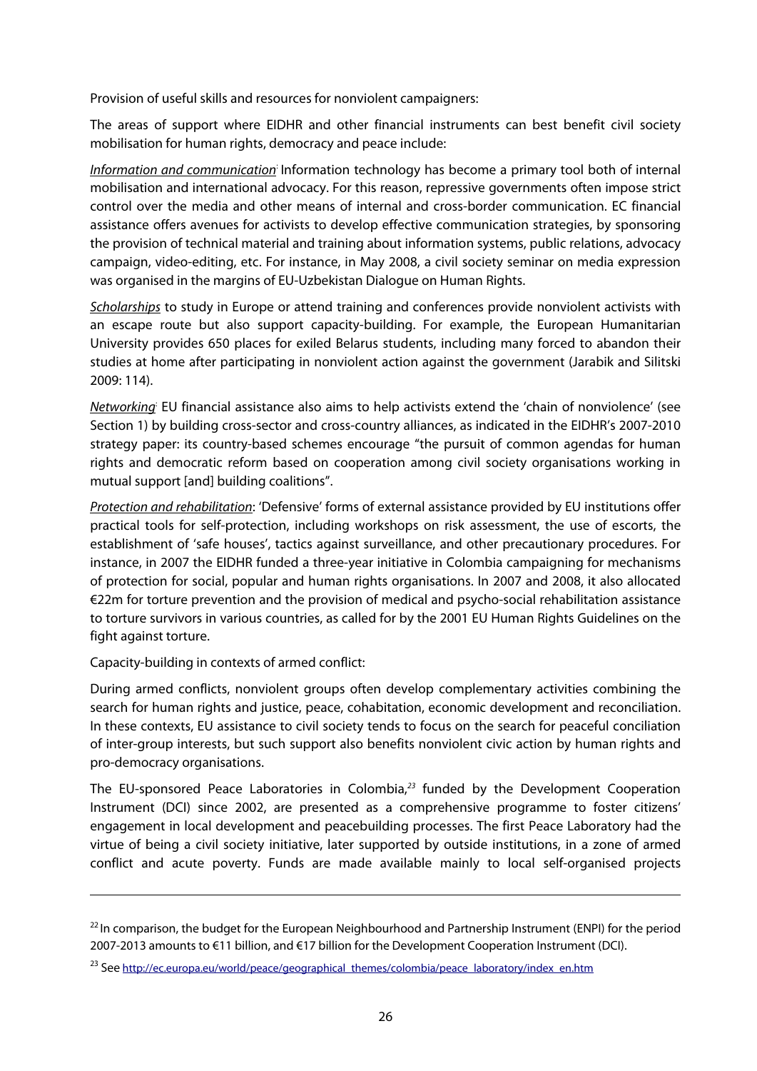Provision of useful skills and resources for nonviolent campaigners:

The areas of support where EIDHR and other financial instruments can best benefit civil society mobilisation for human rights, democracy and peace include:

*Information and communication*: Information technology has become a primary tool both of internal mobilisation and international advocacy. For this reason, repressive governments often impose strict control over the media and other means of internal and cross-border communication. EC financial assistance offers avenues for activists to develop effective communication strategies, by sponsoring the provision of technical material and training about information systems, public relations, advocacy campaign, video-editing, etc. For instance, in May 2008, a civil society seminar on media expression was organised in the margins of EU-Uzbekistan Dialogue on Human Rights.

*Scholarships* to study in Europe or attend training and conferences provide nonviolent activists with an escape route but also support capacity-building. For example, the European Humanitarian University provides 650 places for exiled Belarus students, including many forced to abandon their studies at home after participating in nonviolent action against the government (Jarabik and Silitski 2009: 114).

*Networking*: EU financial assistance also aims to help activists extend the 'chain of nonviolence' (see Section 1) by building cross-sector and cross-country alliances, as indicated in the EIDHR's 2007-2010 strategy paper: its country-based schemes encourage "the pursuit of common agendas for human rights and democratic reform based on cooperation among civil society organisations working in mutual support [and] building coalitions".

*Protection and rehabilitation*: 'Defensive' forms of external assistance provided by EU institutions offer practical tools for self-protection, including workshops on risk assessment, the use of escorts, the establishment of 'safe houses', tactics against surveillance, and other precautionary procedures. For instance, in 2007 the EIDHR funded a three-year initiative in Colombia campaigning for mechanisms of protection for social, popular and human rights organisations. In 2007 and 2008, it also allocated €22m for torture prevention and the provision of medical and psycho-social rehabilitation assistance to torture survivors in various countries, as called for by the 2001 EU Human Rights Guidelines on the fight against torture.

Capacity-building in contexts of armed conflict:

During armed conflicts, nonviolent groups often develop complementary activities combining the search for human rights and justice, peace, cohabitation, economic development and reconciliation. In these contexts, EU assistance to civil society tends to focus on the search for peaceful conciliation of inter-group interests, but such support also benefits nonviolent civic action by human rights and pro-democracy organisations.

The EU-sponsored Peace Laboratories in Colombia,[23] funded by the Development Cooperation Instrument (DCI) since 2002, are presented as a comprehensive programme to foster citizens' engagement in local development and peacebuilding processes. The first Peace Laboratory had the virtue of being a civil society initiative, later supported by outside institutions, in a zone of armed conflict and acute poverty. Funds are made available mainly to local self-organised projects

---

[22] In comparison, the budget for the European Neighbourhood and Partnership Instrument (ENPI) for the period 2007-2013 amounts to €11 billion, and €17 billion for the Development Cooperation Instrument (DCI).

[23] See http://ec.europa.eu/world/peace/geographical_themes/colombia/peace_laboratory/index_en.htm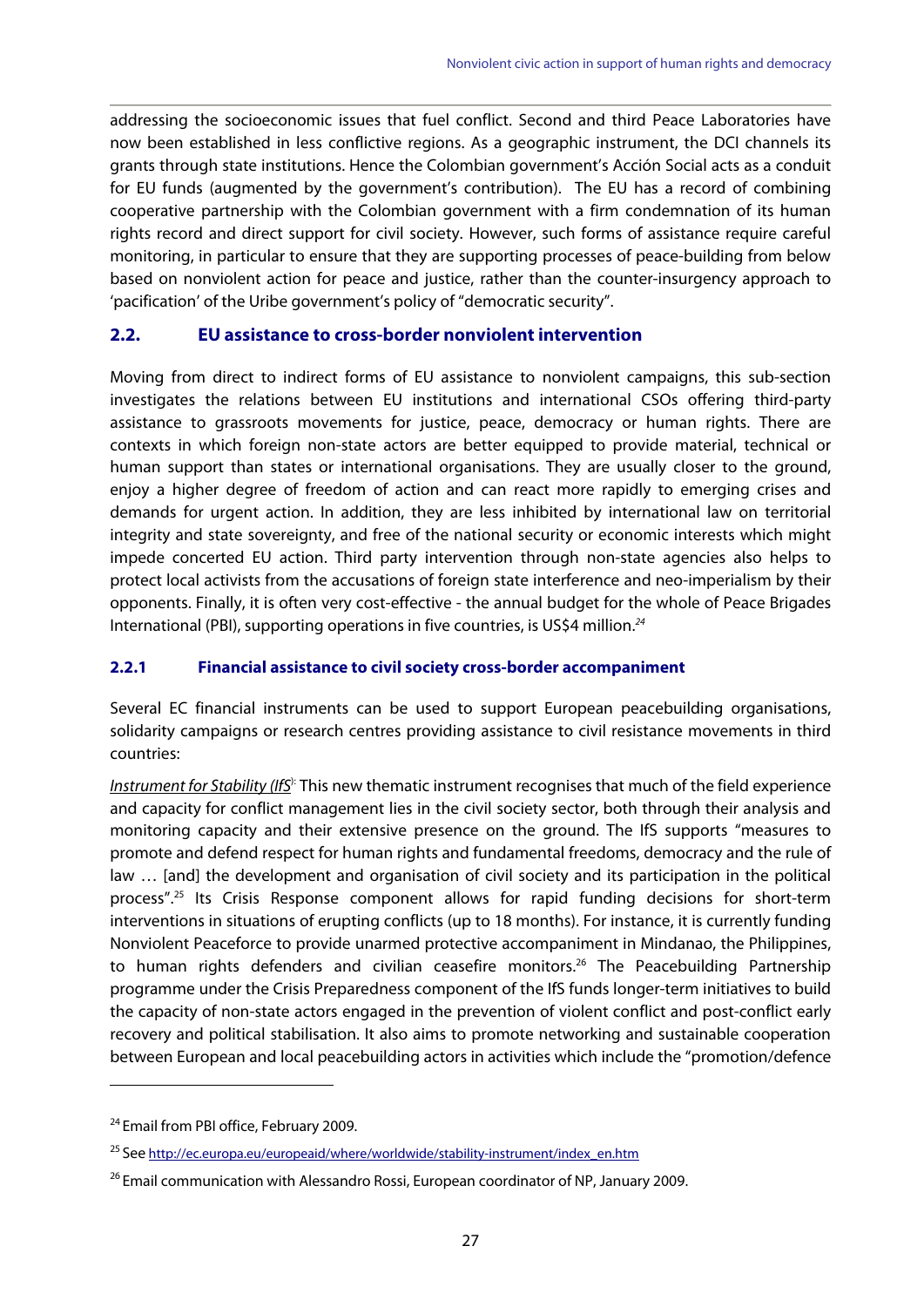addressing the socioeconomic issues that fuel conflict. Second and third Peace Laboratories have now been established in less conflictive regions. As a geographic instrument, the DCI channels its grants through state institutions. Hence the Colombian government's Acción Social acts as a conduit for EU funds (augmented by the government's contribution). The EU has a record of combining cooperative partnership with the Colombian government with a firm condemnation of its human rights record and direct support for civil society. However, such forms of assistance require careful monitoring, in particular to ensure that they are supporting processes of peace-building from below based on nonviolent action for peace and justice, rather than the counter-insurgency approach to 'pacification' of the Uribe government's policy of "democratic security".

## 2.2. EU assistance to cross-border nonviolent intervention

Moving from direct to indirect forms of EU assistance to nonviolent campaigns, this sub-section investigates the relations between EU institutions and international CSOs offering third-party assistance to grassroots movements for justice, peace, democracy or human rights. There are contexts in which foreign non-state actors are better equipped to provide material, technical or human support than states or international organisations. They are usually closer to the ground, enjoy a higher degree of freedom of action and can react more rapidly to emerging crises and demands for urgent action. In addition, they are less inhibited by international law on territorial integrity and state sovereignty, and free of the national security or economic interests which might impede concerted EU action. Third party intervention through non-state agencies also helps to protect local activists from the accusations of foreign state interference and neo-imperialism by their opponents. Finally, it is often very cost-effective - the annual budget for the whole of Peace Brigades International (PBI), supporting operations in five countries, is US$4 million.[24]

### 2.2.1 Financial assistance to civil society cross-border accompaniment

Several EC financial instruments can be used to support European peacebuilding organisations, solidarity campaigns or research centres providing assistance to civil resistance movements in third countries:

*Instrument for Stability (IfS)*: This new thematic instrument recognises that much of the field experience and capacity for conflict management lies in the civil society sector, both through their analysis and monitoring capacity and their extensive presence on the ground. The IfS supports "measures to promote and defend respect for human rights and fundamental freedoms, democracy and the rule of law … [and] the development and organisation of civil society and its participation in the political process".[25] Its Crisis Response component allows for rapid funding decisions for short-term interventions in situations of erupting conflicts (up to 18 months). For instance, it is currently funding Nonviolent Peaceforce to provide unarmed protective accompaniment in Mindanao, the Philippines, to human rights defenders and civilian ceasefire monitors.[26] The Peacebuilding Partnership programme under the Crisis Preparedness component of the IfS funds longer-term initiatives to build the capacity of non-state actors engaged in the prevention of violent conflict and post-conflict early recovery and political stabilisation. It also aims to promote networking and sustainable cooperation between European and local peacebuilding actors in activities which include the "promotion/defence

---

[24] Email from PBI office, February 2009.

[25] See http://ec.europa.eu/europeaid/where/worldwide/stability-instrument/index_en.htm

[26] Email communication with Alessandro Rossi, European coordinator of NP, January 2009.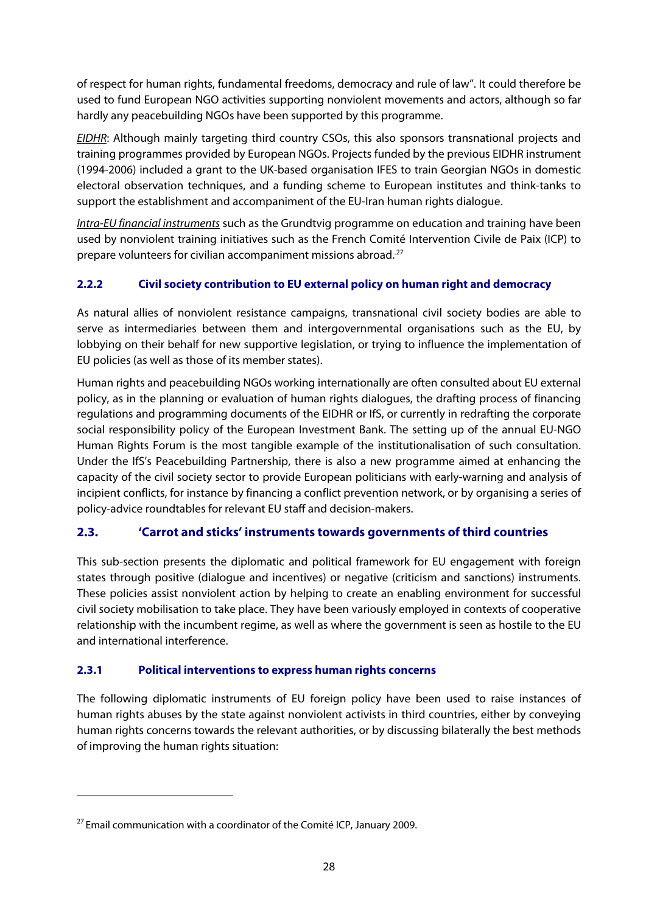of respect for human rights, fundamental freedoms, democracy and rule of law". It could therefore be used to fund European NGO activities supporting nonviolent movements and actors, although so far hardly any peacebuilding NGOs have been supported by this programme.

*EIDHR*: Although mainly targeting third country CSOs, this also sponsors transnational projects and training programmes provided by European NGOs. Projects funded by the previous EIDHR instrument (1994-2006) included a grant to the UK-based organisation IFES to train Georgian NGOs in domestic electoral observation techniques, and a funding scheme to European institutes and think-tanks to support the establishment and accompaniment of the EU-Iran human rights dialogue.

*Intra-EU financial instruments* such as the Grundtvig programme on education and training have been used by nonviolent training initiatives such as the French Comité Intervention Civile de Paix (ICP) to prepare volunteers for civilian accompaniment missions abroad.[27]

### 2.2.2 Civil society contribution to EU external policy on human right and democracy

As natural allies of nonviolent resistance campaigns, transnational civil society bodies are able to serve as intermediaries between them and intergovernmental organisations such as the EU, by lobbying on their behalf for new supportive legislation, or trying to influence the implementation of EU policies (as well as those of its member states).

Human rights and peacebuilding NGOs working internationally are often consulted about EU external policy, as in the planning or evaluation of human rights dialogues, the drafting process of financing regulations and programming documents of the EIDHR or IfS, or currently in redrafting the corporate social responsibility policy of the European Investment Bank. The setting up of the annual EU-NGO Human Rights Forum is the most tangible example of the institutionalisation of such consultation. Under the IfS's Peacebuilding Partnership, there is also a new programme aimed at enhancing the capacity of the civil society sector to provide European politicians with early-warning and analysis of incipient conflicts, for instance by financing a conflict prevention network, or by organising a series of policy-advice roundtables for relevant EU staff and decision-makers.

## 2.3. 'Carrot and sticks' instruments towards governments of third countries

This sub-section presents the diplomatic and political framework for EU engagement with foreign states through positive (dialogue and incentives) or negative (criticism and sanctions) instruments. These policies assist nonviolent action by helping to create an enabling environment for successful civil society mobilisation to take place. They have been variously employed in contexts of cooperative relationship with the incumbent regime, as well as where the government is seen as hostile to the EU and international interference.

### 2.3.1 Political interventions to express human rights concerns

The following diplomatic instruments of EU foreign policy have been used to raise instances of human rights abuses by the state against nonviolent activists in third countries, either by conveying human rights concerns towards the relevant authorities, or by discussing bilaterally the best methods of improving the human rights situation:

---

[27] Email communication with a coordinator of the Comité ICP, January 2009.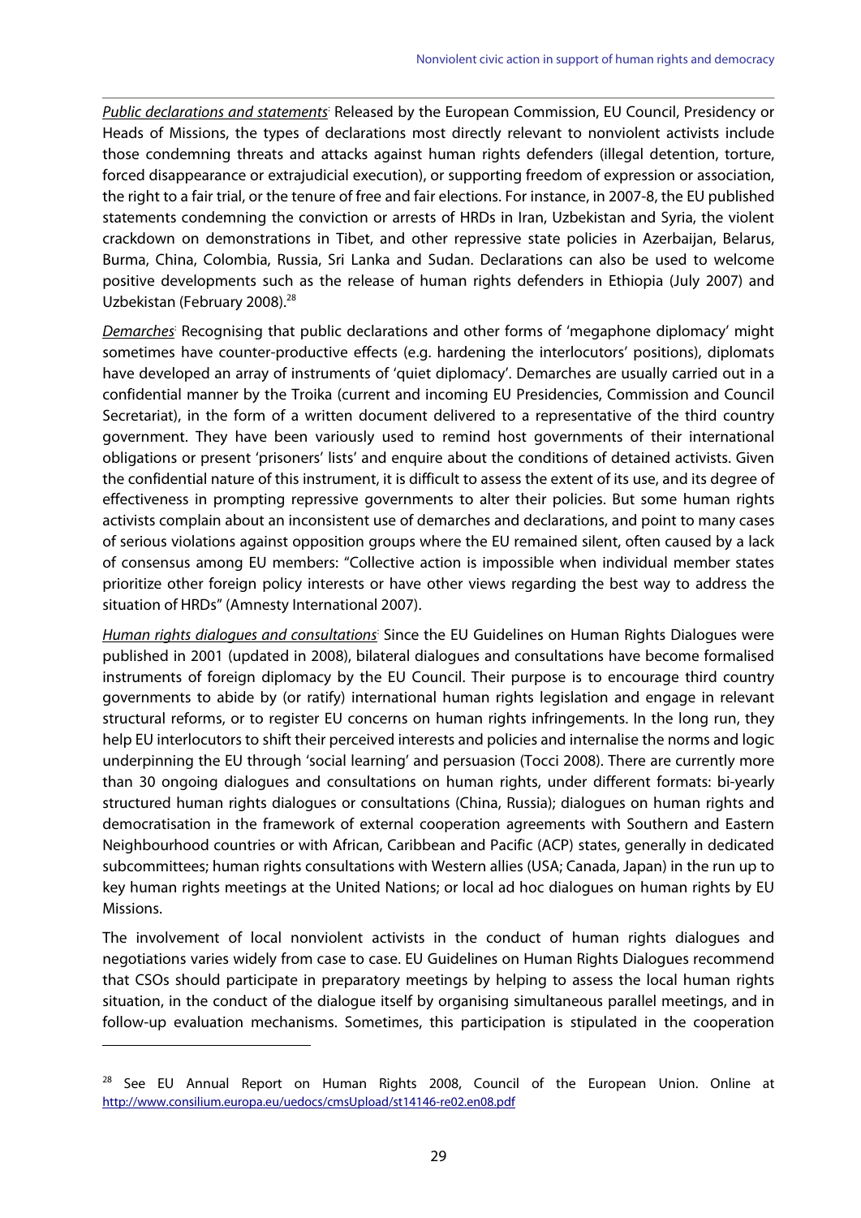*Public declarations and statements*: Released by the European Commission, EU Council, Presidency or Heads of Missions, the types of declarations most directly relevant to nonviolent activists include those condemning threats and attacks against human rights defenders (illegal detention, torture, forced disappearance or extrajudicial execution), or supporting freedom of expression or association, the right to a fair trial, or the tenure of free and fair elections. For instance, in 2007-8, the EU published statements condemning the conviction or arrests of HRDs in Iran, Uzbekistan and Syria, the violent crackdown on demonstrations in Tibet, and other repressive state policies in Azerbaijan, Belarus, Burma, China, Colombia, Russia, Sri Lanka and Sudan. Declarations can also be used to welcome positive developments such as the release of human rights defenders in Ethiopia (July 2007) and Uzbekistan (February 2008).[28]

*Demarches*: Recognising that public declarations and other forms of 'megaphone diplomacy' might sometimes have counter-productive effects (e.g. hardening the interlocutors' positions), diplomats have developed an array of instruments of 'quiet diplomacy'. Demarches are usually carried out in a confidential manner by the Troika (current and incoming EU Presidencies, Commission and Council Secretariat), in the form of a written document delivered to a representative of the third country government. They have been variously used to remind host governments of their international obligations or present 'prisoners' lists' and enquire about the conditions of detained activists. Given the confidential nature of this instrument, it is difficult to assess the extent of its use, and its degree of effectiveness in prompting repressive governments to alter their policies. But some human rights activists complain about an inconsistent use of demarches and declarations, and point to many cases of serious violations against opposition groups where the EU remained silent, often caused by a lack of consensus among EU members: "Collective action is impossible when individual member states prioritize other foreign policy interests or have other views regarding the best way to address the situation of HRDs" (Amnesty International 2007).

*Human rights dialogues and consultations*: Since the EU Guidelines on Human Rights Dialogues were published in 2001 (updated in 2008), bilateral dialogues and consultations have become formalised instruments of foreign diplomacy by the EU Council. Their purpose is to encourage third country governments to abide by (or ratify) international human rights legislation and engage in relevant structural reforms, or to register EU concerns on human rights infringements. In the long run, they help EU interlocutors to shift their perceived interests and policies and internalise the norms and logic underpinning the EU through 'social learning' and persuasion (Tocci 2008). There are currently more than 30 ongoing dialogues and consultations on human rights, under different formats: bi-yearly structured human rights dialogues or consultations (China, Russia); dialogues on human rights and democratisation in the framework of external cooperation agreements with Southern and Eastern Neighbourhood countries or with African, Caribbean and Pacific (ACP) states, generally in dedicated subcommittees; human rights consultations with Western allies (USA; Canada, Japan) in the run up to key human rights meetings at the United Nations; or local ad hoc dialogues on human rights by EU Missions.

The involvement of local nonviolent activists in the conduct of human rights dialogues and negotiations varies widely from case to case. EU Guidelines on Human Rights Dialogues recommend that CSOs should participate in preparatory meetings by helping to assess the local human rights situation, in the conduct of the dialogue itself by organising simultaneous parallel meetings, and in follow-up evaluation mechanisms. Sometimes, this participation is stipulated in the cooperation

---

[28] See EU Annual Report on Human Rights 2008, Council of the European Union. Online at http://www.consilium.europa.eu/uedocs/cmsUpload/st14146-re02.en08.pdf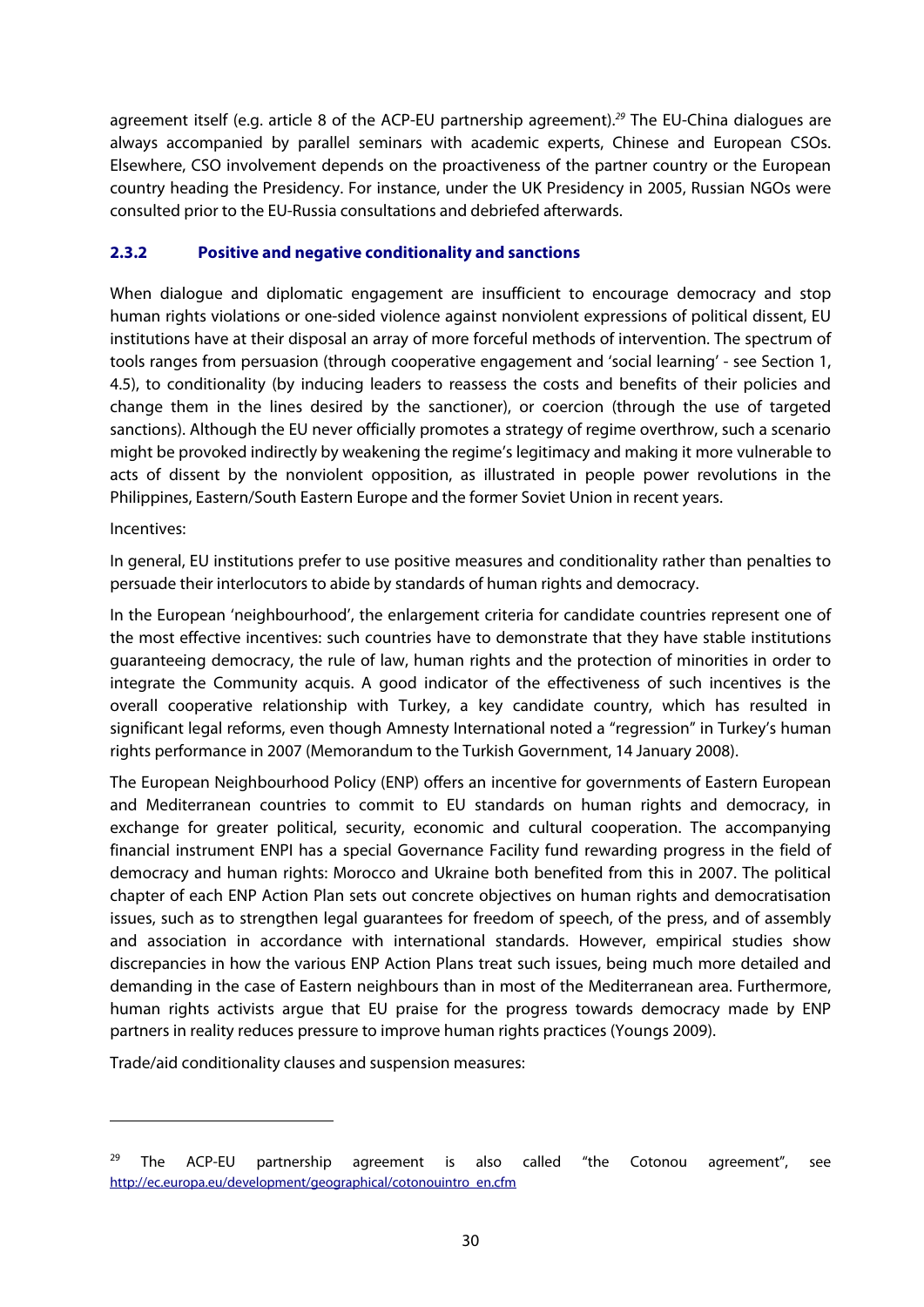agreement itself (e.g. article 8 of the ACP-EU partnership agreement).[29] The EU-China dialogues are always accompanied by parallel seminars with academic experts, Chinese and European CSOs. Elsewhere, CSO involvement depends on the proactiveness of the partner country or the European country heading the Presidency. For instance, under the UK Presidency in 2005, Russian NGOs were consulted prior to the EU-Russia consultations and debriefed afterwards.

### 2.3.2 Positive and negative conditionality and sanctions

When dialogue and diplomatic engagement are insufficient to encourage democracy and stop human rights violations or one-sided violence against nonviolent expressions of political dissent, EU institutions have at their disposal an array of more forceful methods of intervention. The spectrum of tools ranges from persuasion (through cooperative engagement and 'social learning' - see Section 1, 4.5), to conditionality (by inducing leaders to reassess the costs and benefits of their policies and change them in the lines desired by the sanctioner), or coercion (through the use of targeted sanctions). Although the EU never officially promotes a strategy of regime overthrow, such a scenario might be provoked indirectly by weakening the regime's legitimacy and making it more vulnerable to acts of dissent by the nonviolent opposition, as illustrated in people power revolutions in the Philippines, Eastern/South Eastern Europe and the former Soviet Union in recent years.

Incentives:

In general, EU institutions prefer to use positive measures and conditionality rather than penalties to persuade their interlocutors to abide by standards of human rights and democracy.

In the European 'neighbourhood', the enlargement criteria for candidate countries represent one of the most effective incentives: such countries have to demonstrate that they have stable institutions guaranteeing democracy, the rule of law, human rights and the protection of minorities in order to integrate the Community acquis. A good indicator of the effectiveness of such incentives is the overall cooperative relationship with Turkey, a key candidate country, which has resulted in significant legal reforms, even though Amnesty International noted a "regression" in Turkey's human rights performance in 2007 (Memorandum to the Turkish Government, 14 January 2008).

The European Neighbourhood Policy (ENP) offers an incentive for governments of Eastern European and Mediterranean countries to commit to EU standards on human rights and democracy, in exchange for greater political, security, economic and cultural cooperation. The accompanying financial instrument ENPI has a special Governance Facility fund rewarding progress in the field of democracy and human rights: Morocco and Ukraine both benefited from this in 2007. The political chapter of each ENP Action Plan sets out concrete objectives on human rights and democratisation issues, such as to strengthen legal guarantees for freedom of speech, of the press, and of assembly and association in accordance with international standards. However, empirical studies show discrepancies in how the various ENP Action Plans treat such issues, being much more detailed and demanding in the case of Eastern neighbours than in most of the Mediterranean area. Furthermore, human rights activists argue that EU praise for the progress towards democracy made by ENP partners in reality reduces pressure to improve human rights practices (Youngs 2009).

Trade/aid conditionality clauses and suspension measures:

---

[29] The ACP-EU partnership agreement is also called "the Cotonou agreement", see http://ec.europa.eu/development/geographical/cotonouintro_en.cfm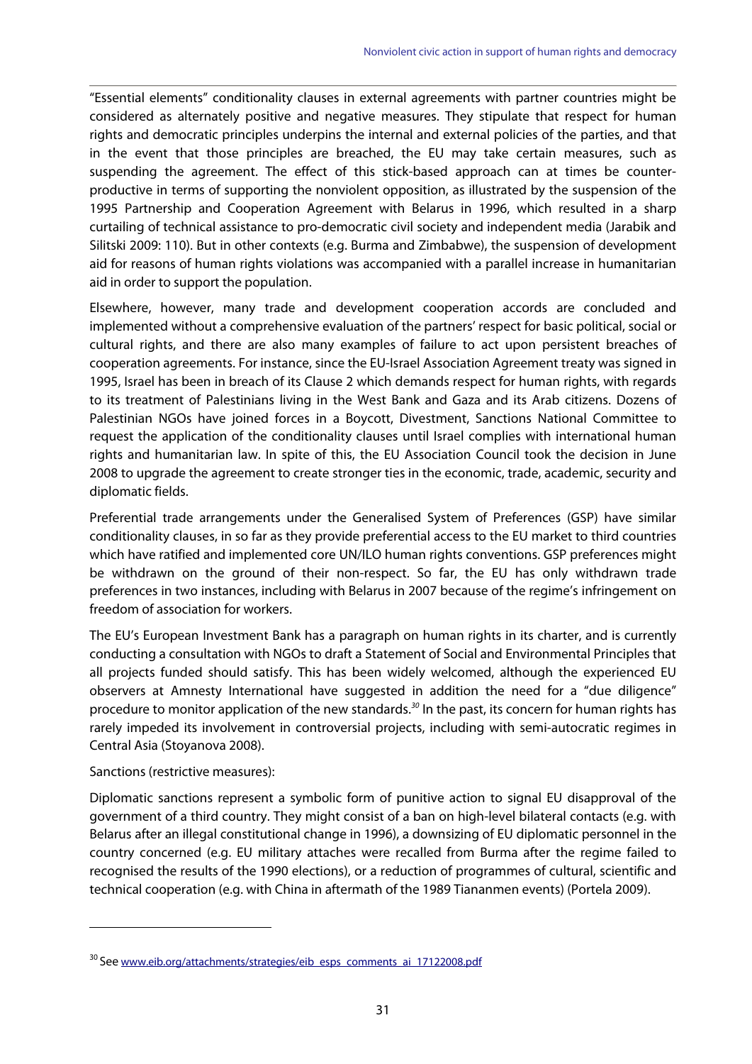"Essential elements" conditionality clauses in external agreements with partner countries might be considered as alternately positive and negative measures. They stipulate that respect for human rights and democratic principles underpins the internal and external policies of the parties, and that in the event that those principles are breached, the EU may take certain measures, such as suspending the agreement. The effect of this stick-based approach can at times be counter-productive in terms of supporting the nonviolent opposition, as illustrated by the suspension of the 1995 Partnership and Cooperation Agreement with Belarus in 1996, which resulted in a sharp curtailing of technical assistance to pro-democratic civil society and independent media (Jarabik and Silitski 2009: 110). But in other contexts (e.g. Burma and Zimbabwe), the suspension of development aid for reasons of human rights violations was accompanied with a parallel increase in humanitarian aid in order to support the population.

Elsewhere, however, many trade and development cooperation accords are concluded and implemented without a comprehensive evaluation of the partners' respect for basic political, social or cultural rights, and there are also many examples of failure to act upon persistent breaches of cooperation agreements. For instance, since the EU-Israel Association Agreement treaty was signed in 1995, Israel has been in breach of its Clause 2 which demands respect for human rights, with regards to its treatment of Palestinians living in the West Bank and Gaza and its Arab citizens. Dozens of Palestinian NGOs have joined forces in a Boycott, Divestment, Sanctions National Committee to request the application of the conditionality clauses until Israel complies with international human rights and humanitarian law. In spite of this, the EU Association Council took the decision in June 2008 to upgrade the agreement to create stronger ties in the economic, trade, academic, security and diplomatic fields.

Preferential trade arrangements under the Generalised System of Preferences (GSP) have similar conditionality clauses, in so far as they provide preferential access to the EU market to third countries which have ratified and implemented core UN/ILO human rights conventions. GSP preferences might be withdrawn on the ground of their non-respect. So far, the EU has only withdrawn trade preferences in two instances, including with Belarus in 2007 because of the regime's infringement on freedom of association for workers.

The EU's European Investment Bank has a paragraph on human rights in its charter, and is currently conducting a consultation with NGOs to draft a Statement of Social and Environmental Principles that all projects funded should satisfy. This has been widely welcomed, although the experienced EU observers at Amnesty International have suggested in addition the need for a "due diligence" procedure to monitor application of the new standards.[30] In the past, its concern for human rights has rarely impeded its involvement in controversial projects, including with semi-autocratic regimes in Central Asia (Stoyanova 2008).

Sanctions (restrictive measures):

Diplomatic sanctions represent a symbolic form of punitive action to signal EU disapproval of the government of a third country. They might consist of a ban on high-level bilateral contacts (e.g. with Belarus after an illegal constitutional change in 1996), a downsizing of EU diplomatic personnel in the country concerned (e.g. EU military attaches were recalled from Burma after the regime failed to recognised the results of the 1990 elections), or a reduction of programmes of cultural, scientific and technical cooperation (e.g. with China in aftermath of the 1989 Tiananmen events) (Portela 2009).

---

[30] See www.eib.org/attachments/strategies/eib_esps_comments_ai_17122008.pdf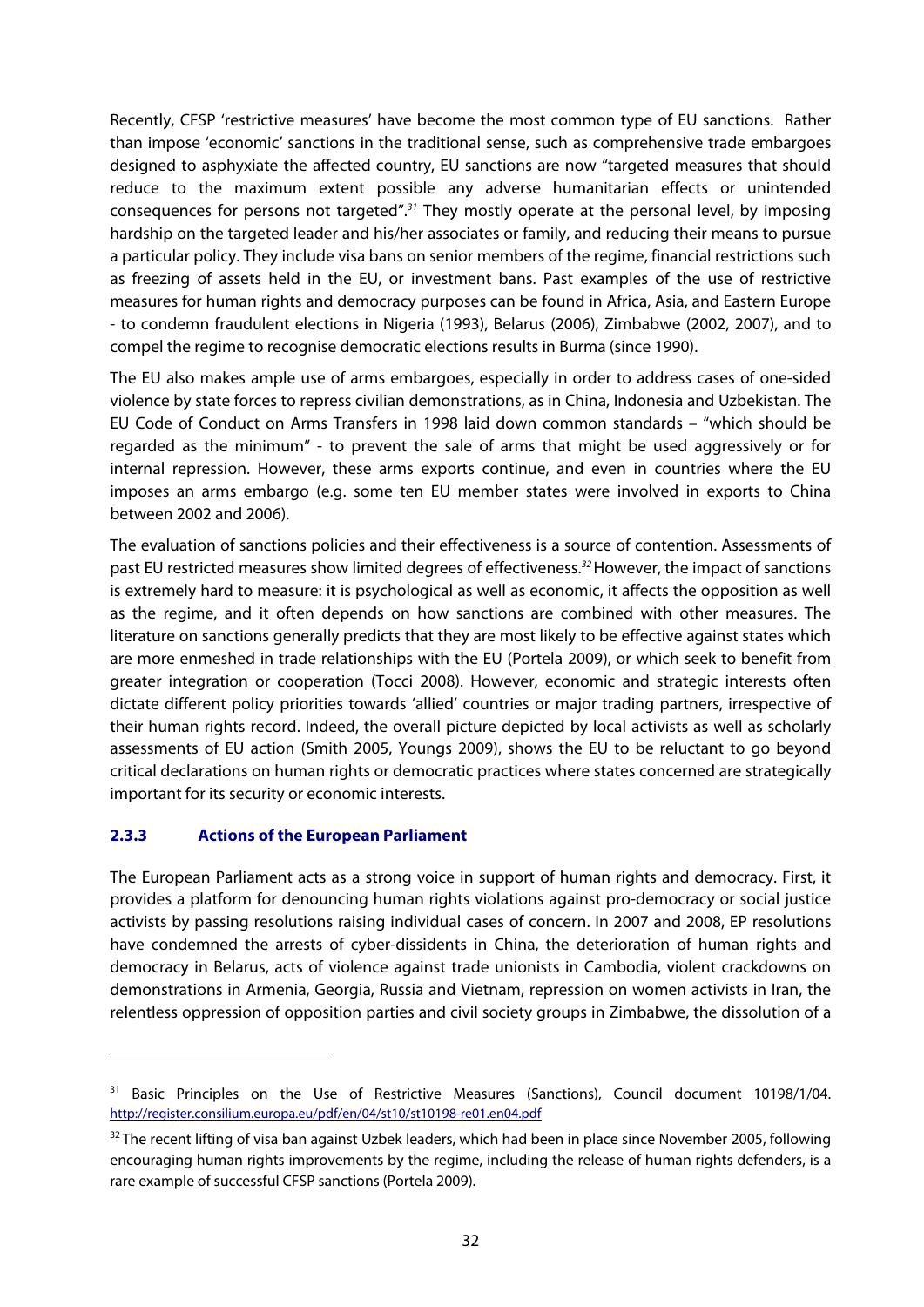Recently, CFSP 'restrictive measures' have become the most common type of EU sanctions. Rather than impose 'economic' sanctions in the traditional sense, such as comprehensive trade embargoes designed to asphyxiate the affected country, EU sanctions are now "targeted measures that should reduce to the maximum extent possible any adverse humanitarian effects or unintended consequences for persons not targeted".[31] They mostly operate at the personal level, by imposing hardship on the targeted leader and his/her associates or family, and reducing their means to pursue a particular policy. They include visa bans on senior members of the regime, financial restrictions such as freezing of assets held in the EU, or investment bans. Past examples of the use of restrictive measures for human rights and democracy purposes can be found in Africa, Asia, and Eastern Europe - to condemn fraudulent elections in Nigeria (1993), Belarus (2006), Zimbabwe (2002, 2007), and to compel the regime to recognise democratic elections results in Burma (since 1990).

The EU also makes ample use of arms embargoes, especially in order to address cases of one-sided violence by state forces to repress civilian demonstrations, as in China, Indonesia and Uzbekistan. The EU Code of Conduct on Arms Transfers in 1998 laid down common standards – "which should be regarded as the minimum" - to prevent the sale of arms that might be used aggressively or for internal repression. However, these arms exports continue, and even in countries where the EU imposes an arms embargo (e.g. some ten EU member states were involved in exports to China between 2002 and 2006).

The evaluation of sanctions policies and their effectiveness is a source of contention. Assessments of past EU restricted measures show limited degrees of effectiveness.[32] However, the impact of sanctions is extremely hard to measure: it is psychological as well as economic, it affects the opposition as well as the regime, and it often depends on how sanctions are combined with other measures. The literature on sanctions generally predicts that they are most likely to be effective against states which are more enmeshed in trade relationships with the EU (Portela 2009), or which seek to benefit from greater integration or cooperation (Tocci 2008). However, economic and strategic interests often dictate different policy priorities towards 'allied' countries or major trading partners, irrespective of their human rights record. Indeed, the overall picture depicted by local activists as well as scholarly assessments of EU action (Smith 2005, Youngs 2009), shows the EU to be reluctant to go beyond critical declarations on human rights or democratic practices where states concerned are strategically important for its security or economic interests.

### 2.3.3 Actions of the European Parliament

The European Parliament acts as a strong voice in support of human rights and democracy. First, it provides a platform for denouncing human rights violations against pro-democracy or social justice activists by passing resolutions raising individual cases of concern. In 2007 and 2008, EP resolutions have condemned the arrests of cyber-dissidents in China, the deterioration of human rights and democracy in Belarus, acts of violence against trade unionists in Cambodia, violent crackdowns on demonstrations in Armenia, Georgia, Russia and Vietnam, repression on women activists in Iran, the relentless oppression of opposition parties and civil society groups in Zimbabwe, the dissolution of a

---

[31] Basic Principles on the Use of Restrictive Measures (Sanctions), Council document 10198/1/04. http://register.consilium.europa.eu/pdf/en/04/st10/st10198-re01.en04.pdf

[32] The recent lifting of visa ban against Uzbek leaders, which had been in place since November 2005, following encouraging human rights improvements by the regime, including the release of human rights defenders, is a rare example of successful CFSP sanctions (Portela 2009).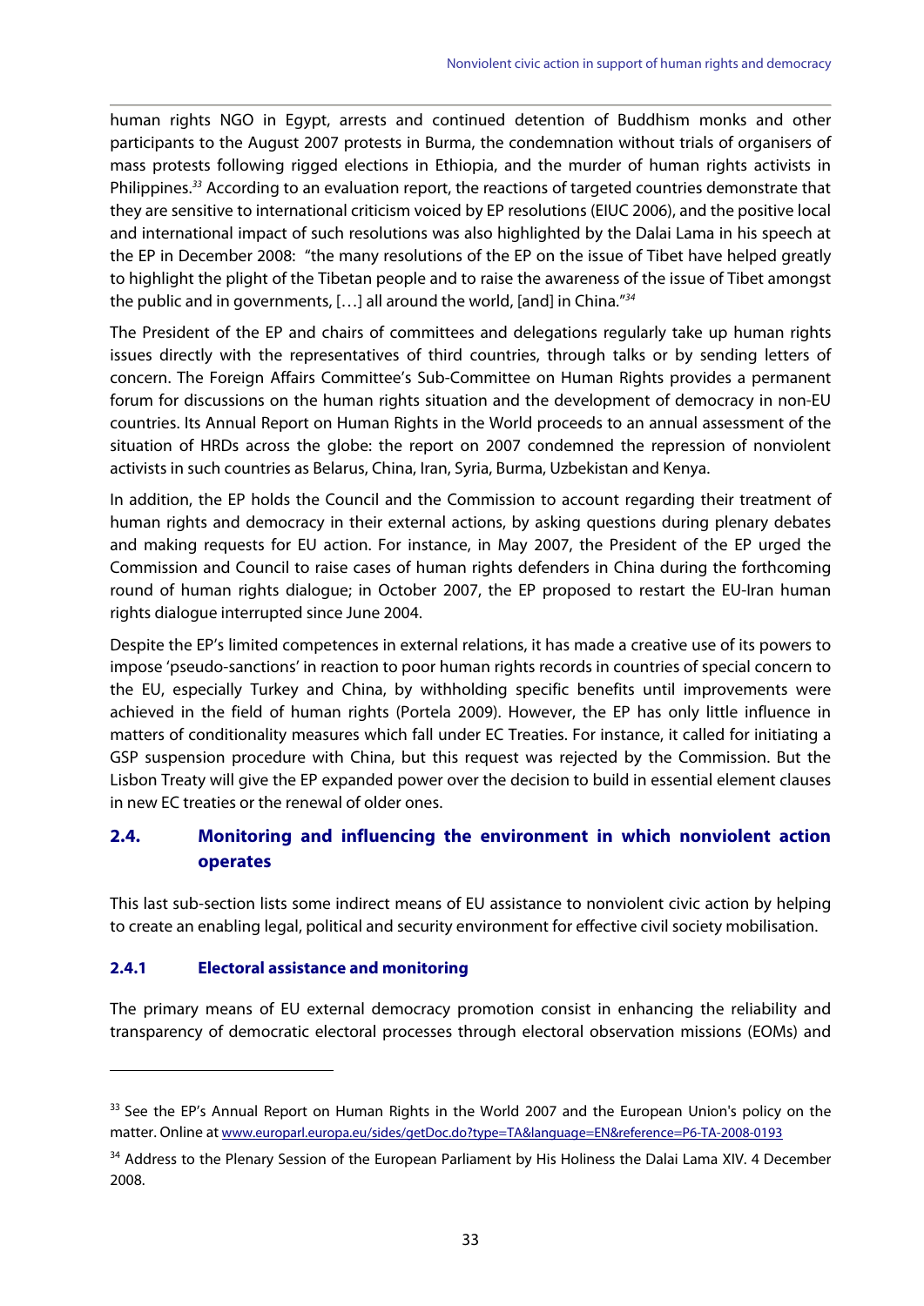human rights NGO in Egypt, arrests and continued detention of Buddhism monks and other participants to the August 2007 protests in Burma, the condemnation without trials of organisers of mass protests following rigged elections in Ethiopia, and the murder of human rights activists in Philippines.[33] According to an evaluation report, the reactions of targeted countries demonstrate that they are sensitive to international criticism voiced by EP resolutions (EIUC 2006), and the positive local and international impact of such resolutions was also highlighted by the Dalai Lama in his speech at the EP in December 2008: "the many resolutions of the EP on the issue of Tibet have helped greatly to highlight the plight of the Tibetan people and to raise the awareness of the issue of Tibet amongst the public and in governments, […] all around the world, [and] in China."[34]

The President of the EP and chairs of committees and delegations regularly take up human rights issues directly with the representatives of third countries, through talks or by sending letters of concern. The Foreign Affairs Committee's Sub-Committee on Human Rights provides a permanent forum for discussions on the human rights situation and the development of democracy in non-EU countries. Its Annual Report on Human Rights in the World proceeds to an annual assessment of the situation of HRDs across the globe: the report on 2007 condemned the repression of nonviolent activists in such countries as Belarus, China, Iran, Syria, Burma, Uzbekistan and Kenya.

In addition, the EP holds the Council and the Commission to account regarding their treatment of human rights and democracy in their external actions, by asking questions during plenary debates and making requests for EU action. For instance, in May 2007, the President of the EP urged the Commission and Council to raise cases of human rights defenders in China during the forthcoming round of human rights dialogue; in October 2007, the EP proposed to restart the EU-Iran human rights dialogue interrupted since June 2004.

Despite the EP's limited competences in external relations, it has made a creative use of its powers to impose 'pseudo-sanctions' in reaction to poor human rights records in countries of special concern to the EU, especially Turkey and China, by withholding specific benefits until improvements were achieved in the field of human rights (Portela 2009). However, the EP has only little influence in matters of conditionality measures which fall under EC Treaties. For instance, it called for initiating a GSP suspension procedure with China, but this request was rejected by the Commission. But the Lisbon Treaty will give the EP expanded power over the decision to build in essential element clauses in new EC treaties or the renewal of older ones.

## 2.4. Monitoring and influencing the environment in which nonviolent action operates

This last sub-section lists some indirect means of EU assistance to nonviolent civic action by helping to create an enabling legal, political and security environment for effective civil society mobilisation.

### 2.4.1 Electoral assistance and monitoring

The primary means of EU external democracy promotion consist in enhancing the reliability and transparency of democratic electoral processes through electoral observation missions (EOMs) and

---

[33] See the EP's Annual Report on Human Rights in the World 2007 and the European Union's policy on the matter. Online at www.europarl.europa.eu/sides/getDoc.do?type=TA&language=EN&reference=P6-TA-2008-0193

[34] Address to the Plenary Session of the European Parliament by His Holiness the Dalai Lama XIV. 4 December 2008.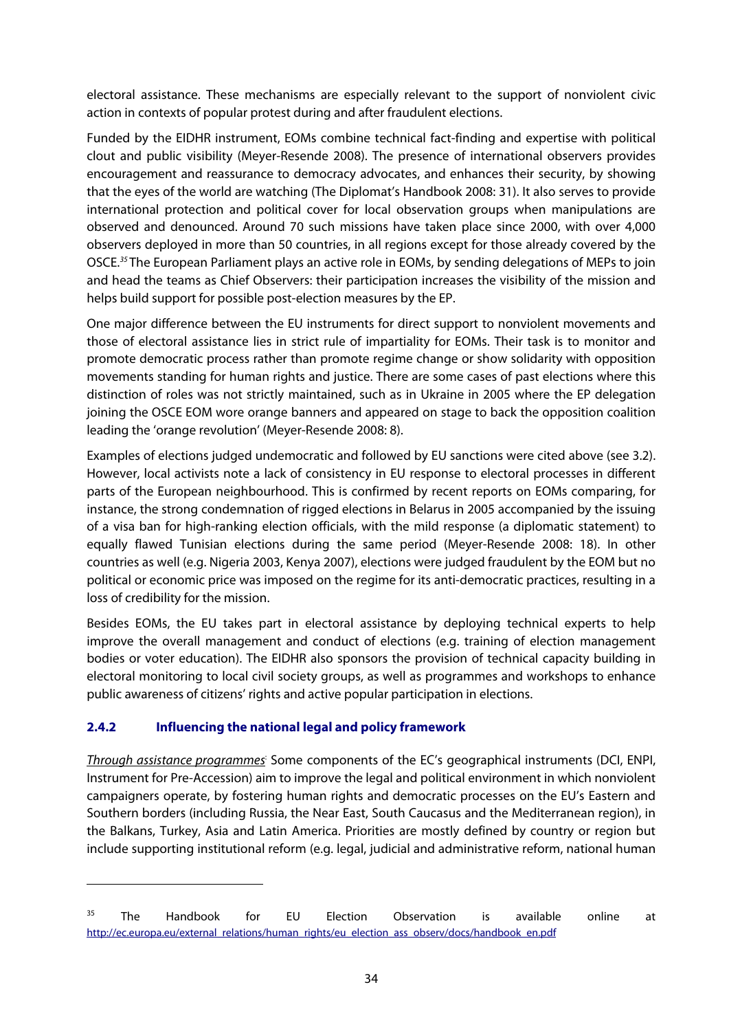electoral assistance. These mechanisms are especially relevant to the support of nonviolent civic action in contexts of popular protest during and after fraudulent elections.

Funded by the EIDHR instrument, EOMs combine technical fact-finding and expertise with political clout and public visibility (Meyer-Resende 2008). The presence of international observers provides encouragement and reassurance to democracy advocates, and enhances their security, by showing that the eyes of the world are watching (The Diplomat's Handbook 2008: 31). It also serves to provide international protection and political cover for local observation groups when manipulations are observed and denounced. Around 70 such missions have taken place since 2000, with over 4,000 observers deployed in more than 50 countries, in all regions except for those already covered by the OSCE.[35] The European Parliament plays an active role in EOMs, by sending delegations of MEPs to join and head the teams as Chief Observers: their participation increases the visibility of the mission and helps build support for possible post-election measures by the EP.

One major difference between the EU instruments for direct support to nonviolent movements and those of electoral assistance lies in strict rule of impartiality for EOMs. Their task is to monitor and promote democratic process rather than promote regime change or show solidarity with opposition movements standing for human rights and justice. There are some cases of past elections where this distinction of roles was not strictly maintained, such as in Ukraine in 2005 where the EP delegation joining the OSCE EOM wore orange banners and appeared on stage to back the opposition coalition leading the 'orange revolution' (Meyer-Resende 2008: 8).

Examples of elections judged undemocratic and followed by EU sanctions were cited above (see 3.2). However, local activists note a lack of consistency in EU response to electoral processes in different parts of the European neighbourhood. This is confirmed by recent reports on EOMs comparing, for instance, the strong condemnation of rigged elections in Belarus in 2005 accompanied by the issuing of a visa ban for high-ranking election officials, with the mild response (a diplomatic statement) to equally flawed Tunisian elections during the same period (Meyer-Resende 2008: 18). In other countries as well (e.g. Nigeria 2003, Kenya 2007), elections were judged fraudulent by the EOM but no political or economic price was imposed on the regime for its anti-democratic practices, resulting in a loss of credibility for the mission.

Besides EOMs, the EU takes part in electoral assistance by deploying technical experts to help improve the overall management and conduct of elections (e.g. training of election management bodies or voter education). The EIDHR also sponsors the provision of technical capacity building in electoral monitoring to local civil society groups, as well as programmes and workshops to enhance public awareness of citizens' rights and active popular participation in elections.

### 2.4.2 Influencing the national legal and policy framework

*Through assistance programmes*: Some components of the EC's geographical instruments (DCI, ENPI, Instrument for Pre-Accession) aim to improve the legal and political environment in which nonviolent campaigners operate, by fostering human rights and democratic processes on the EU's Eastern and Southern borders (including Russia, the Near East, South Caucasus and the Mediterranean region), in the Balkans, Turkey, Asia and Latin America. Priorities are mostly defined by country or region but include supporting institutional reform (e.g. legal, judicial and administrative reform, national human

---

[35] The Handbook for EU Election Observation is available online at http://ec.europa.eu/external_relations/human_rights/eu_election_ass_observ/docs/handbook_en.pdf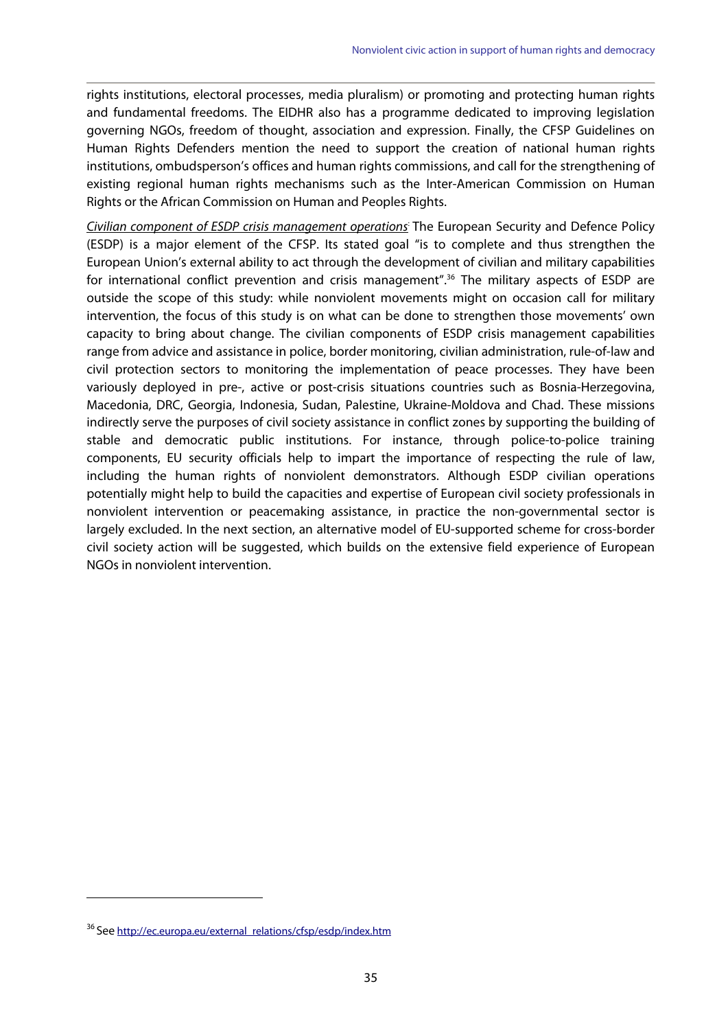rights institutions, electoral processes, media pluralism) or promoting and protecting human rights and fundamental freedoms. The EIDHR also has a programme dedicated to improving legislation governing NGOs, freedom of thought, association and expression. Finally, the CFSP Guidelines on Human Rights Defenders mention the need to support the creation of national human rights institutions, ombudsperson's offices and human rights commissions, and call for the strengthening of existing regional human rights mechanisms such as the Inter-American Commission on Human Rights or the African Commission on Human and Peoples Rights.

*Civilian component of ESDP crisis management operations*: The European Security and Defence Policy (ESDP) is a major element of the CFSP. Its stated goal "is to complete and thus strengthen the European Union's external ability to act through the development of civilian and military capabilities for international conflict prevention and crisis management".[36] The military aspects of ESDP are outside the scope of this study: while nonviolent movements might on occasion call for military intervention, the focus of this study is on what can be done to strengthen those movements' own capacity to bring about change. The civilian components of ESDP crisis management capabilities range from advice and assistance in police, border monitoring, civilian administration, rule-of-law and civil protection sectors to monitoring the implementation of peace processes. They have been variously deployed in pre-, active or post-crisis situations countries such as Bosnia-Herzegovina, Macedonia, DRC, Georgia, Indonesia, Sudan, Palestine, Ukraine-Moldova and Chad. These missions indirectly serve the purposes of civil society assistance in conflict zones by supporting the building of stable and democratic public institutions. For instance, through police-to-police training components, EU security officials help to impart the importance of respecting the rule of law, including the human rights of nonviolent demonstrators. Although ESDP civilian operations potentially might help to build the capacities and expertise of European civil society professionals in nonviolent intervention or peacemaking assistance, in practice the non-governmental sector is largely excluded. In the next section, an alternative model of EU-supported scheme for cross-border civil society action will be suggested, which builds on the extensive field experience of European NGOs in nonviolent intervention.

---

[36] See http://ec.europa.eu/external_relations/cfsp/esdp/index.htm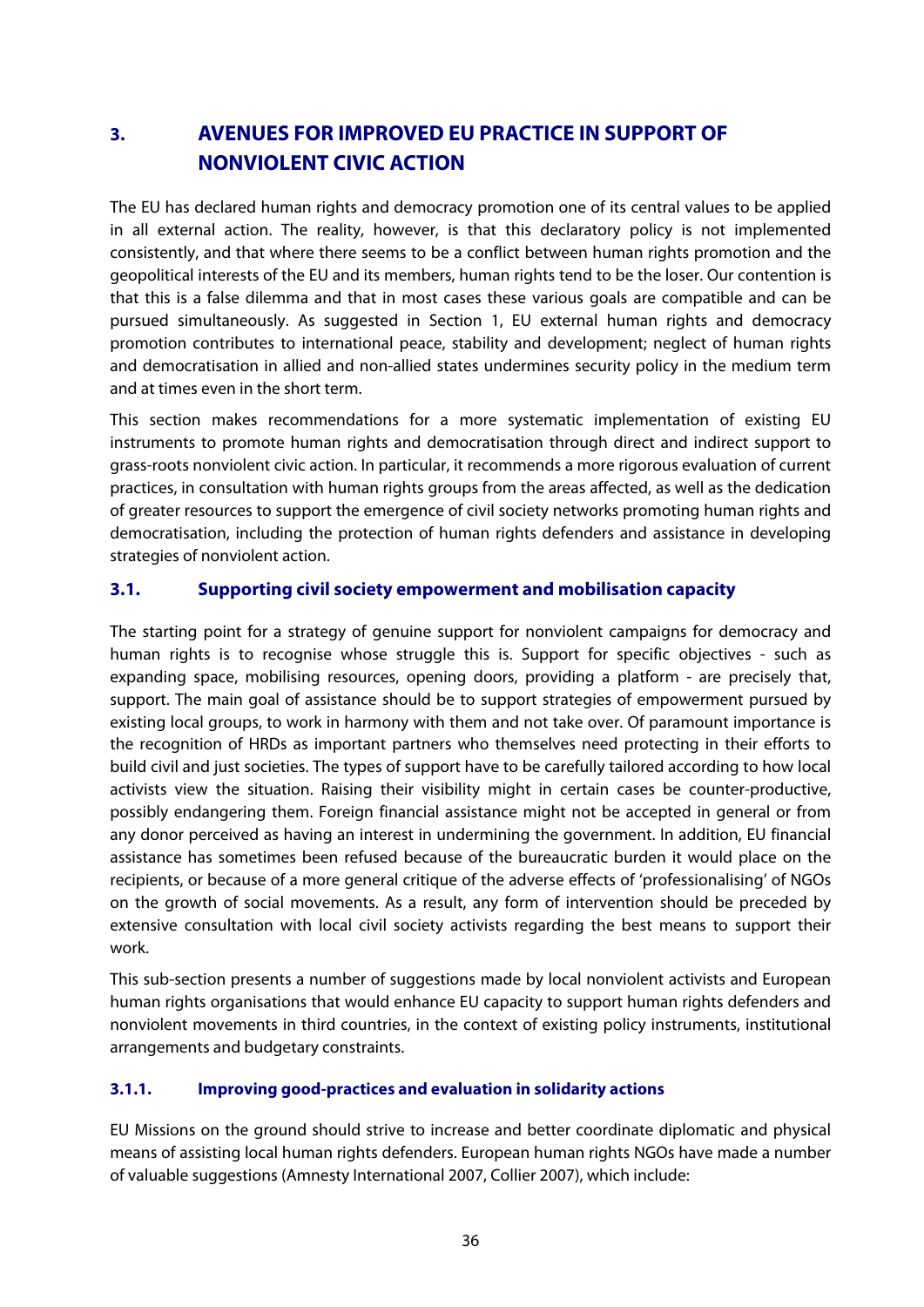## 3. AVENUES FOR IMPROVED EU PRACTICE IN SUPPORT OF NONVIOLENT CIVIC ACTION

The EU has declared human rights and democracy promotion one of its central values to be applied in all external action. The reality, however, is that this declaratory policy is not implemented consistently, and that where there seems to be a conflict between human rights promotion and the geopolitical interests of the EU and its members, human rights tend to be the loser. Our contention is that this is a false dilemma and that in most cases these various goals are compatible and can be pursued simultaneously. As suggested in Section 1, EU external human rights and democracy promotion contributes to international peace, stability and development; neglect of human rights and democratisation in allied and non-allied states undermines security policy in the medium term and at times even in the short term.

This section makes recommendations for a more systematic implementation of existing EU instruments to promote human rights and democratisation through direct and indirect support to grass-roots nonviolent civic action. In particular, it recommends a more rigorous evaluation of current practices, in consultation with human rights groups from the areas affected, as well as the dedication of greater resources to support the emergence of civil society networks promoting human rights and democratisation, including the protection of human rights defenders and assistance in developing strategies of nonviolent action.

### 3.1. Supporting civil society empowerment and mobilisation capacity

The starting point for a strategy of genuine support for nonviolent campaigns for democracy and human rights is to recognise whose struggle this is. Support for specific objectives - such as expanding space, mobilising resources, opening doors, providing a platform - are precisely that, support. The main goal of assistance should be to support strategies of empowerment pursued by existing local groups, to work in harmony with them and not take over. Of paramount importance is the recognition of HRDs as important partners who themselves need protecting in their efforts to build civil and just societies. The types of support have to be carefully tailored according to how local activists view the situation. Raising their visibility might in certain cases be counter-productive, possibly endangering them. Foreign financial assistance might not be accepted in general or from any donor perceived as having an interest in undermining the government. In addition, EU financial assistance has sometimes been refused because of the bureaucratic burden it would place on the recipients, or because of a more general critique of the adverse effects of 'professionalising' of NGOs on the growth of social movements. As a result, any form of intervention should be preceded by extensive consultation with local civil society activists regarding the best means to support their work.

This sub-section presents a number of suggestions made by local nonviolent activists and European human rights organisations that would enhance EU capacity to support human rights defenders and nonviolent movements in third countries, in the context of existing policy instruments, institutional arrangements and budgetary constraints.

#### 3.1.1. Improving good-practices and evaluation in solidarity actions

EU Missions on the ground should strive to increase and better coordinate diplomatic and physical means of assisting local human rights defenders. European human rights NGOs have made a number of valuable suggestions (Amnesty International 2007, Collier 2007), which include: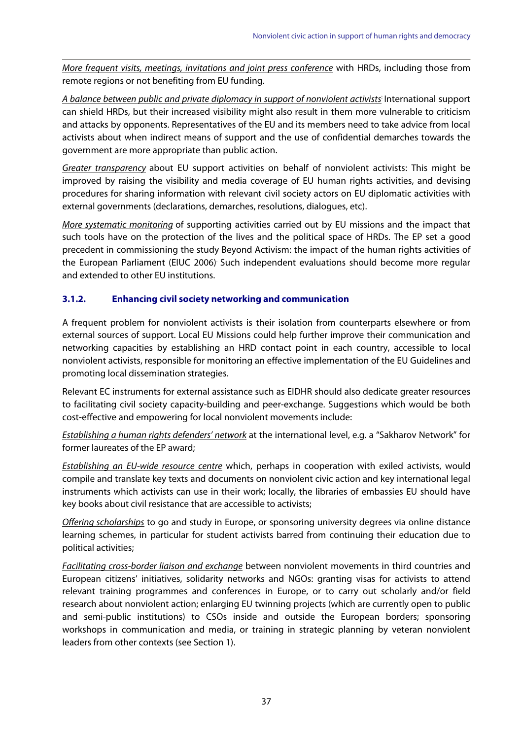*More frequent visits, meetings, invitations and joint press conference* with HRDs, including those from remote regions or not benefiting from EU funding.

*A balance between public and private diplomacy in support of nonviolent activists*: International support can shield HRDs, but their increased visibility might also result in them more vulnerable to criticism and attacks by opponents. Representatives of the EU and its members need to take advice from local activists about when indirect means of support and the use of confidential demarches towards the government are more appropriate than public action.

*Greater transparency* about EU support activities on behalf of nonviolent activists: This might be improved by raising the visibility and media coverage of EU human rights activities, and devising procedures for sharing information with relevant civil society actors on EU diplomatic activities with external governments (declarations, demarches, resolutions, dialogues, etc).

*More systematic monitoring* of supporting activities carried out by EU missions and the impact that such tools have on the protection of the lives and the political space of HRDs. The EP set a good precedent in commissioning the study Beyond Activism: the impact of the human rights activities of the European Parliament (EIUC 2006). Such independent evaluations should become more regular and extended to other EU institutions.

### 3.1.2. Enhancing civil society networking and communication

A frequent problem for nonviolent activists is their isolation from counterparts elsewhere or from external sources of support. Local EU Missions could help further improve their communication and networking capacities by establishing an HRD contact point in each country, accessible to local nonviolent activists, responsible for monitoring an effective implementation of the EU Guidelines and promoting local dissemination strategies.

Relevant EC instruments for external assistance such as EIDHR should also dedicate greater resources to facilitating civil society capacity-building and peer-exchange. Suggestions which would be both cost-effective and empowering for local nonviolent movements include:

*Establishing a human rights defenders' network* at the international level, e.g. a "Sakharov Network" for former laureates of the EP award;

*Establishing an EU-wide resource centre* which, perhaps in cooperation with exiled activists, would compile and translate key texts and documents on nonviolent civic action and key international legal instruments which activists can use in their work; locally, the libraries of embassies EU should have key books about civil resistance that are accessible to activists;

*Offering scholarships* to go and study in Europe, or sponsoring university degrees via online distance learning schemes, in particular for student activists barred from continuing their education due to political activities;

*Facilitating cross-border liaison and exchange* between nonviolent movements in third countries and European citizens' initiatives, solidarity networks and NGOs: granting visas for activists to attend relevant training programmes and conferences in Europe, or to carry out scholarly and/or field research about nonviolent action; enlarging EU twinning projects (which are currently open to public and semi-public institutions) to CSOs inside and outside the European borders; sponsoring workshops in communication and media, or training in strategic planning by veteran nonviolent leaders from other contexts (see Section 1).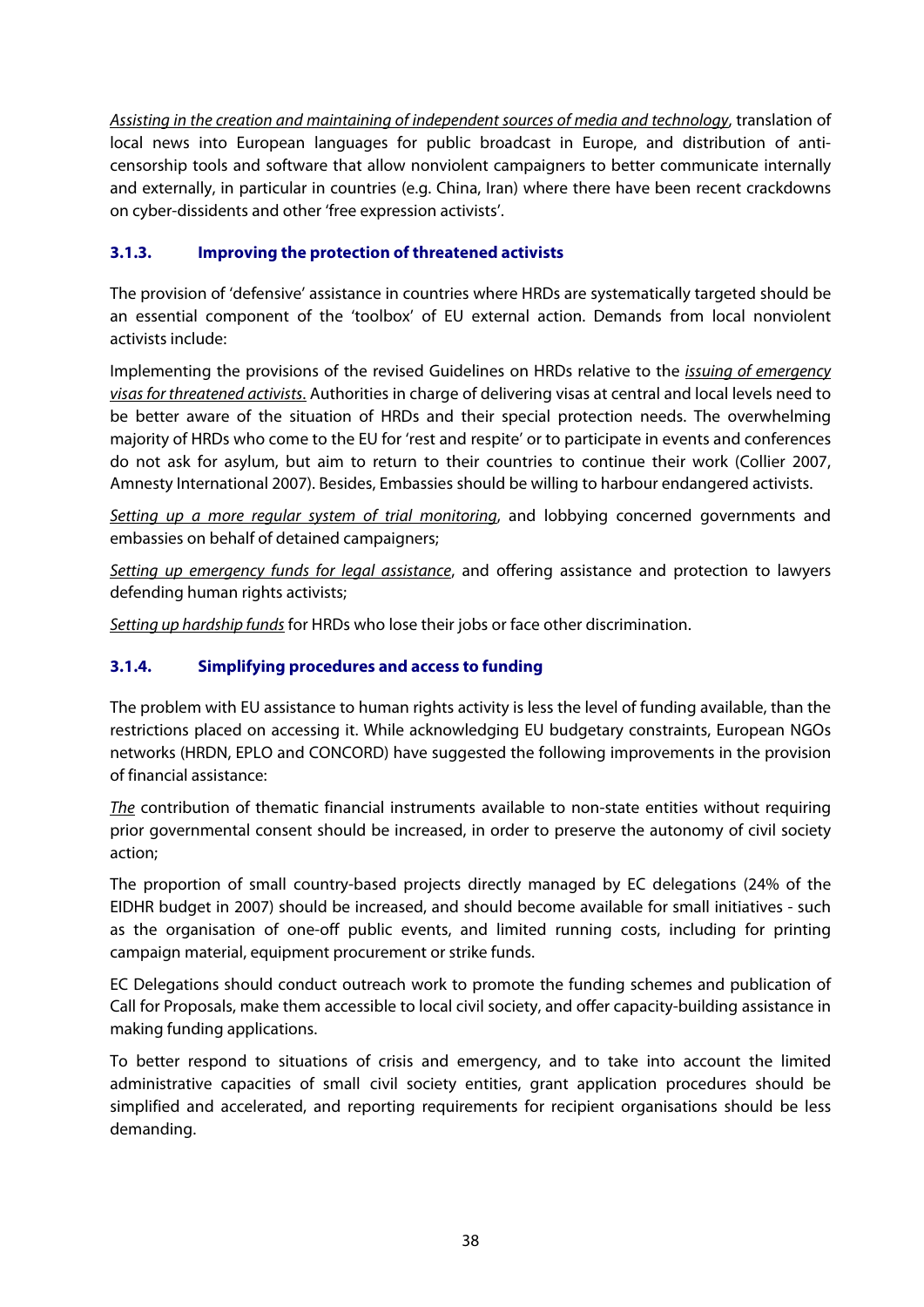*Assisting in the creation and maintaining of independent sources of media and technology*, translation of local news into European languages for public broadcast in Europe, and distribution of anti-censorship tools and software that allow nonviolent campaigners to better communicate internally and externally, in particular in countries (e.g. China, Iran) where there have been recent crackdowns on cyber-dissidents and other 'free expression activists'.

### 3.1.3. Improving the protection of threatened activists

The provision of 'defensive' assistance in countries where HRDs are systematically targeted should be an essential component of the 'toolbox' of EU external action. Demands from local nonviolent activists include:

Implementing the provisions of the revised Guidelines on HRDs relative to the *issuing of emergency visas for threatened activists.* Authorities in charge of delivering visas at central and local levels need to be better aware of the situation of HRDs and their special protection needs. The overwhelming majority of HRDs who come to the EU for 'rest and respite' or to participate in events and conferences do not ask for asylum, but aim to return to their countries to continue their work (Collier 2007, Amnesty International 2007). Besides, Embassies should be willing to harbour endangered activists.

*Setting up a more regular system of trial monitoring*, and lobbying concerned governments and embassies on behalf of detained campaigners;

*Setting up emergency funds for legal assistance*, and offering assistance and protection to lawyers defending human rights activists;

*Setting up hardship funds* for HRDs who lose their jobs or face other discrimination.

### 3.1.4. Simplifying procedures and access to funding

The problem with EU assistance to human rights activity is less the level of funding available, than the restrictions placed on accessing it. While acknowledging EU budgetary constraints, European NGOs networks (HRDN, EPLO and CONCORD) have suggested the following improvements in the provision of financial assistance:

*The* contribution of thematic financial instruments available to non-state entities without requiring prior governmental consent should be increased, in order to preserve the autonomy of civil society action;

The proportion of small country-based projects directly managed by EC delegations (24% of the EIDHR budget in 2007) should be increased, and should become available for small initiatives - such as the organisation of one-off public events, and limited running costs, including for printing campaign material, equipment procurement or strike funds.

EC Delegations should conduct outreach work to promote the funding schemes and publication of Call for Proposals, make them accessible to local civil society, and offer capacity-building assistance in making funding applications.

To better respond to situations of crisis and emergency, and to take into account the limited administrative capacities of small civil society entities, grant application procedures should be simplified and accelerated, and reporting requirements for recipient organisations should be less demanding.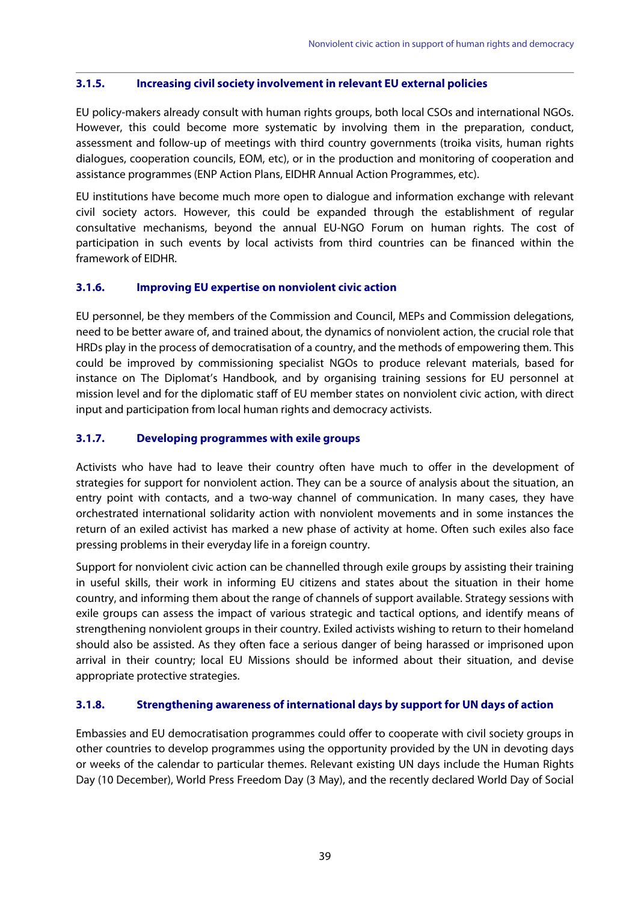### 3.1.5. Increasing civil society involvement in relevant EU external policies

EU policy-makers already consult with human rights groups, both local CSOs and international NGOs. However, this could become more systematic by involving them in the preparation, conduct, assessment and follow-up of meetings with third country governments (troika visits, human rights dialogues, cooperation councils, EOM, etc), or in the production and monitoring of cooperation and assistance programmes (ENP Action Plans, EIDHR Annual Action Programmes, etc).

EU institutions have become much more open to dialogue and information exchange with relevant civil society actors. However, this could be expanded through the establishment of regular consultative mechanisms, beyond the annual EU-NGO Forum on human rights. The cost of participation in such events by local activists from third countries can be financed within the framework of EIDHR.

### 3.1.6. Improving EU expertise on nonviolent civic action

EU personnel, be they members of the Commission and Council, MEPs and Commission delegations, need to be better aware of, and trained about, the dynamics of nonviolent action, the crucial role that HRDs play in the process of democratisation of a country, and the methods of empowering them. This could be improved by commissioning specialist NGOs to produce relevant materials, based for instance on The Diplomat's Handbook, and by organising training sessions for EU personnel at mission level and for the diplomatic staff of EU member states on nonviolent civic action, with direct input and participation from local human rights and democracy activists.

### 3.1.7. Developing programmes with exile groups

Activists who have had to leave their country often have much to offer in the development of strategies for support for nonviolent action. They can be a source of analysis about the situation, an entry point with contacts, and a two-way channel of communication. In many cases, they have orchestrated international solidarity action with nonviolent movements and in some instances the return of an exiled activist has marked a new phase of activity at home. Often such exiles also face pressing problems in their everyday life in a foreign country.

Support for nonviolent civic action can be channelled through exile groups by assisting their training in useful skills, their work in informing EU citizens and states about the situation in their home country, and informing them about the range of channels of support available. Strategy sessions with exile groups can assess the impact of various strategic and tactical options, and identify means of strengthening nonviolent groups in their country. Exiled activists wishing to return to their homeland should also be assisted. As they often face a serious danger of being harassed or imprisoned upon arrival in their country; local EU Missions should be informed about their situation, and devise appropriate protective strategies.

### 3.1.8. Strengthening awareness of international days by support for UN days of action

Embassies and EU democratisation programmes could offer to cooperate with civil society groups in other countries to develop programmes using the opportunity provided by the UN in devoting days or weeks of the calendar to particular themes. Relevant existing UN days include the Human Rights Day (10 December), World Press Freedom Day (3 May), and the recently declared World Day of Social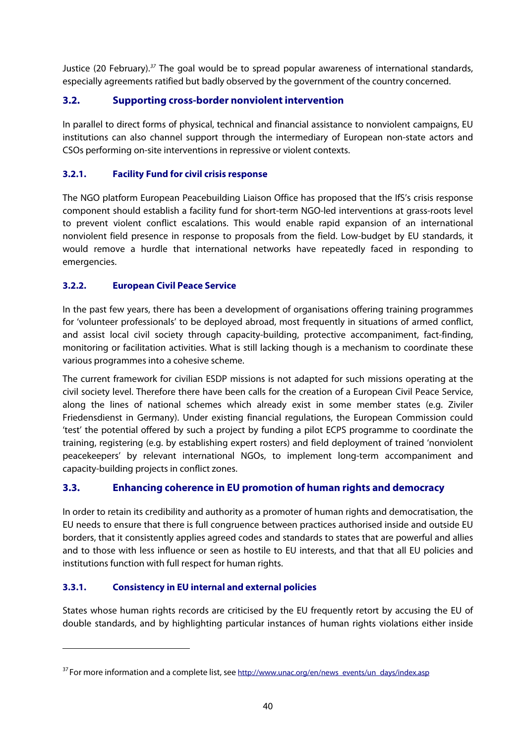Justice (20 February).[37] The goal would be to spread popular awareness of international standards, especially agreements ratified but badly observed by the government of the country concerned.

## 3.2. Supporting cross-border nonviolent intervention

In parallel to direct forms of physical, technical and financial assistance to nonviolent campaigns, EU institutions can also channel support through the intermediary of European non-state actors and CSOs performing on-site interventions in repressive or violent contexts.

### 3.2.1. Facility Fund for civil crisis response

The NGO platform European Peacebuilding Liaison Office has proposed that the IfS's crisis response component should establish a facility fund for short-term NGO-led interventions at grass-roots level to prevent violent conflict escalations. This would enable rapid expansion of an international nonviolent field presence in response to proposals from the field. Low-budget by EU standards, it would remove a hurdle that international networks have repeatedly faced in responding to emergencies.

### 3.2.2. European Civil Peace Service

In the past few years, there has been a development of organisations offering training programmes for 'volunteer professionals' to be deployed abroad, most frequently in situations of armed conflict, and assist local civil society through capacity-building, protective accompaniment, fact-finding, monitoring or facilitation activities. What is still lacking though is a mechanism to coordinate these various programmes into a cohesive scheme.

The current framework for civilian ESDP missions is not adapted for such missions operating at the civil society level. Therefore there have been calls for the creation of a European Civil Peace Service, along the lines of national schemes which already exist in some member states (e.g. Ziviler Friedensdienst in Germany). Under existing financial regulations, the European Commission could 'test' the potential offered by such a project by funding a pilot ECPS programme to coordinate the training, registering (e.g. by establishing expert rosters) and field deployment of trained 'nonviolent peacekeepers' by relevant international NGOs, to implement long-term accompaniment and capacity-building projects in conflict zones.

## 3.3. Enhancing coherence in EU promotion of human rights and democracy

In order to retain its credibility and authority as a promoter of human rights and democratisation, the EU needs to ensure that there is full congruence between practices authorised inside and outside EU borders, that it consistently applies agreed codes and standards to states that are powerful and allies and to those with less influence or seen as hostile to EU interests, and that that all EU policies and institutions function with full respect for human rights.

### 3.3.1. Consistency in EU internal and external policies

States whose human rights records are criticised by the EU frequently retort by accusing the EU of double standards, and by highlighting particular instances of human rights violations either inside

---

[37] For more information and a complete list, see http://www.unac.org/en/news_events/un_days/index.asp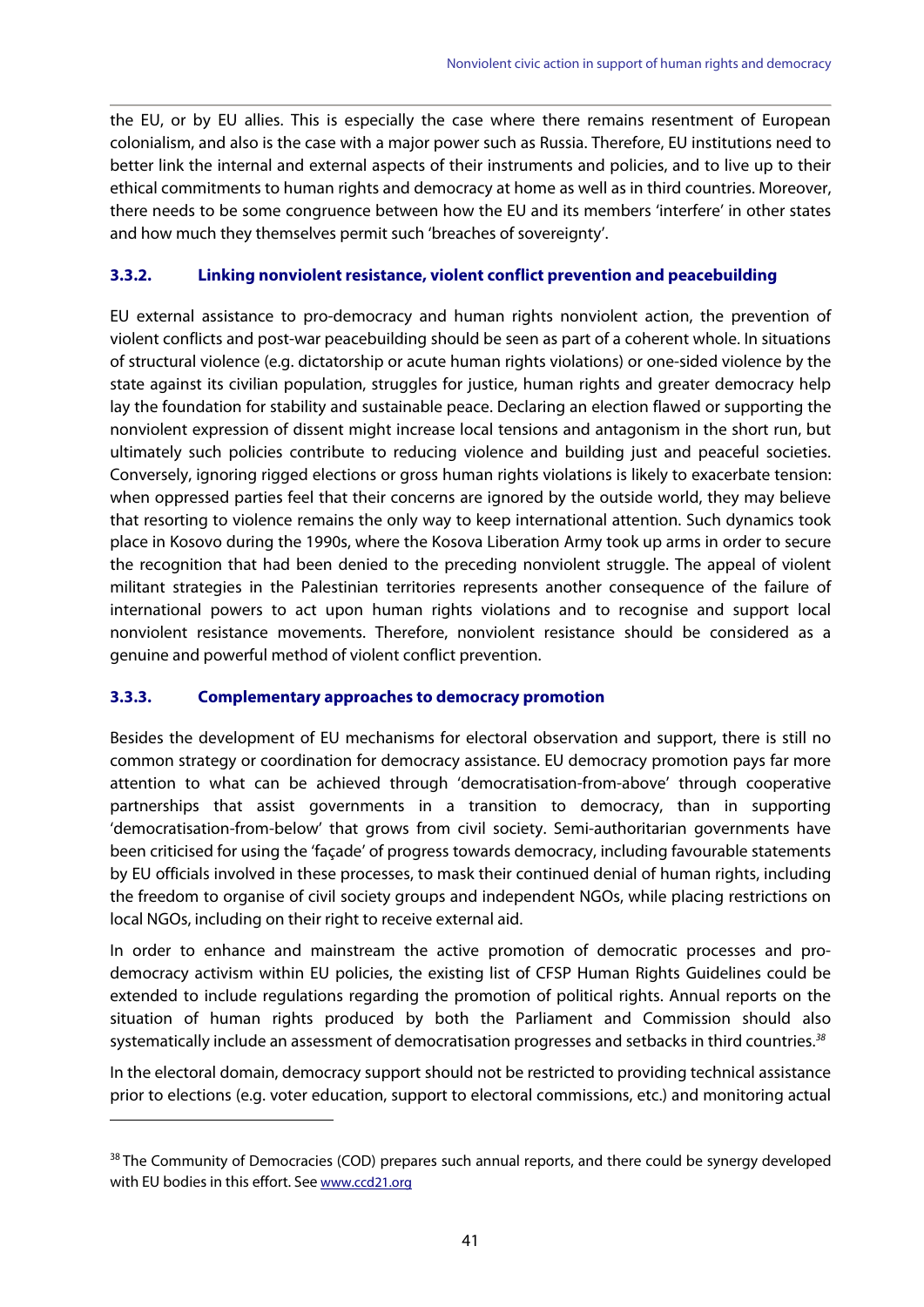the EU, or by EU allies. This is especially the case where there remains resentment of European colonialism, and also is the case with a major power such as Russia. Therefore, EU institutions need to better link the internal and external aspects of their instruments and policies, and to live up to their ethical commitments to human rights and democracy at home as well as in third countries. Moreover, there needs to be some congruence between how the EU and its members 'interfere' in other states and how much they themselves permit such 'breaches of sovereignty'.

### 3.3.2. Linking nonviolent resistance, violent conflict prevention and peacebuilding

EU external assistance to pro-democracy and human rights nonviolent action, the prevention of violent conflicts and post-war peacebuilding should be seen as part of a coherent whole. In situations of structural violence (e.g. dictatorship or acute human rights violations) or one-sided violence by the state against its civilian population, struggles for justice, human rights and greater democracy help lay the foundation for stability and sustainable peace. Declaring an election flawed or supporting the nonviolent expression of dissent might increase local tensions and antagonism in the short run, but ultimately such policies contribute to reducing violence and building just and peaceful societies. Conversely, ignoring rigged elections or gross human rights violations is likely to exacerbate tension: when oppressed parties feel that their concerns are ignored by the outside world, they may believe that resorting to violence remains the only way to keep international attention. Such dynamics took place in Kosovo during the 1990s, where the Kosova Liberation Army took up arms in order to secure the recognition that had been denied to the preceding nonviolent struggle. The appeal of violent militant strategies in the Palestinian territories represents another consequence of the failure of international powers to act upon human rights violations and to recognise and support local nonviolent resistance movements. Therefore, nonviolent resistance should be considered as a genuine and powerful method of violent conflict prevention.

### 3.3.3. Complementary approaches to democracy promotion

Besides the development of EU mechanisms for electoral observation and support, there is still no common strategy or coordination for democracy assistance. EU democracy promotion pays far more attention to what can be achieved through 'democratisation-from-above' through cooperative partnerships that assist governments in a transition to democracy, than in supporting 'democratisation-from-below' that grows from civil society. Semi-authoritarian governments have been criticised for using the 'façade' of progress towards democracy, including favourable statements by EU officials involved in these processes, to mask their continued denial of human rights, including the freedom to organise of civil society groups and independent NGOs, while placing restrictions on local NGOs, including on their right to receive external aid.

In order to enhance and mainstream the active promotion of democratic processes and pro-democracy activism within EU policies, the existing list of CFSP Human Rights Guidelines could be extended to include regulations regarding the promotion of political rights. Annual reports on the situation of human rights produced by both the Parliament and Commission should also systematically include an assessment of democratisation progresses and setbacks in third countries.[38]

In the electoral domain, democracy support should not be restricted to providing technical assistance prior to elections (e.g. voter education, support to electoral commissions, etc.) and monitoring actual

---

[38] The Community of Democracies (COD) prepares such annual reports, and there could be synergy developed with EU bodies in this effort. See www.ccd21.org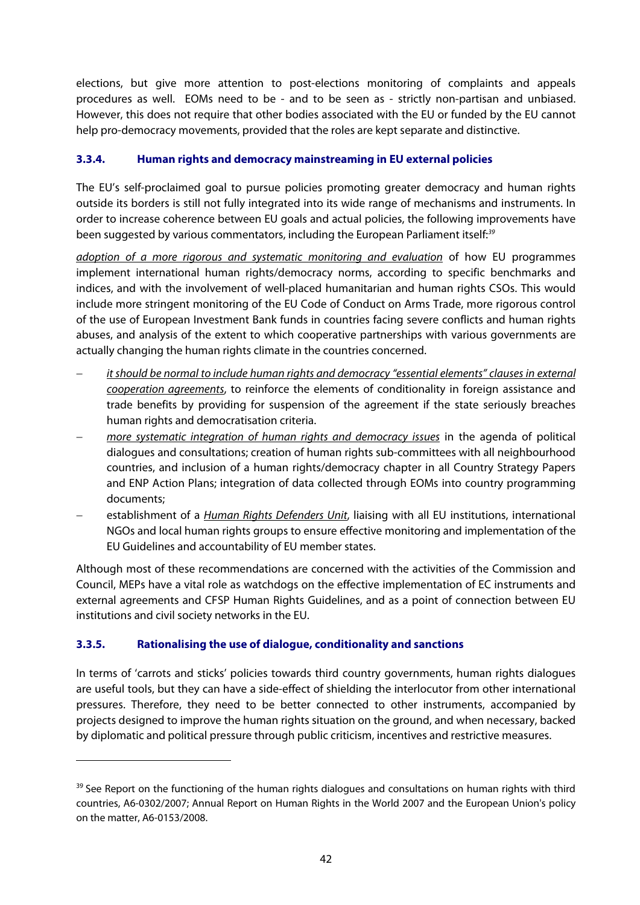elections, but give more attention to post-elections monitoring of complaints and appeals procedures as well. EOMs need to be - and to be seen as - strictly non-partisan and unbiased. However, this does not require that other bodies associated with the EU or funded by the EU cannot help pro-democracy movements, provided that the roles are kept separate and distinctive.

### 3.3.4. Human rights and democracy mainstreaming in EU external policies

The EU's self-proclaimed goal to pursue policies promoting greater democracy and human rights outside its borders is still not fully integrated into its wide range of mechanisms and instruments. In order to increase coherence between EU goals and actual policies, the following improvements have been suggested by various commentators, including the European Parliament itself:[39]

<u>adoption of a more rigorous and systematic monitoring and evaluation</u> of how EU programmes implement international human rights/democracy norms, according to specific benchmarks and indices, and with the involvement of well-placed humanitarian and human rights CSOs. This would include more stringent monitoring of the EU Code of Conduct on Arms Trade, more rigorous control of the use of European Investment Bank funds in countries facing severe conflicts and human rights abuses, and analysis of the extent to which cooperative partnerships with various governments are actually changing the human rights climate in the countries concerned.

- *<u>it should be normal to include human rights and democracy "essential elements" clauses in external cooperation agreements</u>*, to reinforce the elements of conditionality in foreign assistance and trade benefits by providing for suspension of the agreement if the state seriously breaches human rights and democratisation criteria.
- *<u>more systematic integration of human rights and democracy issues</u>* in the agenda of political dialogues and consultations; creation of human rights sub-committees with all neighbourhood countries, and inclusion of a human rights/democracy chapter in all Country Strategy Papers and ENP Action Plans; integration of data collected through EOMs into country programming documents;
- establishment of a *<u>Human Rights Defenders Unit</u>*, liaising with all EU institutions, international NGOs and local human rights groups to ensure effective monitoring and implementation of the EU Guidelines and accountability of EU member states.

Although most of these recommendations are concerned with the activities of the Commission and Council, MEPs have a vital role as watchdogs on the effective implementation of EC instruments and external agreements and CFSP Human Rights Guidelines, and as a point of connection between EU institutions and civil society networks in the EU.

### 3.3.5. Rationalising the use of dialogue, conditionality and sanctions

In terms of 'carrots and sticks' policies towards third country governments, human rights dialogues are useful tools, but they can have a side-effect of shielding the interlocutor from other international pressures. Therefore, they need to be better connected to other instruments, accompanied by projects designed to improve the human rights situation on the ground, and when necessary, backed by diplomatic and political pressure through public criticism, incentives and restrictive measures.

---

[39] See Report on the functioning of the human rights dialogues and consultations on human rights with third countries, A6-0302/2007; Annual Report on Human Rights in the World 2007 and the European Union's policy on the matter, A6-0153/2008.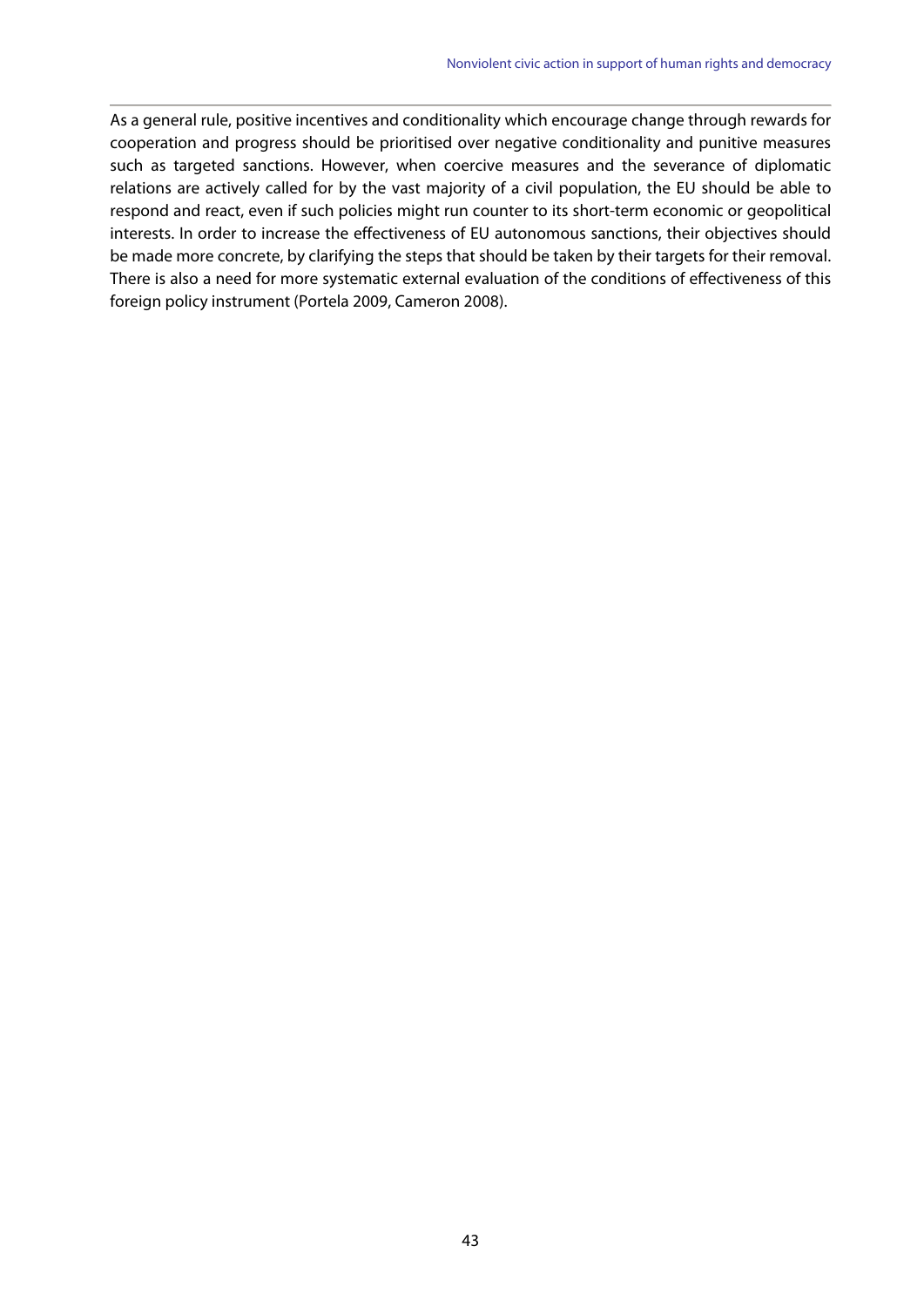As a general rule, positive incentives and conditionality which encourage change through rewards for cooperation and progress should be prioritised over negative conditionality and punitive measures such as targeted sanctions. However, when coercive measures and the severance of diplomatic relations are actively called for by the vast majority of a civil population, the EU should be able to respond and react, even if such policies might run counter to its short-term economic or geopolitical interests. In order to increase the effectiveness of EU autonomous sanctions, their objectives should be made more concrete, by clarifying the steps that should be taken by their targets for their removal. There is also a need for more systematic external evaluation of the conditions of effectiveness of this foreign policy instrument (Portela 2009, Cameron 2008).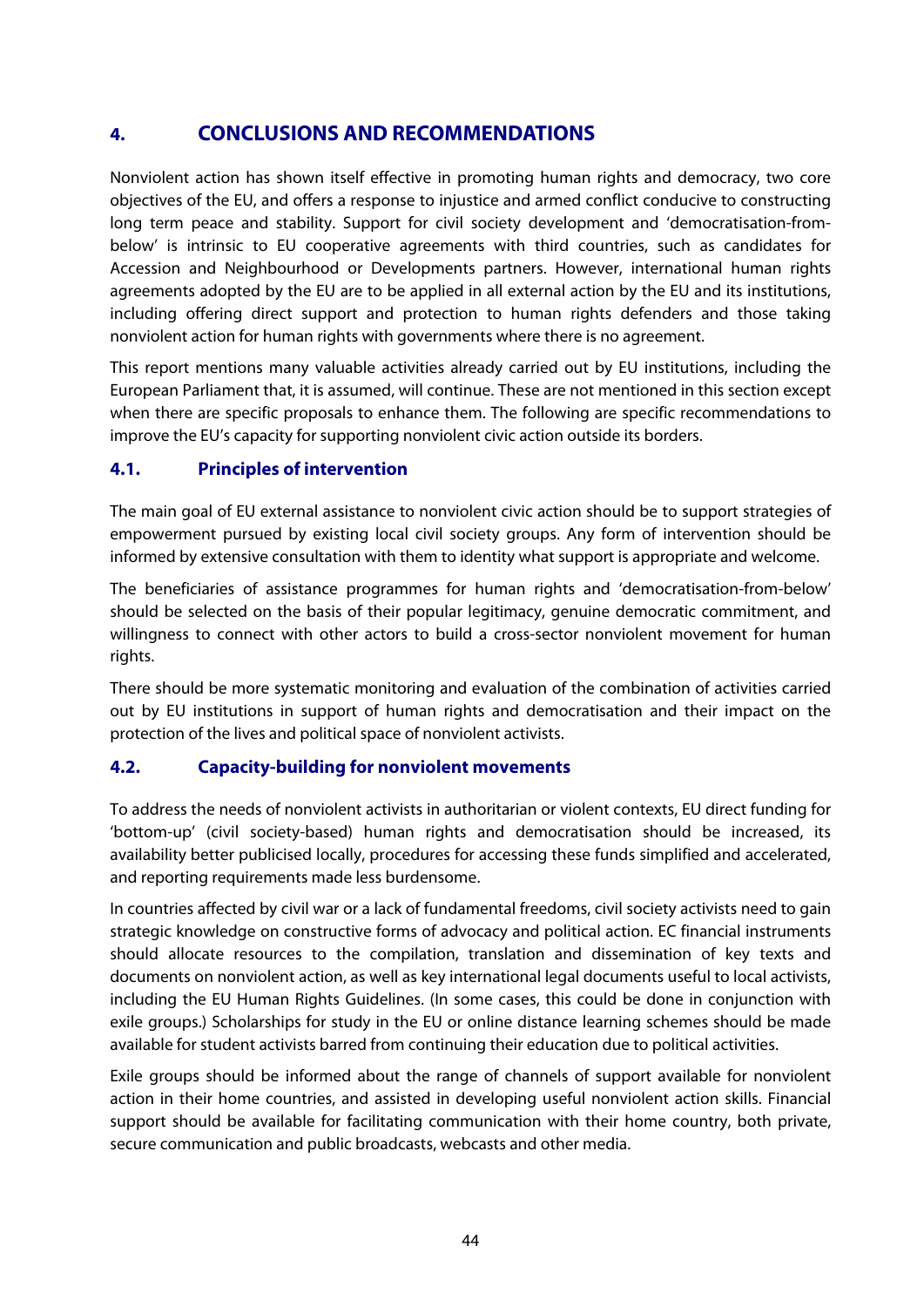# 4. CONCLUSIONS AND RECOMMENDATIONS

Nonviolent action has shown itself effective in promoting human rights and democracy, two core objectives of the EU, and offers a response to injustice and armed conflict conducive to constructing long term peace and stability. Support for civil society development and 'democratisation-from-below' is intrinsic to EU cooperative agreements with third countries, such as candidates for Accession and Neighbourhood or Developments partners. However, international human rights agreements adopted by the EU are to be applied in all external action by the EU and its institutions, including offering direct support and protection to human rights defenders and those taking nonviolent action for human rights with governments where there is no agreement.

This report mentions many valuable activities already carried out by EU institutions, including the European Parliament that, it is assumed, will continue. These are not mentioned in this section except when there are specific proposals to enhance them. The following are specific recommendations to improve the EU's capacity for supporting nonviolent civic action outside its borders.

## 4.1. Principles of intervention

The main goal of EU external assistance to nonviolent civic action should be to support strategies of empowerment pursued by existing local civil society groups. Any form of intervention should be informed by extensive consultation with them to identity what support is appropriate and welcome.

The beneficiaries of assistance programmes for human rights and 'democratisation-from-below' should be selected on the basis of their popular legitimacy, genuine democratic commitment, and willingness to connect with other actors to build a cross-sector nonviolent movement for human rights.

There should be more systematic monitoring and evaluation of the combination of activities carried out by EU institutions in support of human rights and democratisation and their impact on the protection of the lives and political space of nonviolent activists.

## 4.2. Capacity-building for nonviolent movements

To address the needs of nonviolent activists in authoritarian or violent contexts, EU direct funding for 'bottom-up' (civil society-based) human rights and democratisation should be increased, its availability better publicised locally, procedures for accessing these funds simplified and accelerated, and reporting requirements made less burdensome.

In countries affected by civil war or a lack of fundamental freedoms, civil society activists need to gain strategic knowledge on constructive forms of advocacy and political action. EC financial instruments should allocate resources to the compilation, translation and dissemination of key texts and documents on nonviolent action, as well as key international legal documents useful to local activists, including the EU Human Rights Guidelines. (In some cases, this could be done in conjunction with exile groups.) Scholarships for study in the EU or online distance learning schemes should be made available for student activists barred from continuing their education due to political activities.

Exile groups should be informed about the range of channels of support available for nonviolent action in their home countries, and assisted in developing useful nonviolent action skills. Financial support should be available for facilitating communication with their home country, both private, secure communication and public broadcasts, webcasts and other media.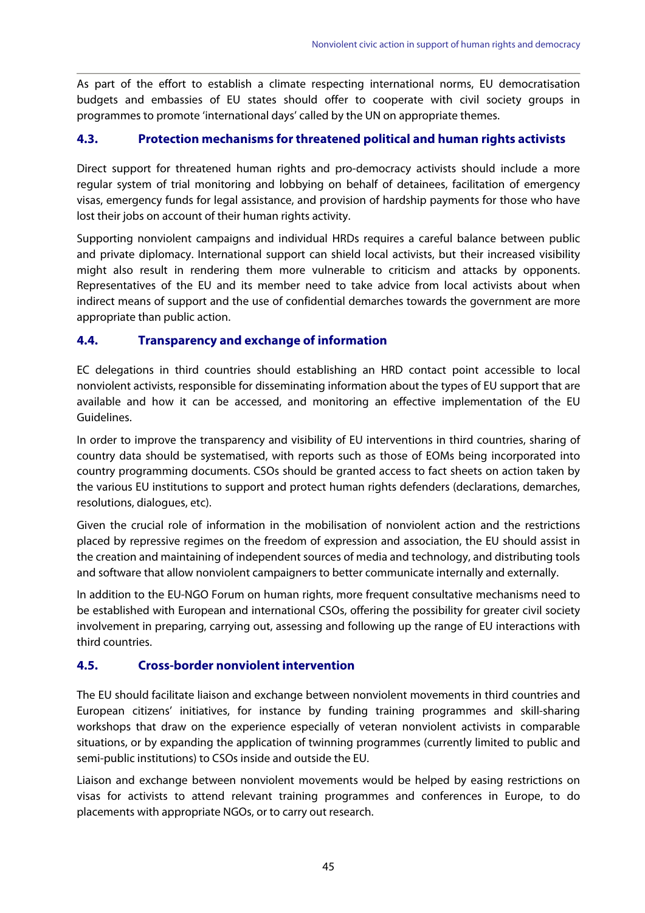As part of the effort to establish a climate respecting international norms, EU democratisation budgets and embassies of EU states should offer to cooperate with civil society groups in programmes to promote 'international days' called by the UN on appropriate themes.

### 4.3. Protection mechanisms for threatened political and human rights activists

Direct support for threatened human rights and pro-democracy activists should include a more regular system of trial monitoring and lobbying on behalf of detainees, facilitation of emergency visas, emergency funds for legal assistance, and provision of hardship payments for those who have lost their jobs on account of their human rights activity.

Supporting nonviolent campaigns and individual HRDs requires a careful balance between public and private diplomacy. International support can shield local activists, but their increased visibility might also result in rendering them more vulnerable to criticism and attacks by opponents. Representatives of the EU and its member need to take advice from local activists about when indirect means of support and the use of confidential demarches towards the government are more appropriate than public action.

### 4.4. Transparency and exchange of information

EC delegations in third countries should establishing an HRD contact point accessible to local nonviolent activists, responsible for disseminating information about the types of EU support that are available and how it can be accessed, and monitoring an effective implementation of the EU Guidelines.

In order to improve the transparency and visibility of EU interventions in third countries, sharing of country data should be systematised, with reports such as those of EOMs being incorporated into country programming documents. CSOs should be granted access to fact sheets on action taken by the various EU institutions to support and protect human rights defenders (declarations, demarches, resolutions, dialogues, etc).

Given the crucial role of information in the mobilisation of nonviolent action and the restrictions placed by repressive regimes on the freedom of expression and association, the EU should assist in the creation and maintaining of independent sources of media and technology, and distributing tools and software that allow nonviolent campaigners to better communicate internally and externally.

In addition to the EU-NGO Forum on human rights, more frequent consultative mechanisms need to be established with European and international CSOs, offering the possibility for greater civil society involvement in preparing, carrying out, assessing and following up the range of EU interactions with third countries.

### 4.5. Cross-border nonviolent intervention

The EU should facilitate liaison and exchange between nonviolent movements in third countries and European citizens' initiatives, for instance by funding training programmes and skill-sharing workshops that draw on the experience especially of veteran nonviolent activists in comparable situations, or by expanding the application of twinning programmes (currently limited to public and semi-public institutions) to CSOs inside and outside the EU.

Liaison and exchange between nonviolent movements would be helped by easing restrictions on visas for activists to attend relevant training programmes and conferences in Europe, to do placements with appropriate NGOs, or to carry out research.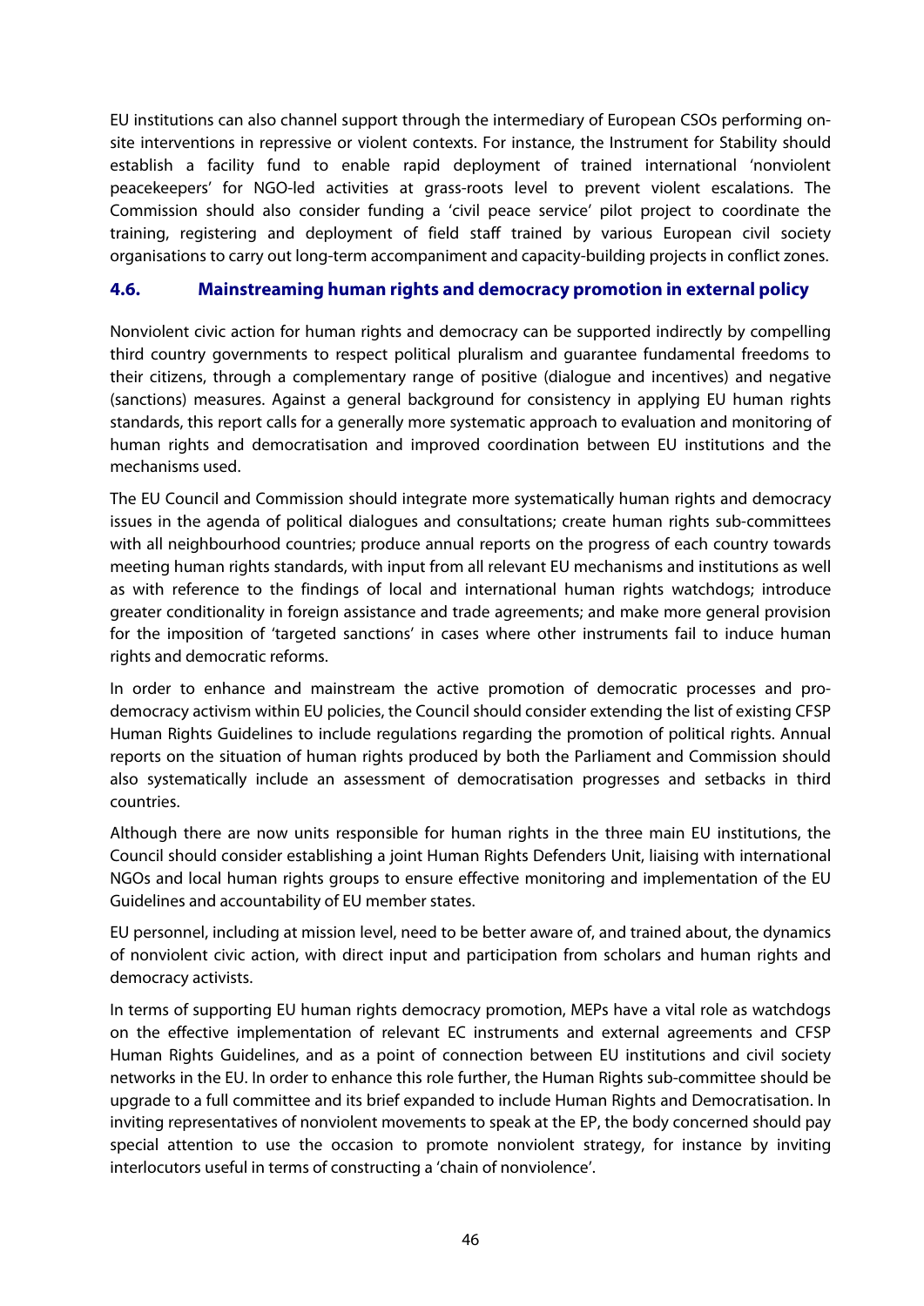EU institutions can also channel support through the intermediary of European CSOs performing on-site interventions in repressive or violent contexts. For instance, the Instrument for Stability should establish a facility fund to enable rapid deployment of trained international 'nonviolent peacekeepers' for NGO-led activities at grass-roots level to prevent violent escalations. The Commission should also consider funding a 'civil peace service' pilot project to coordinate the training, registering and deployment of field staff trained by various European civil society organisations to carry out long-term accompaniment and capacity-building projects in conflict zones.

### 4.6. Mainstreaming human rights and democracy promotion in external policy

Nonviolent civic action for human rights and democracy can be supported indirectly by compelling third country governments to respect political pluralism and guarantee fundamental freedoms to their citizens, through a complementary range of positive (dialogue and incentives) and negative (sanctions) measures. Against a general background for consistency in applying EU human rights standards, this report calls for a generally more systematic approach to evaluation and monitoring of human rights and democratisation and improved coordination between EU institutions and the mechanisms used.

The EU Council and Commission should integrate more systematically human rights and democracy issues in the agenda of political dialogues and consultations; create human rights sub-committees with all neighbourhood countries; produce annual reports on the progress of each country towards meeting human rights standards, with input from all relevant EU mechanisms and institutions as well as with reference to the findings of local and international human rights watchdogs; introduce greater conditionality in foreign assistance and trade agreements; and make more general provision for the imposition of 'targeted sanctions' in cases where other instruments fail to induce human rights and democratic reforms.

In order to enhance and mainstream the active promotion of democratic processes and pro-democracy activism within EU policies, the Council should consider extending the list of existing CFSP Human Rights Guidelines to include regulations regarding the promotion of political rights. Annual reports on the situation of human rights produced by both the Parliament and Commission should also systematically include an assessment of democratisation progresses and setbacks in third countries.

Although there are now units responsible for human rights in the three main EU institutions, the Council should consider establishing a joint Human Rights Defenders Unit, liaising with international NGOs and local human rights groups to ensure effective monitoring and implementation of the EU Guidelines and accountability of EU member states.

EU personnel, including at mission level, need to be better aware of, and trained about, the dynamics of nonviolent civic action, with direct input and participation from scholars and human rights and democracy activists.

In terms of supporting EU human rights democracy promotion, MEPs have a vital role as watchdogs on the effective implementation of relevant EC instruments and external agreements and CFSP Human Rights Guidelines, and as a point of connection between EU institutions and civil society networks in the EU. In order to enhance this role further, the Human Rights sub-committee should be upgrade to a full committee and its brief expanded to include Human Rights and Democratisation. In inviting representatives of nonviolent movements to speak at the EP, the body concerned should pay special attention to use the occasion to promote nonviolent strategy, for instance by inviting interlocutors useful in terms of constructing a 'chain of nonviolence'.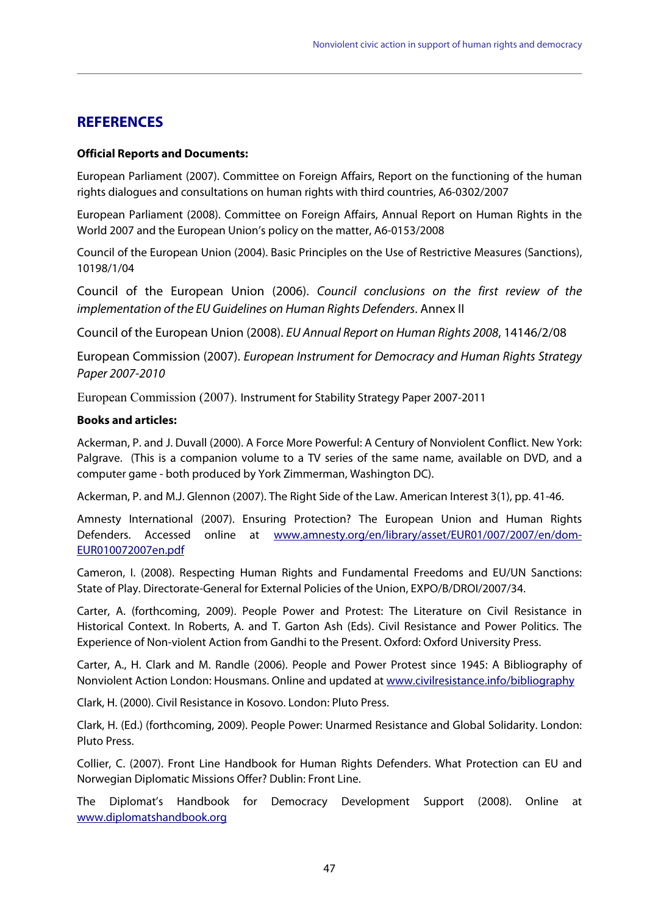## REFERENCES

**Official Reports and Documents:**

European Parliament (2007). Committee on Foreign Affairs, Report on the functioning of the human rights dialogues and consultations on human rights with third countries, A6-0302/2007

European Parliament (2008). Committee on Foreign Affairs, Annual Report on Human Rights in the World 2007 and the European Union's policy on the matter, A6-0153/2008

Council of the European Union (2004). Basic Principles on the Use of Restrictive Measures (Sanctions), 10198/1/04

Council of the European Union (2006). *Council conclusions on the first review of the implementation of the EU Guidelines on Human Rights Defenders*. Annex II

Council of the European Union (2008). *EU Annual Report on Human Rights 2008*, 14146/2/08

European Commission (2007). *European Instrument for Democracy and Human Rights Strategy Paper 2007-2010*

European Commission (2007). Instrument for Stability Strategy Paper 2007-2011

**Books and articles:**

Ackerman, P. and J. Duvall (2000). A Force More Powerful: A Century of Nonviolent Conflict. New York: Palgrave. (This is a companion volume to a TV series of the same name, available on DVD, and a computer game - both produced by York Zimmerman, Washington DC).

Ackerman, P. and M.J. Glennon (2007). The Right Side of the Law. American Interest 3(1), pp. 41-46.

Amnesty International (2007). Ensuring Protection? The European Union and Human Rights Defenders. Accessed online at www.amnesty.org/en/library/asset/EUR01/007/2007/en/dom-EUR010072007en.pdf

Cameron, I. (2008). Respecting Human Rights and Fundamental Freedoms and EU/UN Sanctions: State of Play. Directorate-General for External Policies of the Union, EXPO/B/DROI/2007/34.

Carter, A. (forthcoming, 2009). People Power and Protest: The Literature on Civil Resistance in Historical Context. In Roberts, A. and T. Garton Ash (Eds). Civil Resistance and Power Politics. The Experience of Non-violent Action from Gandhi to the Present. Oxford: Oxford University Press.

Carter, A., H. Clark and M. Randle (2006). People and Power Protest since 1945: A Bibliography of Nonviolent Action London: Housmans. Online and updated at www.civilresistance.info/bibliography

Clark, H. (2000). Civil Resistance in Kosovo. London: Pluto Press.

Clark, H. (Ed.) (forthcoming, 2009). People Power: Unarmed Resistance and Global Solidarity. London: Pluto Press.

Collier, C. (2007). Front Line Handbook for Human Rights Defenders. What Protection can EU and Norwegian Diplomatic Missions Offer? Dublin: Front Line.

The Diplomat's Handbook for Democracy Development Support (2008). Online at www.diplomatshandbook.org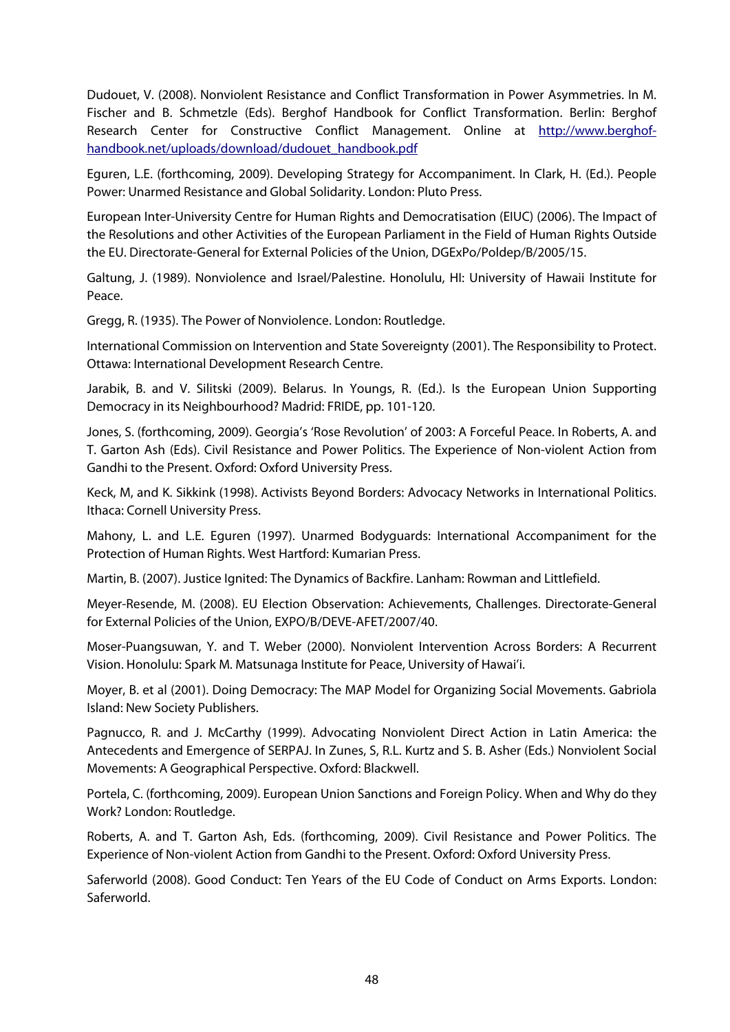Dudouet, V. (2008). Nonviolent Resistance and Conflict Transformation in Power Asymmetries. In M. Fischer and B. Schmetzle (Eds). Berghof Handbook for Conflict Transformation. Berlin: Berghof Research Center for Constructive Conflict Management. Online at [http://www.berghof-handbook.net/uploads/download/dudouet_handbook.pdf](http://www.berghof-handbook.net/uploads/download/dudouet_handbook.pdf)

Eguren, L.E. (forthcoming, 2009). Developing Strategy for Accompaniment. In Clark, H. (Ed.). People Power: Unarmed Resistance and Global Solidarity. London: Pluto Press.

European Inter-University Centre for Human Rights and Democratisation (EIUC) (2006). The Impact of the Resolutions and other Activities of the European Parliament in the Field of Human Rights Outside the EU. Directorate-General for External Policies of the Union, DGExPo/Poldep/B/2005/15.

Galtung, J. (1989). Nonviolence and Israel/Palestine. Honolulu, HI: University of Hawaii Institute for Peace.

Gregg, R. (1935). The Power of Nonviolence. London: Routledge.

International Commission on Intervention and State Sovereignty (2001). The Responsibility to Protect. Ottawa: International Development Research Centre.

Jarabik, B. and V. Silitski (2009). Belarus. In Youngs, R. (Ed.). Is the European Union Supporting Democracy in its Neighbourhood? Madrid: FRIDE, pp. 101-120.

Jones, S. (forthcoming, 2009). Georgia's 'Rose Revolution' of 2003: A Forceful Peace. In Roberts, A. and T. Garton Ash (Eds). Civil Resistance and Power Politics. The Experience of Non-violent Action from Gandhi to the Present. Oxford: Oxford University Press.

Keck, M, and K. Sikkink (1998). Activists Beyond Borders: Advocacy Networks in International Politics. Ithaca: Cornell University Press.

Mahony, L. and L.E. Eguren (1997). Unarmed Bodyguards: International Accompaniment for the Protection of Human Rights. West Hartford: Kumarian Press.

Martin, B. (2007). Justice Ignited: The Dynamics of Backfire. Lanham: Rowman and Littlefield.

Meyer-Resende, M. (2008). EU Election Observation: Achievements, Challenges. Directorate-General for External Policies of the Union, EXPO/B/DEVE-AFET/2007/40.

Moser-Puangsuwan, Y. and T. Weber (2000). Nonviolent Intervention Across Borders: A Recurrent Vision. Honolulu: Spark M. Matsunaga Institute for Peace, University of Hawai'i.

Moyer, B. et al (2001). Doing Democracy: The MAP Model for Organizing Social Movements. Gabriola Island: New Society Publishers.

Pagnucco, R. and J. McCarthy (1999). Advocating Nonviolent Direct Action in Latin America: the Antecedents and Emergence of SERPAJ. In Zunes, S, R.L. Kurtz and S. B. Asher (Eds.) Nonviolent Social Movements: A Geographical Perspective. Oxford: Blackwell.

Portela, C. (forthcoming, 2009). European Union Sanctions and Foreign Policy. When and Why do they Work? London: Routledge.

Roberts, A. and T. Garton Ash, Eds. (forthcoming, 2009). Civil Resistance and Power Politics. The Experience of Non-violent Action from Gandhi to the Present. Oxford: Oxford University Press.

Saferworld (2008). Good Conduct: Ten Years of the EU Code of Conduct on Arms Exports. London: Saferworld.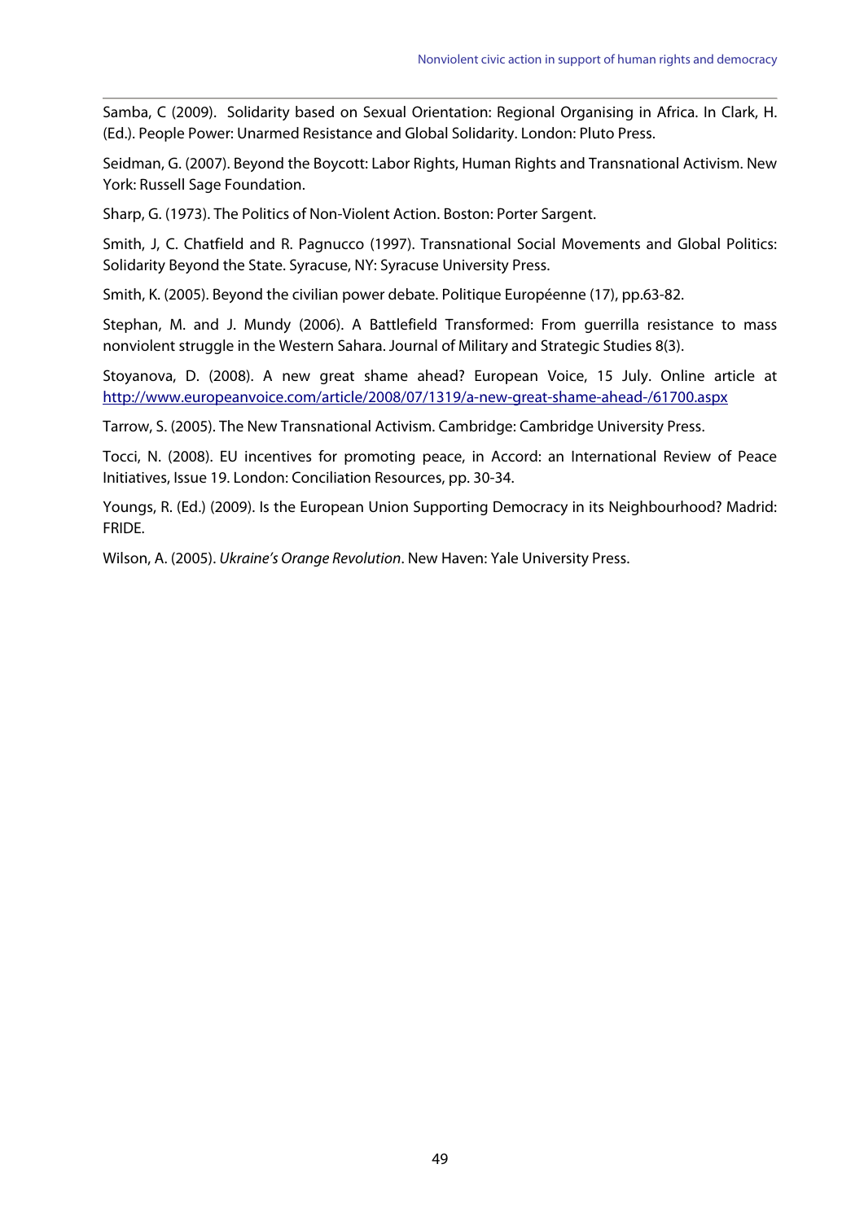Samba, C (2009). Solidarity based on Sexual Orientation: Regional Organising in Africa. In Clark, H. (Ed.). People Power: Unarmed Resistance and Global Solidarity. London: Pluto Press.

Seidman, G. (2007). Beyond the Boycott: Labor Rights, Human Rights and Transnational Activism. New York: Russell Sage Foundation.

Sharp, G. (1973). The Politics of Non-Violent Action. Boston: Porter Sargent.

Smith, J, C. Chatfield and R. Pagnucco (1997). Transnational Social Movements and Global Politics: Solidarity Beyond the State. Syracuse, NY: Syracuse University Press.

Smith, K. (2005). Beyond the civilian power debate. Politique Européenne (17), pp.63-82.

Stephan, M. and J. Mundy (2006). A Battlefield Transformed: From guerrilla resistance to mass nonviolent struggle in the Western Sahara. Journal of Military and Strategic Studies 8(3).

Stoyanova, D. (2008). A new great shame ahead? European Voice, 15 July. Online article at http://www.europeanvoice.com/article/2008/07/1319/a-new-great-shame-ahead-/61700.aspx

Tarrow, S. (2005). The New Transnational Activism. Cambridge: Cambridge University Press.

Tocci, N. (2008). EU incentives for promoting peace, in Accord: an International Review of Peace Initiatives, Issue 19. London: Conciliation Resources, pp. 30-34.

Youngs, R. (Ed.) (2009). Is the European Union Supporting Democracy in its Neighbourhood? Madrid: FRIDE.

Wilson, A. (2005). *Ukraine's Orange Revolution*. New Haven: Yale University Press.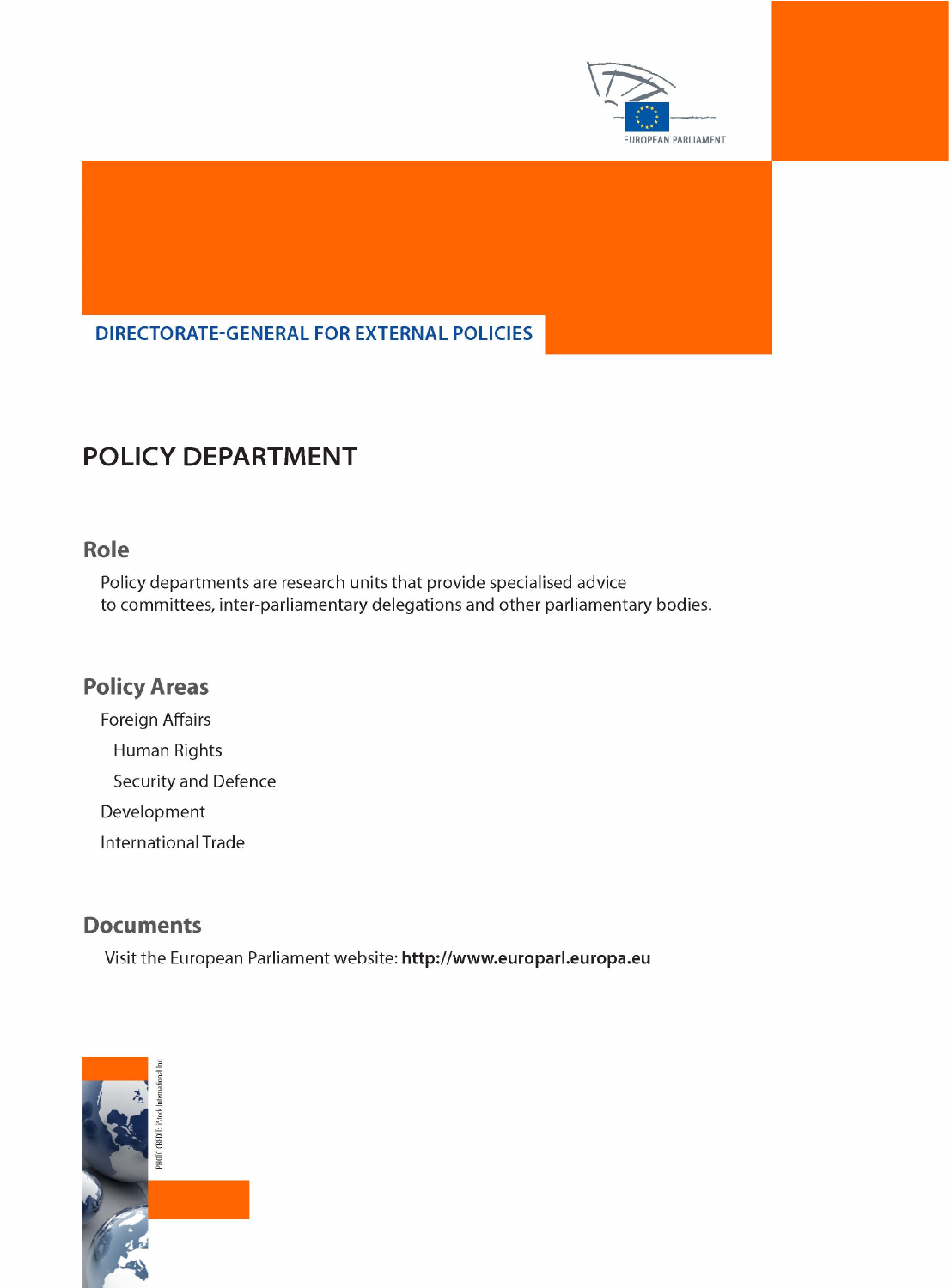EUROPEAN PARLIAMENT

DIRECTORATE-GENERAL FOR EXTERNAL POLICIES

# POLICY DEPARTMENT

## Role

Policy departments are research units that provide specialised advice to committees, inter-parliamentary delegations and other parliamentary bodies.

## Policy Areas

- Foreign Affairs
  - Human Rights
  - Security and Defence
- Development
- International Trade

## Documents

Visit the European Parliament website: **http://www.europarl.europa.eu**

PHOTO CREDIT: iStock International Inc.